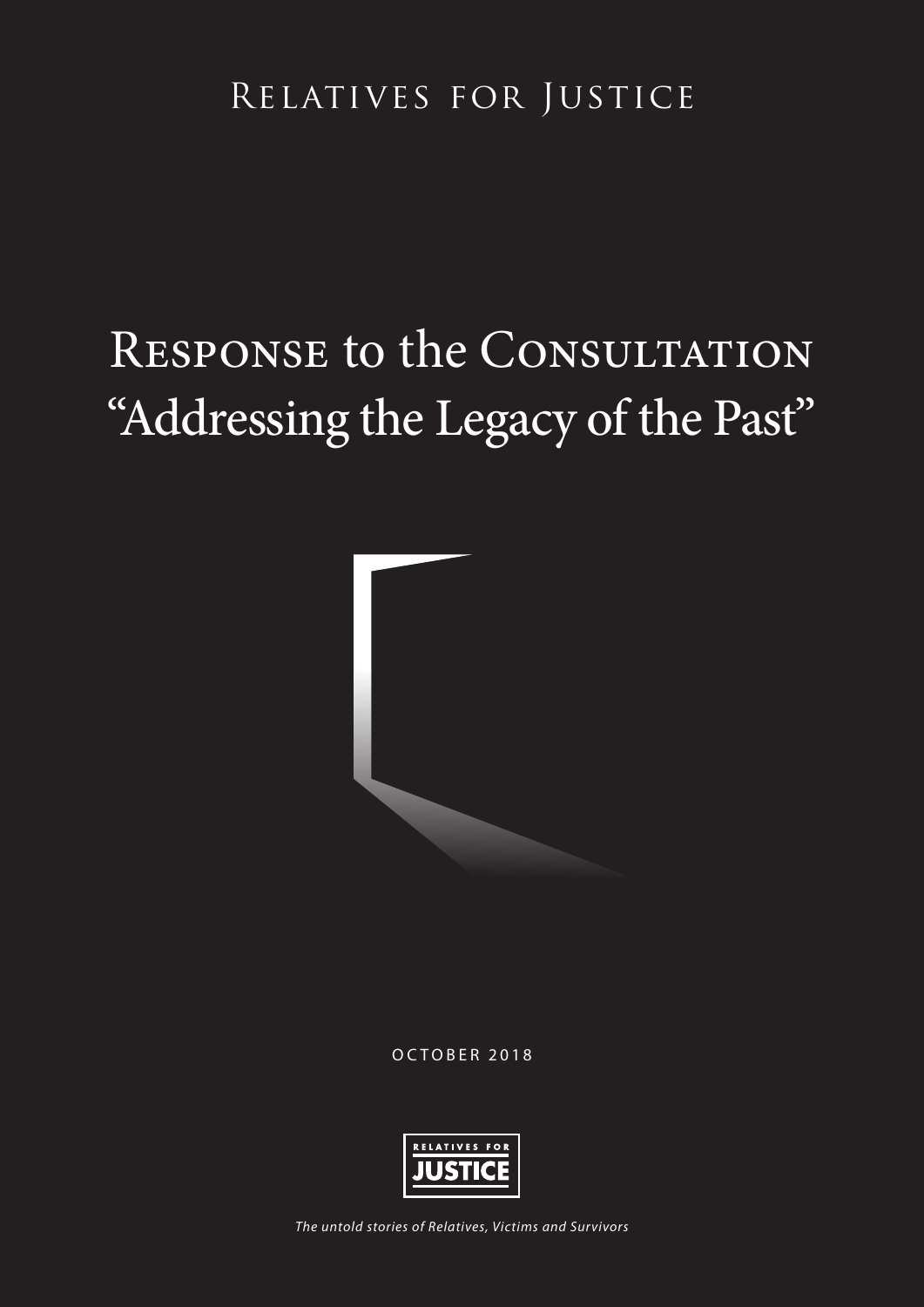Relatives for Justice

# Response to the Consultation "Addressing the Legacy of the Past"

October 2018

RELATIVES FOR JUSTICE

*The untold stories of Relatives, Victims and Survivors*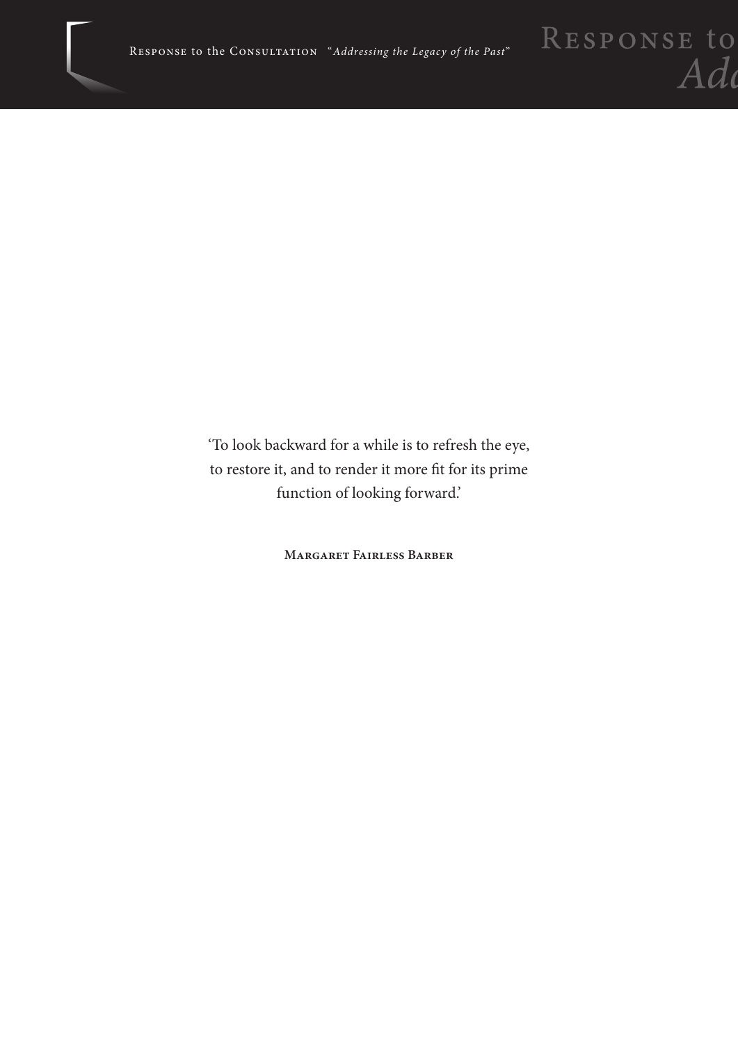'To look backward for a while is to refresh the eye, to restore it, and to render it more fit for its prime function of looking forward.'

**Margaret Fairless Barber**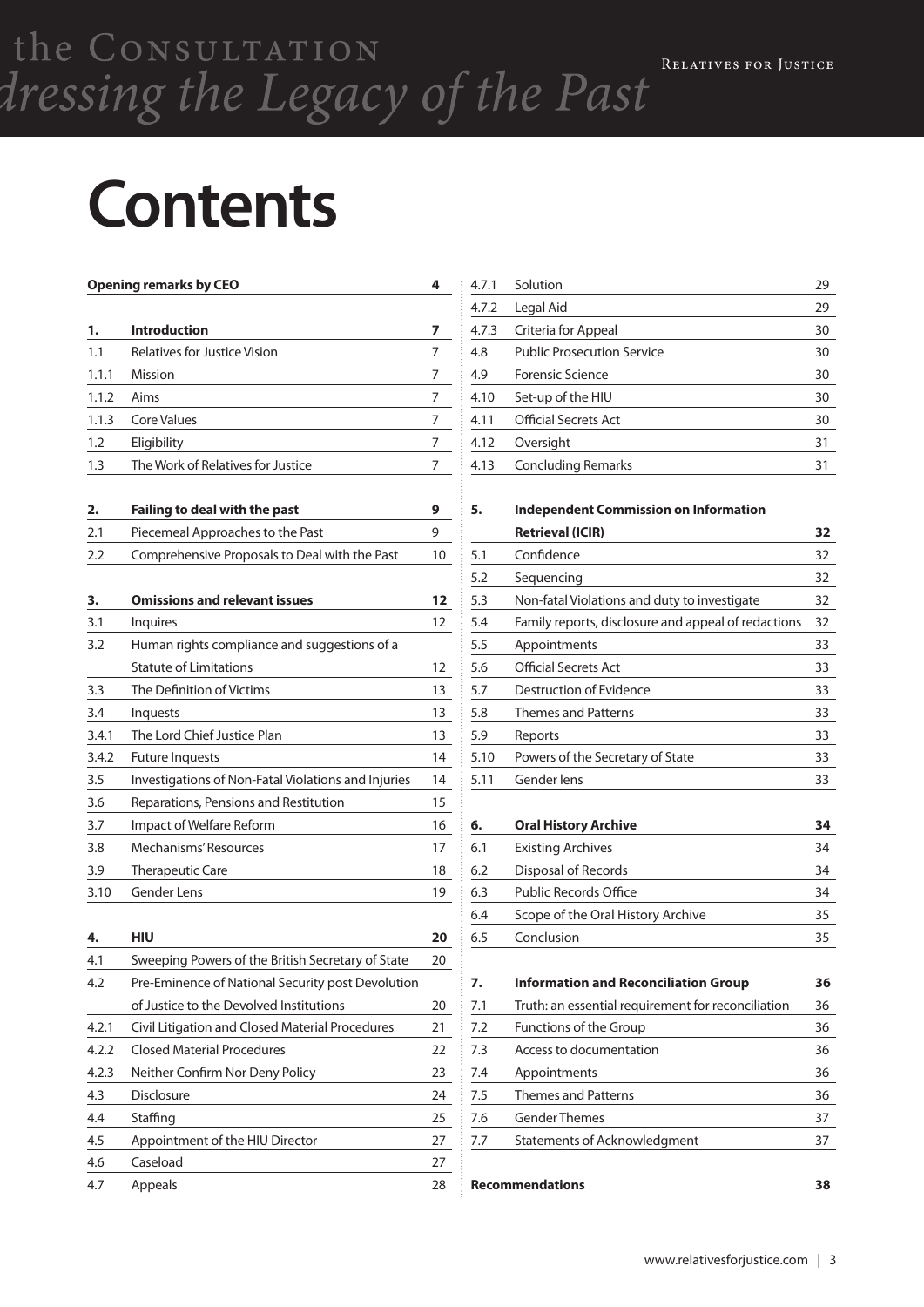# Contents

| | | |
|---|---|---|
| **Opening remarks by CEO** | | **4** |
| **1.** | **Introduction** | **7** |
| 1.1 | Relatives for Justice Vision | 7 |
| 1.1.1 | Mission | 7 |
| 1.1.2 | Aims | 7 |
| 1.1.3 | Core Values | 7 |
| 1.2 | Eligibility | 7 |
| 1.3 | The Work of Relatives for Justice | 7 |
| **2.** | **Failing to deal with the past** | **9** |
| 2.1 | Piecemeal Approaches to the Past | 9 |
| 2.2 | Comprehensive Proposals to Deal with the Past | 10 |
| **3.** | **Omissions and relevant issues** | **12** |
| 3.1 | Inquires | 12 |
| 3.2 | Human rights compliance and suggestions of a Statute of Limitations | 12 |
| 3.3 | The Definition of Victims | 13 |
| 3.4 | Inquests | 13 |
| 3.4.1 | The Lord Chief Justice Plan | 13 |
| 3.4.2 | Future Inquests | 14 |
| 3.5 | Investigations of Non-Fatal Violations and Injuries | 14 |
| 3.6 | Reparations, Pensions and Restitution | 15 |
| 3.7 | Impact of Welfare Reform | 16 |
| 3.8 | Mechanisms' Resources | 17 |
| 3.9 | Therapeutic Care | 18 |
| 3.10 | Gender Lens | 19 |
| **4.** | **HIU** | **20** |
| 4.1 | Sweeping Powers of the British Secretary of State | 20 |
| 4.2 | Pre-Eminence of National Security post Devolution of Justice to the Devolved Institutions | 20 |
| 4.2.1 | Civil Litigation and Closed Material Procedures | 21 |
| 4.2.2 | Closed Material Procedures | 22 |
| 4.2.3 | Neither Confirm Nor Deny Policy | 23 |
| 4.3 | Disclosure | 24 |
| 4.4 | Staffing | 25 |
| 4.5 | Appointment of the HIU Director | 27 |
| 4.6 | Caseload | 27 |
| 4.7 | Appeals | 28 |
| 4.7.1 | Solution | 29 |
| 4.7.2 | Legal Aid | 29 |
| 4.7.3 | Criteria for Appeal | 30 |
| 4.8 | Public Prosecution Service | 30 |
| 4.9 | Forensic Science | 30 |
| 4.10 | Set-up of the HIU | 30 |
| 4.11 | Official Secrets Act | 30 |
| 4.12 | Oversight | 31 |
| 4.13 | Concluding Remarks | 31 |
| **5.** | **Independent Commission on Information Retrieval (ICIR)** | **32** |
| 5.1 | Confidence | 32 |
| 5.2 | Sequencing | 32 |
| 5.3 | Non-fatal Violations and duty to investigate | 32 |
| 5.4 | Family reports, disclosure and appeal of redactions | 32 |
| 5.5 | Appointments | 33 |
| 5.6 | Official Secrets Act | 33 |
| 5.7 | Destruction of Evidence | 33 |
| 5.8 | Themes and Patterns | 33 |
| 5.9 | Reports | 33 |
| 5.10 | Powers of the Secretary of State | 33 |
| 5.11 | Gender lens | 33 |
| **6.** | **Oral History Archive** | **34** |
| 6.1 | Existing Archives | 34 |
| 6.2 | Disposal of Records | 34 |
| 6.3 | Public Records Office | 34 |
| 6.4 | Scope of the Oral History Archive | 35 |
| 6.5 | Conclusion | 35 |
| **7.** | **Information and Reconciliation Group** | **36** |
| 7.1 | Truth: an essential requirement for reconciliation | 36 |
| 7.2 | Functions of the Group | 36 |
| 7.3 | Access to documentation | 36 |
| 7.4 | Appointments | 36 |
| 7.5 | Themes and Patterns | 36 |
| 7.6 | Gender Themes | 37 |
| 7.7 | Statements of Acknowledgment | 37 |
| **Recommendations** | | **38** |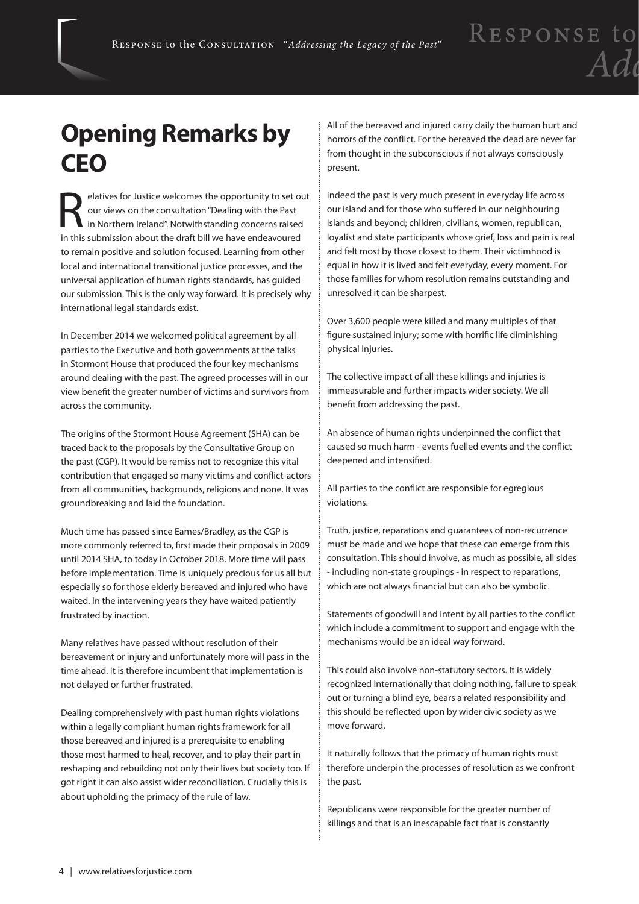# Opening Remarks by CEO

Relatives for Justice welcomes the opportunity to set out our views on the consultation "Dealing with the Past in Northern Ireland". Notwithstanding concerns raised in this submission about the draft bill we have endeavoured to remain positive and solution focused. Learning from other local and international transitional justice processes, and the universal application of human rights standards, has guided our submission. This is the only way forward. It is precisely why international legal standards exist.

In December 2014 we welcomed political agreement by all parties to the Executive and both governments at the talks in Stormont House that produced the four key mechanisms around dealing with the past. The agreed processes will in our view benefit the greater number of victims and survivors from across the community.

The origins of the Stormont House Agreement (SHA) can be traced back to the proposals by the Consultative Group on the past (CGP). It would be remiss not to recognize this vital contribution that engaged so many victims and conflict-actors from all communities, backgrounds, religions and none. It was groundbreaking and laid the foundation.

Much time has passed since Eames/Bradley, as the CGP is more commonly referred to, first made their proposals in 2009 until 2014 SHA, to today in October 2018. More time will pass before implementation. Time is uniquely precious for us all but especially so for those elderly bereaved and injured who have waited. In the intervening years they have waited patiently frustrated by inaction.

Many relatives have passed without resolution of their bereavement or injury and unfortunately more will pass in the time ahead. It is therefore incumbent that implementation is not delayed or further frustrated.

Dealing comprehensively with past human rights violations within a legally compliant human rights framework for all those bereaved and injured is a prerequisite to enabling those most harmed to heal, recover, and to play their part in reshaping and rebuilding not only their lives but society too. If got right it can also assist wider reconciliation. Crucially this is about upholding the primacy of the rule of law.

All of the bereaved and injured carry daily the human hurt and horrors of the conflict. For the bereaved the dead are never far from thought in the subconscious if not always consciously present.

Indeed the past is very much present in everyday life across our island and for those who suffered in our neighbouring islands and beyond; children, civilians, women, republican, loyalist and state participants whose grief, loss and pain is real and felt most by those closest to them. Their victimhood is equal in how it is lived and felt everyday, every moment. For those families for whom resolution remains outstanding and unresolved it can be sharpest.

Over 3,600 people were killed and many multiples of that figure sustained injury; some with horrific life diminishing physical injuries.

The collective impact of all these killings and injuries is immeasurable and further impacts wider society. We all benefit from addressing the past.

An absence of human rights underpinned the conflict that caused so much harm - events fuelled events and the conflict deepened and intensified.

All parties to the conflict are responsible for egregious violations.

Truth, justice, reparations and guarantees of non-recurrence must be made and we hope that these can emerge from this consultation. This should involve, as much as possible, all sides - including non-state groupings - in respect to reparations, which are not always financial but can also be symbolic.

Statements of goodwill and intent by all parties to the conflict which include a commitment to support and engage with the mechanisms would be an ideal way forward.

This could also involve non-statutory sectors. It is widely recognized internationally that doing nothing, failure to speak out or turning a blind eye, bears a related responsibility and this should be reflected upon by wider civic society as we move forward.

It naturally follows that the primacy of human rights must therefore underpin the processes of resolution as we confront the past.

Republicans were responsible for the greater number of killings and that is an inescapable fact that is constantly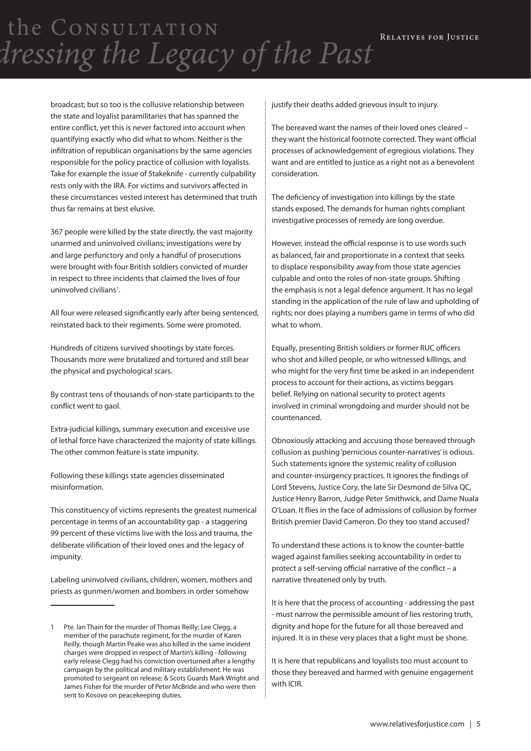broadcast; but so too is the collusive relationship between the state and loyalist paramilitaries that has spanned the entire conflict, yet this is never factored into account when quantifying exactly who did what to whom. Neither is the infiltration of republican organisations by the same agencies responsible for the policy practice of collusion with loyalists. Take for example the issue of Stakeknife - currently culpability rests only with the IRA. For victims and survivors affected in these circumstances vested interest has determined that truth thus far remains at best elusive.

367 people were killed by the state directly, the vast majority unarmed and uninvolved civilians; investigations were by and large perfunctory and only a handful of prosecutions were brought with four British soldiers convicted of murder in respect to three incidents that claimed the lives of four uninvolved civilians[1].

All four were released significantly early after being sentenced, reinstated back to their regiments. Some were promoted.

Hundreds of citizens survived shootings by state forces. Thousands more were brutalized and tortured and still bear the physical and psychological scars.

By contrast tens of thousands of non-state participants to the conflict went to gaol.

Extra-judicial killings, summary execution and excessive use of lethal force have characterized the majority of state killings. The other common feature is state impunity.

Following these killings state agencies disseminated misinformation.

This constituency of victims represents the greatest numerical percentage in terms of an accountability gap - a staggering 99 percent of these victims live with the loss and trauma, the deliberate vilification of their loved ones and the legacy of impunity.

Labeling uninvolved civilians, children, women, mothers and priests as gunmen/women and bombers in order somehow justify their deaths added grievous insult to injury.

The bereaved want the names of their loved ones cleared – they want the historical footnote corrected. They want official processes of acknowledgement of egregious violations. They want and are entitled to justice as a right not as a benevolent consideration.

The deficiency of investigation into killings by the state stands exposed. The demands for human rights compliant investigative processes of remedy are long overdue.

However, instead the official response is to use words such as balanced, fair and proportionate in a context that seeks to displace responsibility away from those state agencies culpable and onto the roles of non-state groups. Shifting the emphasis is not a legal defence argument. It has no legal standing in the application of the rule of law and upholding of rights; nor does playing a numbers game in terms of who did what to whom.

Equally, presenting British soldiers or former RUC officers who shot and killed people, or who witnessed killings, and who might for the very first time be asked in an independent process to account for their actions, as victims beggars belief. Relying on national security to protect agents involved in criminal wrongdoing and murder should not be countenanced.

Obnoxiously attacking and accusing those bereaved through collusion as pushing 'pernicious counter-narratives' is odious. Such statements ignore the systemic reality of collusion and counter-insurgency practices. It ignores the findings of Lord Stevens, Justice Cory, the late Sir Desmond de Silva QC, Justice Henry Barron, Judge Peter Smithwick, and Dame Nuala O'Loan. It flies in the face of admissions of collusion by former British premier David Cameron. Do they too stand accused?

To understand these actions is to know the counter-battle waged against families seeking accountability in order to protect a self-serving official narrative of the conflict – a narrative threatened only by truth.

It is here that the process of accounting - addressing the past - must narrow the permissible amount of lies restoring truth, dignity and hope for the future for all those bereaved and injured. It is in these very places that a light must be shone.

It is here that republicans and loyalists too must account to those they bereaved and harmed with genuine engagement with ICIR.

---

1 Pte. Ian Thain for the murder of Thomas Reilly; Lee Clegg, a member of the parachute regiment, for the murder of Karen Reilly, though Martin Peake was also killed in the same incident charges were dropped in respect of Martin's killing - following early release Clegg had his conviction overturned after a lengthy campaign by the political and military establishment. He was promoted to sergeant on release; & Scots Guards Mark Wright and James Fisher for the murder of Peter McBride and who were then sent to Kosovo on peacekeeping duties.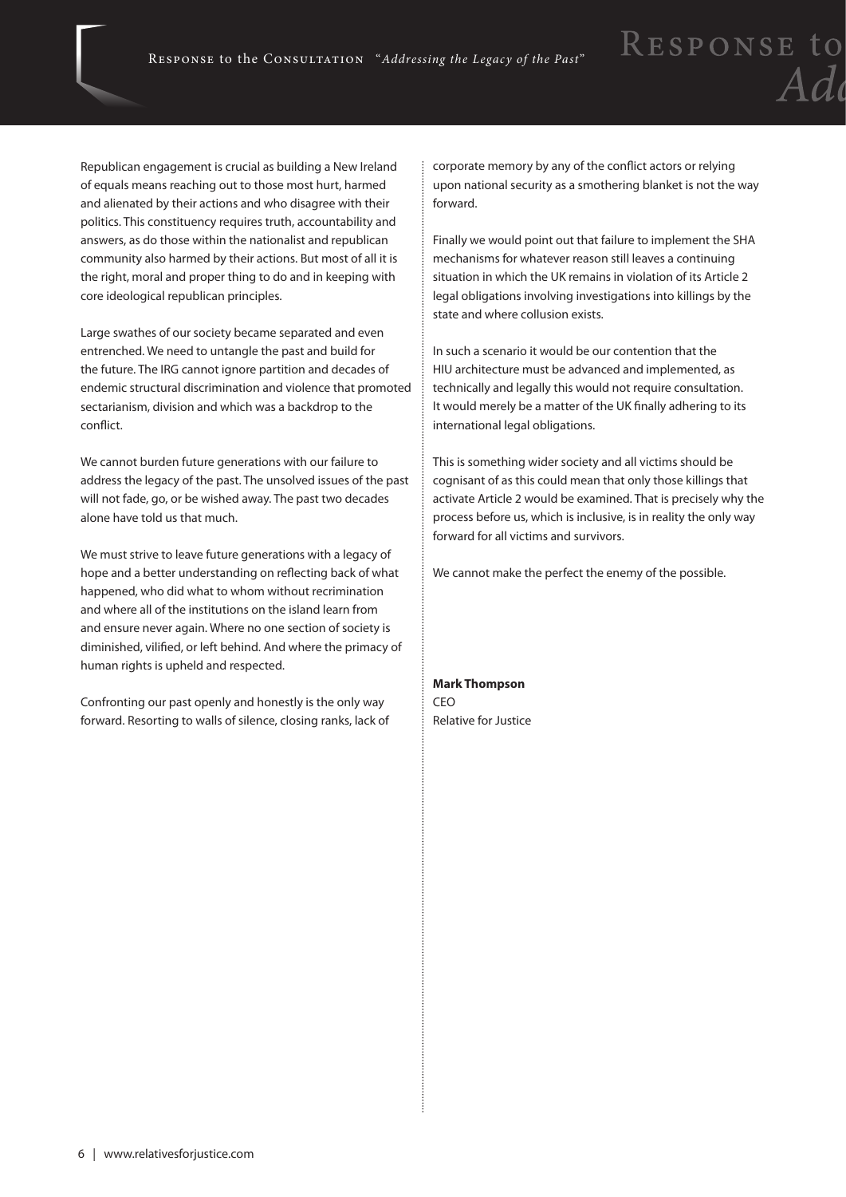Republican engagement is crucial as building a New Ireland of equals means reaching out to those most hurt, harmed and alienated by their actions and who disagree with their politics. This constituency requires truth, accountability and answers, as do those within the nationalist and republican community also harmed by their actions. But most of all it is the right, moral and proper thing to do and in keeping with core ideological republican principles.

Large swathes of our society became separated and even entrenched. We need to untangle the past and build for the future. The IRG cannot ignore partition and decades of endemic structural discrimination and violence that promoted sectarianism, division and which was a backdrop to the conflict.

We cannot burden future generations with our failure to address the legacy of the past. The unsolved issues of the past will not fade, go, or be wished away. The past two decades alone have told us that much.

We must strive to leave future generations with a legacy of hope and a better understanding on reflecting back of what happened, who did what to whom without recrimination and where all of the institutions on the island learn from and ensure never again. Where no one section of society is diminished, vilified, or left behind. And where the primacy of human rights is upheld and respected.

Confronting our past openly and honestly is the only way forward. Resorting to walls of silence, closing ranks, lack of corporate memory by any of the conflict actors or relying upon national security as a smothering blanket is not the way forward.

Finally we would point out that failure to implement the SHA mechanisms for whatever reason still leaves a continuing situation in which the UK remains in violation of its Article 2 legal obligations involving investigations into killings by the state and where collusion exists.

In such a scenario it would be our contention that the HIU architecture must be advanced and implemented, as technically and legally this would not require consultation. It would merely be a matter of the UK finally adhering to its international legal obligations.

This is something wider society and all victims should be cognisant of as this could mean that only those killings that activate Article 2 would be examined. That is precisely why the process before us, which is inclusive, is in reality the only way forward for all victims and survivors.

We cannot make the perfect the enemy of the possible.

**Mark Thompson**
CEO
Relative for Justice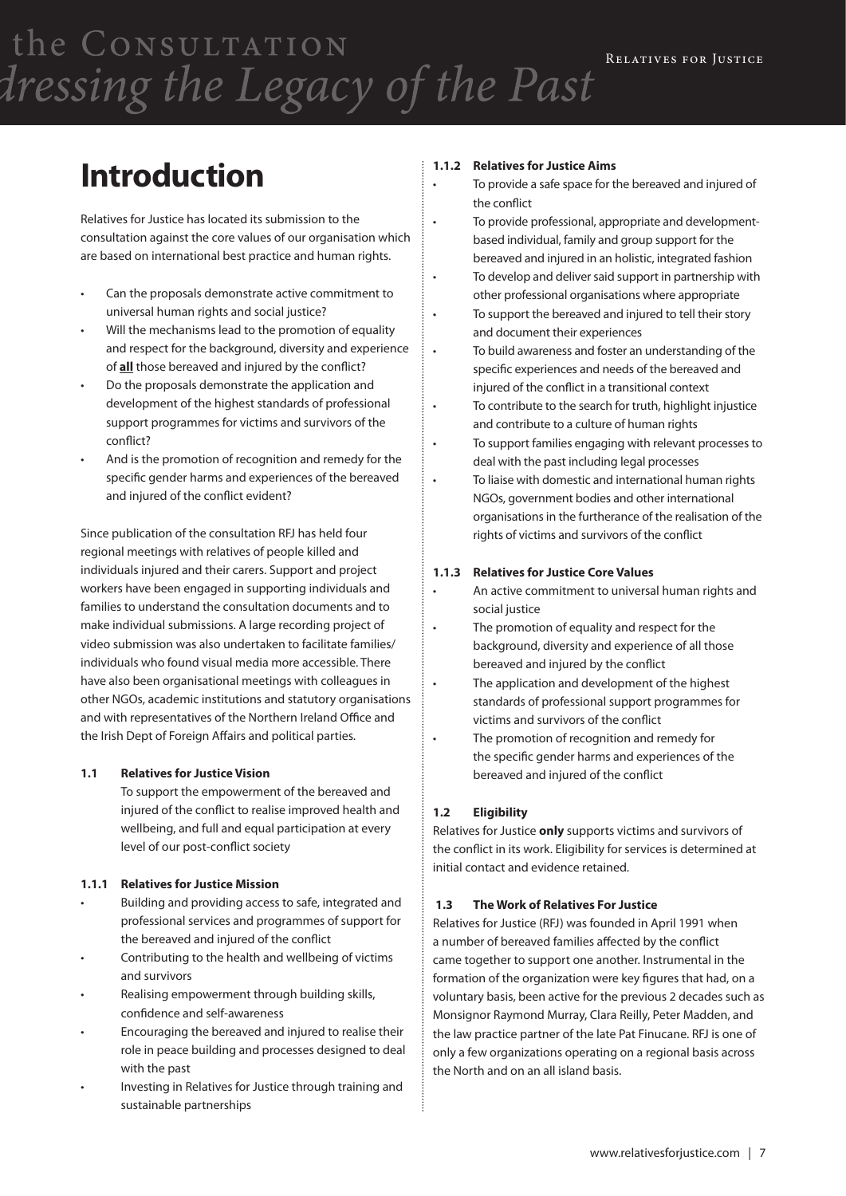# Introduction

Relatives for Justice has located its submission to the consultation against the core values of our organisation which are based on international best practice and human rights.

- Can the proposals demonstrate active commitment to universal human rights and social justice?
- Will the mechanisms lead to the promotion of equality and respect for the background, diversity and experience of **all** those bereaved and injured by the conflict?
- Do the proposals demonstrate the application and development of the highest standards of professional support programmes for victims and survivors of the conflict?
- And is the promotion of recognition and remedy for the specific gender harms and experiences of the bereaved and injured of the conflict evident?

Since publication of the consultation RFJ has held four regional meetings with relatives of people killed and individuals injured and their carers. Support and project workers have been engaged in supporting individuals and families to understand the consultation documents and to make individual submissions. A large recording project of video submission was also undertaken to facilitate families/individuals who found visual media more accessible. There have also been organisational meetings with colleagues in other NGOs, academic institutions and statutory organisations and with representatives of the Northern Ireland Office and the Irish Dept of Foreign Affairs and political parties.

### 1.1 Relatives for Justice Vision

To support the empowerment of the bereaved and injured of the conflict to realise improved health and wellbeing, and full and equal participation at every level of our post-conflict society

### 1.1.1 Relatives for Justice Mission

- Building and providing access to safe, integrated and professional services and programmes of support for the bereaved and injured of the conflict
- Contributing to the health and wellbeing of victims and survivors
- Realising empowerment through building skills, confidence and self-awareness
- Encouraging the bereaved and injured to realise their role in peace building and processes designed to deal with the past
- Investing in Relatives for Justice through training and sustainable partnerships

### 1.1.2 Relatives for Justice Aims

- To provide a safe space for the bereaved and injured of the conflict
- To provide professional, appropriate and development-based individual, family and group support for the bereaved and injured in an holistic, integrated fashion
- To develop and deliver said support in partnership with other professional organisations where appropriate
- To support the bereaved and injured to tell their story and document their experiences
- To build awareness and foster an understanding of the specific experiences and needs of the bereaved and injured of the conflict in a transitional context
- To contribute to the search for truth, highlight injustice and contribute to a culture of human rights
- To support families engaging with relevant processes to deal with the past including legal processes
- To liaise with domestic and international human rights NGOs, government bodies and other international organisations in the furtherance of the realisation of the rights of victims and survivors of the conflict

### 1.1.3 Relatives for Justice Core Values

- An active commitment to universal human rights and social justice
- The promotion of equality and respect for the background, diversity and experience of all those bereaved and injured by the conflict
- The application and development of the highest standards of professional support programmes for victims and survivors of the conflict
- The promotion of recognition and remedy for the specific gender harms and experiences of the bereaved and injured of the conflict

### 1.2 Eligibility

Relatives for Justice **only** supports victims and survivors of the conflict in its work. Eligibility for services is determined at initial contact and evidence retained.

### 1.3 The Work of Relatives For Justice

Relatives for Justice (RFJ) was founded in April 1991 when a number of bereaved families affected by the conflict came together to support one another. Instrumental in the formation of the organization were key figures that had, on a voluntary basis, been active for the previous 2 decades such as Monsignor Raymond Murray, Clara Reilly, Peter Madden, and the law practice partner of the late Pat Finucane. RFJ is one of only a few organizations operating on a regional basis across the North and on an all island basis.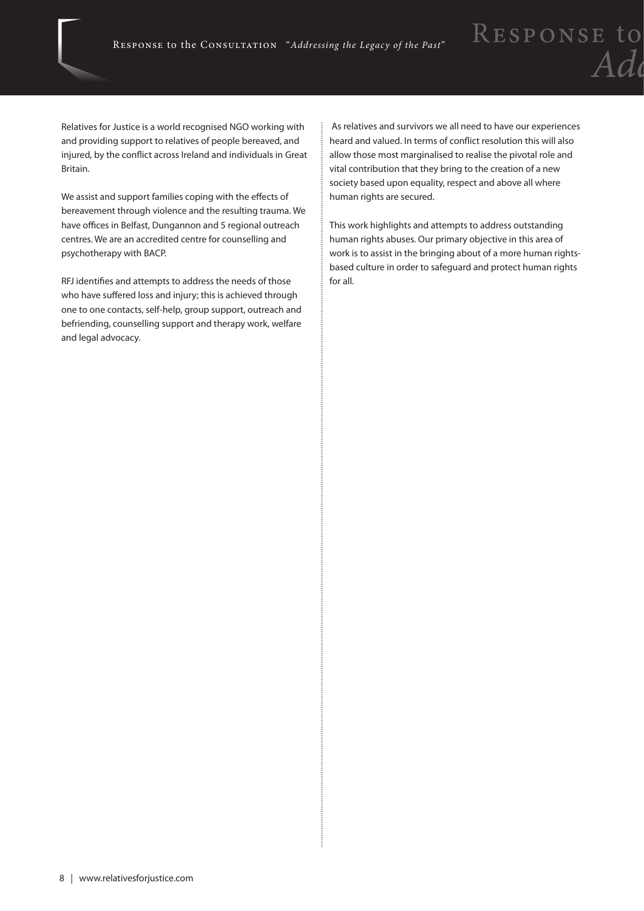Relatives for Justice is a world recognised NGO working with and providing support to relatives of people bereaved, and injured, by the conflict across Ireland and individuals in Great Britain.

We assist and support families coping with the effects of bereavement through violence and the resulting trauma. We have offices in Belfast, Dungannon and 5 regional outreach centres. We are an accredited centre for counselling and psychotherapy with BACP.

RFJ identifies and attempts to address the needs of those who have suffered loss and injury; this is achieved through one to one contacts, self-help, group support, outreach and befriending, counselling support and therapy work, welfare and legal advocacy.

As relatives and survivors we all need to have our experiences heard and valued. In terms of conflict resolution this will also allow those most marginalised to realise the pivotal role and vital contribution that they bring to the creation of a new society based upon equality, respect and above all where human rights are secured.

This work highlights and attempts to address outstanding human rights abuses. Our primary objective in this area of work is to assist in the bringing about of a more human rights-based culture in order to safeguard and protect human rights for all.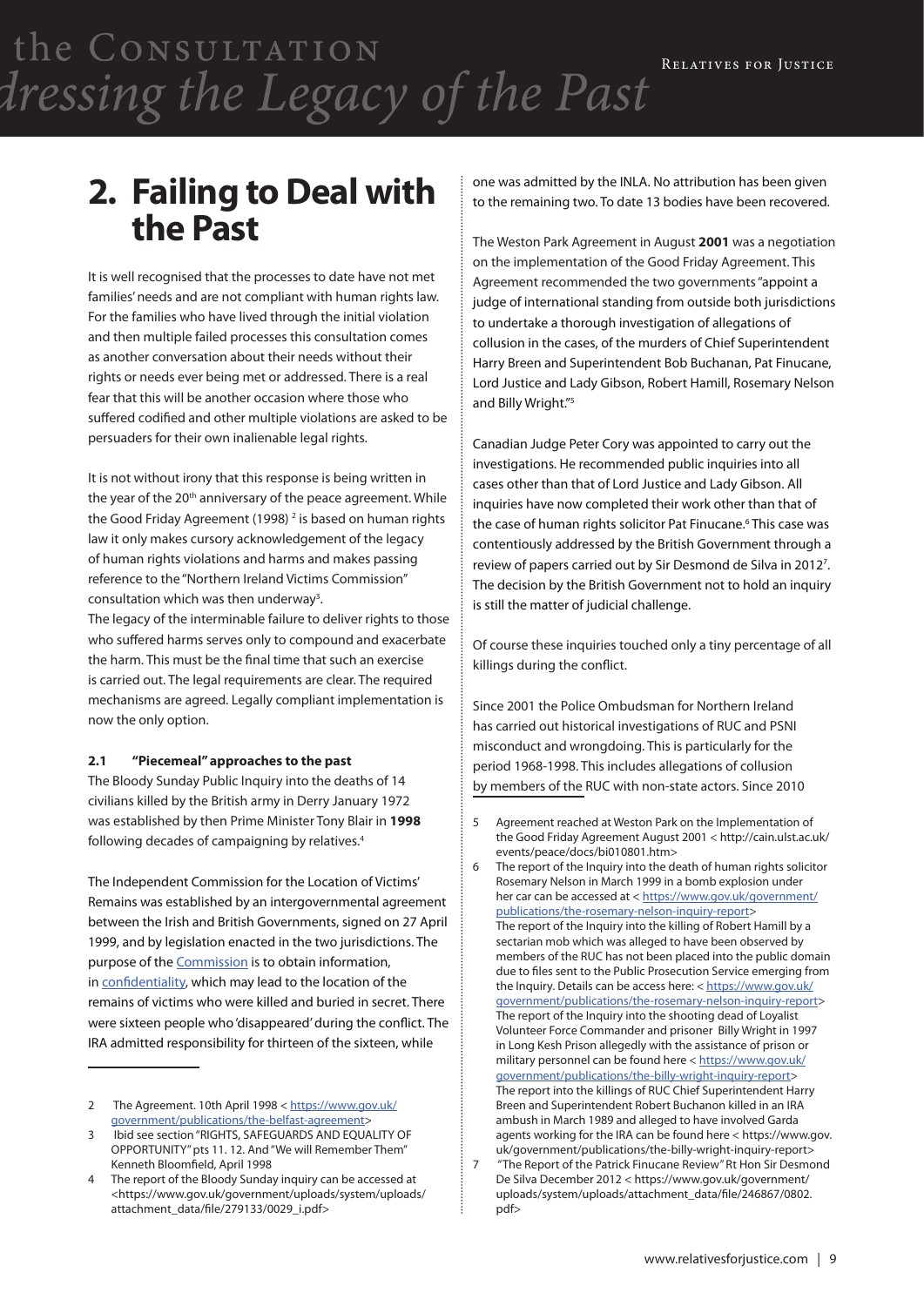# 2. Failing to Deal with the Past

It is well recognised that the processes to date have not met families' needs and are not compliant with human rights law. For the families who have lived through the initial violation and then multiple failed processes this consultation comes as another conversation about their needs without their rights or needs ever being met or addressed. There is a real fear that this will be another occasion where those who suffered codified and other multiple violations are asked to be persuaders for their own inalienable legal rights.

It is not without irony that this response is being written in the year of the 20th anniversary of the peace agreement. While the Good Friday Agreement (1998) [2] is based on human rights law it only makes cursory acknowledgement of the legacy of human rights violations and harms and makes passing reference to the "Northern Ireland Victims Commission" consultation which was then underway[3].

The legacy of the interminable failure to deliver rights to those who suffered harms serves only to compound and exacerbate the harm. This must be the final time that such an exercise is carried out. The legal requirements are clear. The required mechanisms are agreed. Legally compliant implementation is now the only option.

### 2.1 "Piecemeal" approaches to the past

The Bloody Sunday Public Inquiry into the deaths of 14 civilians killed by the British army in Derry January 1972 was established by then Prime Minister Tony Blair in **1998** following decades of campaigning by relatives.[4]

The Independent Commission for the Location of Victims' Remains was established by an intergovernmental agreement between the Irish and British Governments, signed on 27 April 1999, and by legislation enacted in the two jurisdictions. The purpose of the Commission is to obtain information, in confidentiality, which may lead to the location of the remains of victims who were killed and buried in secret. There were sixteen people who 'disappeared' during the conflict. The IRA admitted responsibility for thirteen of the sixteen, while one was admitted by the INLA. No attribution has been given to the remaining two. To date 13 bodies have been recovered.

The Weston Park Agreement in August **2001** was a negotiation on the implementation of the Good Friday Agreement. This Agreement recommended the two governments "appoint a judge of international standing from outside both jurisdictions to undertake a thorough investigation of allegations of collusion in the cases, of the murders of Chief Superintendent Harry Breen and Superintendent Bob Buchanan, Pat Finucane, Lord Justice and Lady Gibson, Robert Hamill, Rosemary Nelson and Billy Wright."[5]

Canadian Judge Peter Cory was appointed to carry out the investigations. He recommended public inquiries into all cases other than that of Lord Justice and Lady Gibson. All inquiries have now completed their work other than that of the case of human rights solicitor Pat Finucane.[6] This case was contentiously addressed by the British Government through a review of papers carried out by Sir Desmond de Silva in 2012[7]. The decision by the British Government not to hold an inquiry is still the matter of judicial challenge.

Of course these inquiries touched only a tiny percentage of all killings during the conflict.

Since 2001 the Police Ombudsman for Northern Ireland has carried out historical investigations of RUC and PSNI misconduct and wrongdoing. This is particularly for the period 1968-1998. This includes allegations of collusion by members of the RUC with non-state actors. Since 2010

---

2 The Agreement. 10th April 1998 < https://www.gov.uk/government/publications/the-belfast-agreement>

3 Ibid see section "RIGHTS, SAFEGUARDS AND EQUALITY OF OPPORTUNITY" pts 11. 12. And "We will Remember Them" Kenneth Bloomfield, April 1998

4 The report of the Bloody Sunday inquiry can be accessed at <https://www.gov.uk/government/uploads/system/uploads/attachment_data/file/279133/0029_i.pdf>

5 Agreement reached at Weston Park on the Implementation of the Good Friday Agreement August 2001 < http://cain.ulst.ac.uk/events/peace/docs/bi010801.htm>

6 The report of the Inquiry into the death of human rights solicitor Rosemary Nelson in March 1999 in a bomb explosion under her car can be accessed at < https://www.gov.uk/government/publications/the-rosemary-nelson-inquiry-report>
The report of the Inquiry into the killing of Robert Hamill by a sectarian mob which was alleged to have been observed by members of the RUC has not been placed into the public domain due to files sent to the Public Prosecution Service emerging from the Inquiry. Details can be access here: < https://www.gov.uk/government/publications/the-rosemary-nelson-inquiry-report>
The report of the Inquiry into the shooting dead of Loyalist Volunteer Force Commander and prisoner Billy Wright in 1997 in Long Kesh Prison allegedly with the assistance of prison or military personnel can be found here < https://www.gov.uk/government/publications/the-billy-wright-inquiry-report>
The report into the killings of RUC Chief Superintendent Harry Breen and Superintendent Robert Buchanon killed in an IRA ambush in March 1989 and alleged to have involved Garda agents working for the IRA can be found here < https://www.gov.uk/government/publications/the-billy-wright-inquiry-report>

7 "The Report of the Patrick Finucane Review" Rt Hon Sir Desmond De Silva December 2012 < https://www.gov.uk/government/uploads/system/uploads/attachment_data/file/246867/0802.pdf>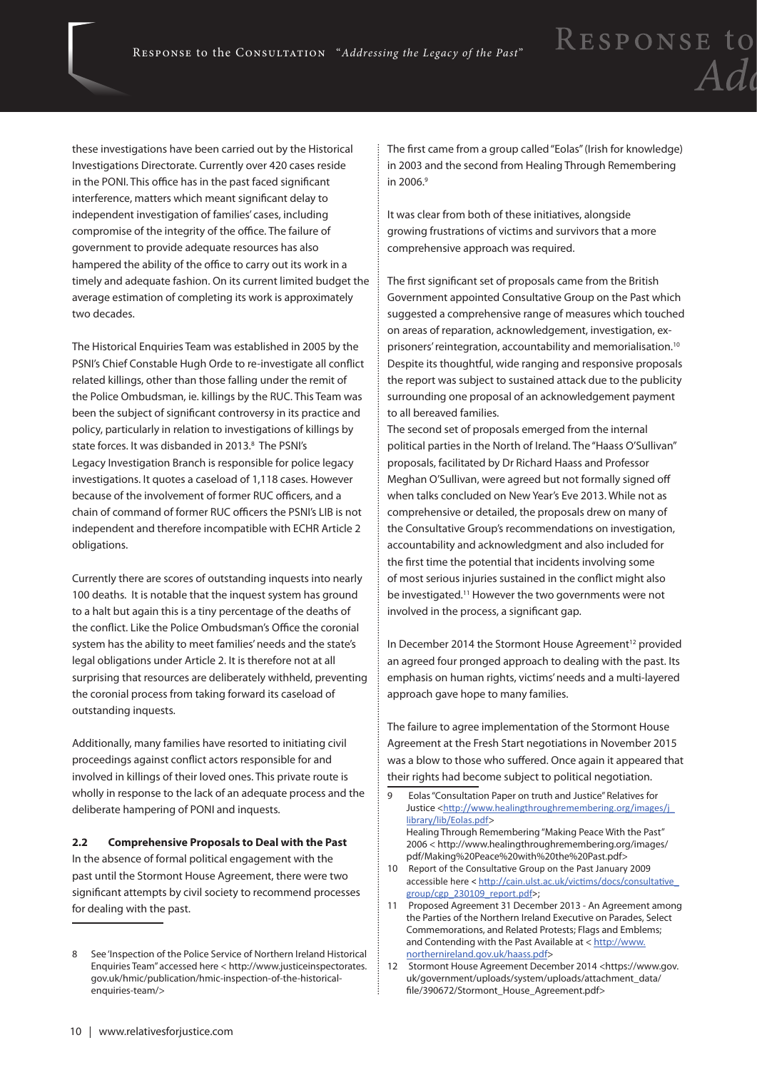these investigations have been carried out by the Historical Investigations Directorate. Currently over 420 cases reside in the PONI. This office has in the past faced significant interference, matters which meant significant delay to independent investigation of families' cases, including compromise of the integrity of the office. The failure of government to provide adequate resources has also hampered the ability of the office to carry out its work in a timely and adequate fashion. On its current limited budget the average estimation of completing its work is approximately two decades.

The Historical Enquiries Team was established in 2005 by the PSNI's Chief Constable Hugh Orde to re-investigate all conflict related killings, other than those falling under the remit of the Police Ombudsman, ie. killings by the RUC. This Team was been the subject of significant controversy in its practice and policy, particularly in relation to investigations of killings by state forces. It was disbanded in 2013.[8] The PSNI's Legacy Investigation Branch is responsible for police legacy investigations. It quotes a caseload of 1,118 cases. However because of the involvement of former RUC officers, and a chain of command of former RUC officers the PSNI's LIB is not independent and therefore incompatible with ECHR Article 2 obligations.

Currently there are scores of outstanding inquests into nearly 100 deaths. It is notable that the inquest system has ground to a halt but again this is a tiny percentage of the deaths of the conflict. Like the Police Ombudsman's Office the coronial system has the ability to meet families' needs and the state's legal obligations under Article 2. It is therefore not at all surprising that resources are deliberately withheld, preventing the coronial process from taking forward its caseload of outstanding inquests.

Additionally, many families have resorted to initiating civil proceedings against conflict actors responsible for and involved in killings of their loved ones. This private route is wholly in response to the lack of an adequate process and the deliberate hampering of PONI and inquests.

### 2.2 Comprehensive Proposals to Deal with the Past

In the absence of formal political engagement with the past until the Stormont House Agreement, there were two significant attempts by civil society to recommend processes for dealing with the past.

The first came from a group called "Eolas" (Irish for knowledge) in 2003 and the second from Healing Through Remembering in 2006.[9]

It was clear from both of these initiatives, alongside growing frustrations of victims and survivors that a more comprehensive approach was required.

The first significant set of proposals came from the British Government appointed Consultative Group on the Past which suggested a comprehensive range of measures which touched on areas of reparation, acknowledgement, investigation, ex-prisoners' reintegration, accountability and memorialisation.[10] Despite its thoughtful, wide ranging and responsive proposals the report was subject to sustained attack due to the publicity surrounding one proposal of an acknowledgement payment to all bereaved families.

The second set of proposals emerged from the internal political parties in the North of Ireland. The "Haass O'Sullivan" proposals, facilitated by Dr Richard Haass and Professor Meghan O'Sullivan, were agreed but not formally signed off when talks concluded on New Year's Eve 2013. While not as comprehensive or detailed, the proposals drew on many of the Consultative Group's recommendations on investigation, accountability and acknowledgment and also included for the first time the potential that incidents involving some of most serious injuries sustained in the conflict might also be investigated.[11] However the two governments were not involved in the process, a significant gap.

In December 2014 the Stormont House Agreement[12] provided an agreed four pronged approach to dealing with the past. Its emphasis on human rights, victims' needs and a multi-layered approach gave hope to many families.

The failure to agree implementation of the Stormont House Agreement at the Fresh Start negotiations in November 2015 was a blow to those who suffered. Once again it appeared that their rights had become subject to political negotiation.

---

8 See 'Inspection of the Police Service of Northern Ireland Historical Enquiries Team" accessed here < http://www.justiceinspectorates.gov.uk/hmic/publication/hmic-inspection-of-the-historical-enquiries-team/>

9 Eolas "Consultation Paper on truth and Justice" Relatives for Justice <http://www.healingthroughremembering.org/images/j_library/lib/Eolas.pdf>
Healing Through Remembering "Making Peace With the Past" 2006 < http://www.healingthroughremembering.org/images/pdf/Making%20Peace%20with%20the%20Past.pdf>

10 Report of the Consultative Group on the Past January 2009 accessible here < http://cain.ulst.ac.uk/victims/docs/consultative_group/cgp_230109_report.pdf>;

11 Proposed Agreement 31 December 2013 - An Agreement among the Parties of the Northern Ireland Executive on Parades, Select Commemorations, and Related Protests; Flags and Emblems; and Contending with the Past Available at < http://www.northernireland.gov.uk/haass.pdf>

12 Stormont House Agreement December 2014 <https://www.gov.uk/government/uploads/system/uploads/attachment_data/file/390672/Stormont_House_Agreement.pdf>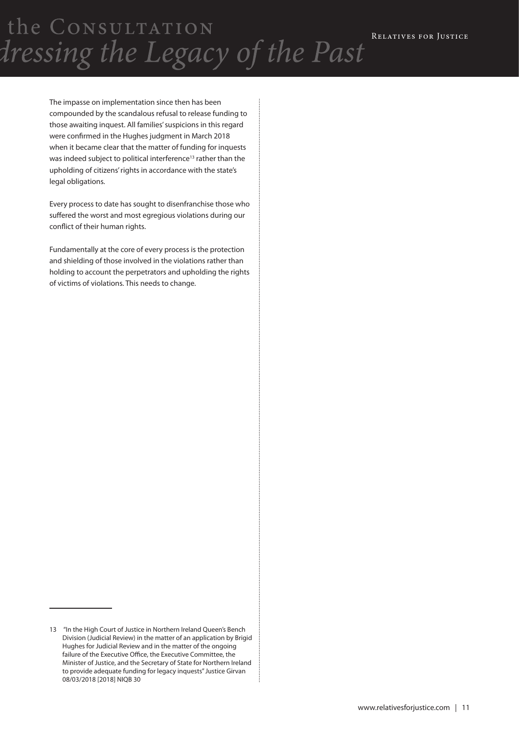The impasse on implementation since then has been compounded by the scandalous refusal to release funding to those awaiting inquest. All families' suspicions in this regard were confirmed in the Hughes judgment in March 2018 when it became clear that the matter of funding for inquests was indeed subject to political interference[13] rather than the upholding of citizens' rights in accordance with the state's legal obligations.

Every process to date has sought to disenfranchise those who suffered the worst and most egregious violations during our conflict of their human rights.

Fundamentally at the core of every process is the protection and shielding of those involved in the violations rather than holding to account the perpetrators and upholding the rights of victims of violations. This needs to change.

---

13 "In the High Court of Justice in Northern Ireland Queen's Bench Division (Judicial Review) in the matter of an application by Brigid Hughes for Judicial Review and in the matter of the ongoing failure of the Executive Office, the Executive Committee, the Minister of Justice, and the Secretary of State for Northern Ireland to provide adequate funding for legacy inquests" Justice Girvan 08/03/2018 [2018] NIQB 30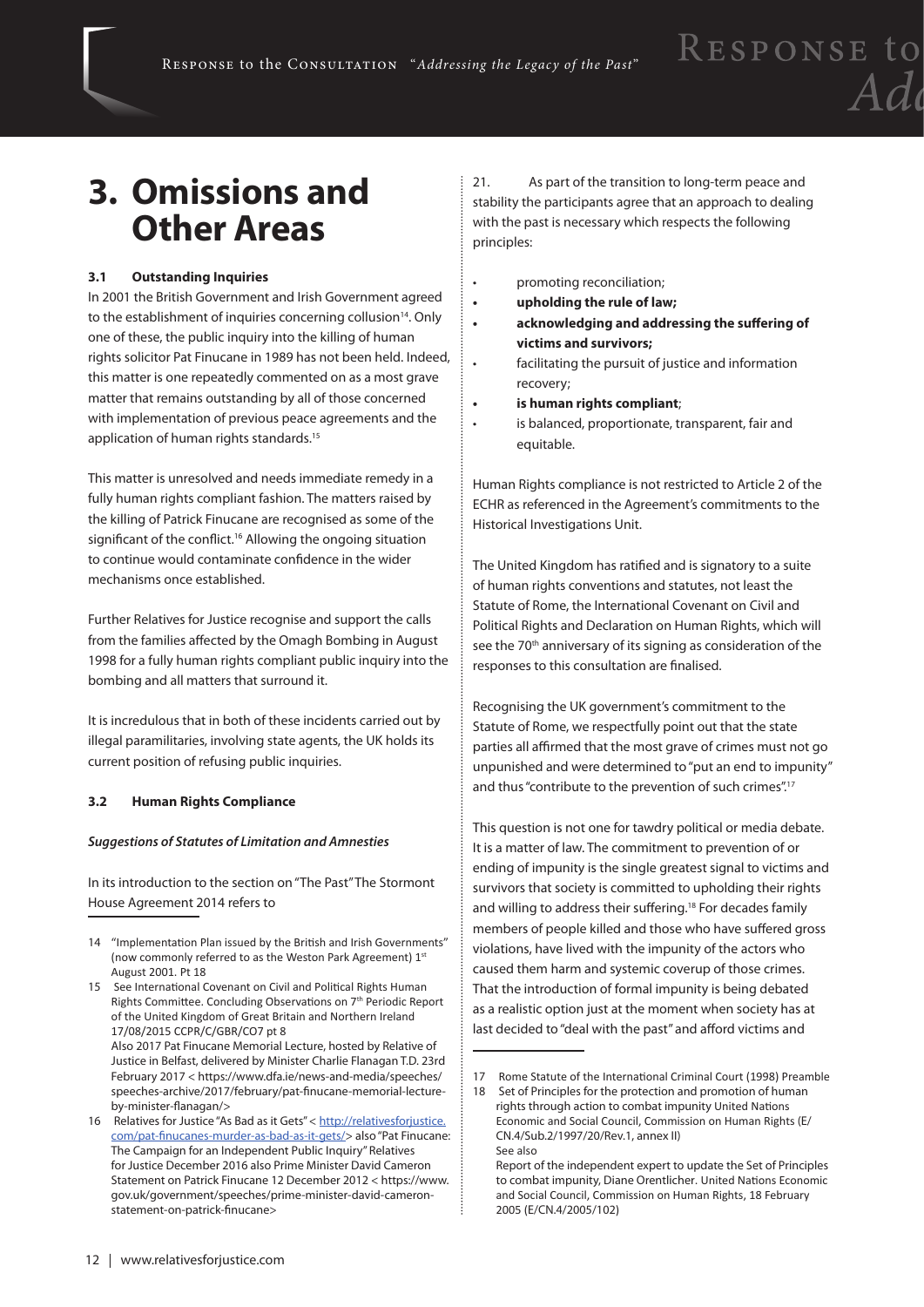# 3. Omissions and Other Areas

### 3.1 Outstanding Inquiries

In 2001 the British Government and Irish Government agreed to the establishment of inquiries concerning collusion[14]. Only one of these, the public inquiry into the killing of human rights solicitor Pat Finucane in 1989 has not been held. Indeed, this matter is one repeatedly commented on as a most grave matter that remains outstanding by all of those concerned with implementation of previous peace agreements and the application of human rights standards.[15]

This matter is unresolved and needs immediate remedy in a fully human rights compliant fashion. The matters raised by the killing of Patrick Finucane are recognised as some of the significant of the conflict.[16] Allowing the ongoing situation to continue would contaminate confidence in the wider mechanisms once established.

Further Relatives for Justice recognise and support the calls from the families affected by the Omagh Bombing in August 1998 for a fully human rights compliant public inquiry into the bombing and all matters that surround it.

It is incredulous that in both of these incidents carried out by illegal paramilitaries, involving state agents, the UK holds its current position of refusing public inquiries.

### 3.2 Human Rights Compliance

***Suggestions of Statutes of Limitation and Amnesties***

In its introduction to the section on "The Past" The Stormont House Agreement 2014 refers to

21. As part of the transition to long-term peace and stability the participants agree that an approach to dealing with the past is necessary which respects the following principles:

- promoting reconciliation;
- **upholding the rule of law;**
- **acknowledging and addressing the suffering of victims and survivors;**
- facilitating the pursuit of justice and information recovery;
- **is human rights compliant**;
- is balanced, proportionate, transparent, fair and equitable.

Human Rights compliance is not restricted to Article 2 of the ECHR as referenced in the Agreement's commitments to the Historical Investigations Unit.

The United Kingdom has ratified and is signatory to a suite of human rights conventions and statutes, not least the Statute of Rome, the International Covenant on Civil and Political Rights and Declaration on Human Rights, which will see the 70th anniversary of its signing as consideration of the responses to this consultation are finalised.

Recognising the UK government's commitment to the Statute of Rome, we respectfully point out that the state parties all affirmed that the most grave of crimes must not go unpunished and were determined to "put an end to impunity" and thus "contribute to the prevention of such crimes".[17]

This question is not one for tawdry political or media debate. It is a matter of law. The commitment to prevention of or ending of impunity is the single greatest signal to victims and survivors that society is committed to upholding their rights and willing to address their suffering.[18] For decades family members of people killed and those who have suffered gross violations, have lived with the impunity of the actors who caused them harm and systemic coverup of those crimes. That the introduction of formal impunity is being debated as a realistic option just at the moment when society has at last decided to "deal with the past" and afford victims and

---

14 "Implementation Plan issued by the British and Irish Governments" (now commonly referred to as the Weston Park Agreement) 1st August 2001. Pt 18

15 See International Covenant on Civil and Political Rights Human Rights Committee. Concluding Observations on 7th Periodic Report of the United Kingdom of Great Britain and Northern Ireland 17/08/2015 CCPR/C/GBR/CO7 pt 8
Also 2017 Pat Finucane Memorial Lecture, hosted by Relative of Justice in Belfast, delivered by Minister Charlie Flanagan T.D. 23rd February 2017 < https://www.dfa.ie/news-and-media/speeches/speeches-archive/2017/february/pat-finucane-memorial-lecture-by-minister-flanagan/>

16 Relatives for Justice "As Bad as it Gets" < http://relativesforjustice.com/pat-finucanes-murder-as-bad-as-it-gets/> also "Pat Finucane: The Campaign for an Independent Public Inquiry" Relatives for Justice December 2016 also Prime Minister David Cameron Statement on Patrick Finucane 12 December 2012 < https://www.gov.uk/government/speeches/prime-minister-david-cameron-statement-on-patrick-finucane>

17 Rome Statute of the International Criminal Court (1998) Preamble

18 Set of Principles for the protection and promotion of human rights through action to combat impunity United Nations Economic and Social Council, Commission on Human Rights (E/CN.4/Sub.2/1997/20/Rev.1, annex II)
See also
Report of the independent expert to update the Set of Principles to combat impunity, Diane Orentlicher. United Nations Economic and Social Council, Commission on Human Rights, 18 February 2005 (E/CN.4/2005/102)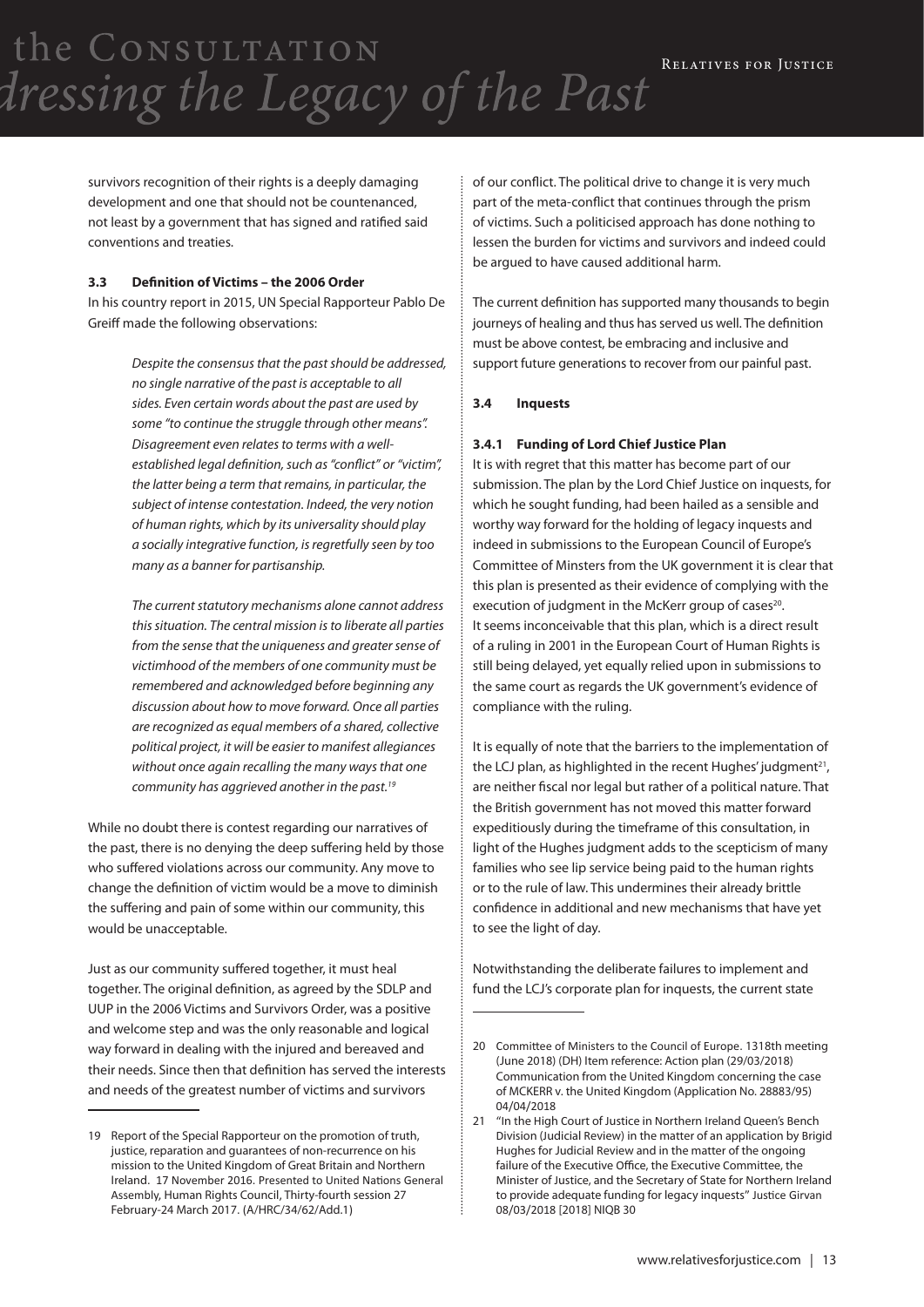survivors recognition of their rights is a deeply damaging development and one that should not be countenanced, not least by a government that has signed and ratified said conventions and treaties.

### 3.3 Definition of Victims – the 2006 Order

In his country report in 2015, UN Special Rapporteur Pablo De Greiff made the following observations:

> *Despite the consensus that the past should be addressed, no single narrative of the past is acceptable to all sides. Even certain words about the past are used by some "to continue the struggle through other means". Disagreement even relates to terms with a well-established legal definition, such as "conflict" or "victim", the latter being a term that remains, in particular, the subject of intense contestation. Indeed, the very notion of human rights, which by its universality should play a socially integrative function, is regretfully seen by too many as a banner for partisanship.*
>
> *The current statutory mechanisms alone cannot address this situation. The central mission is to liberate all parties from the sense that the uniqueness and greater sense of victimhood of the members of one community must be remembered and acknowledged before beginning any discussion about how to move forward. Once all parties are recognized as equal members of a shared, collective political project, it will be easier to manifest allegiances without once again recalling the many ways that one community has aggrieved another in the past.*[19]

While no doubt there is contest regarding our narratives of the past, there is no denying the deep suffering held by those who suffered violations across our community. Any move to change the definition of victim would be a move to diminish the suffering and pain of some within our community, this would be unacceptable.

Just as our community suffered together, it must heal together. The original definition, as agreed by the SDLP and UUP in the 2006 Victims and Survivors Order, was a positive and welcome step and was the only reasonable and logical way forward in dealing with the injured and bereaved and their needs. Since then that definition has served the interests and needs of the greatest number of victims and survivors of our conflict. The political drive to change it is very much part of the meta-conflict that continues through the prism of victims. Such a politicised approach has done nothing to lessen the burden for victims and survivors and indeed could be argued to have caused additional harm.

The current definition has supported many thousands to begin journeys of healing and thus has served us well. The definition must be above contest, be embracing and inclusive and support future generations to recover from our painful past.

### 3.4 Inquests

#### 3.4.1 Funding of Lord Chief Justice Plan

It is with regret that this matter has become part of our submission. The plan by the Lord Chief Justice on inquests, for which he sought funding, had been hailed as a sensible and worthy way forward for the holding of legacy inquests and indeed in submissions to the European Council of Europe's Committee of Ministers from the UK government it is clear that this plan is presented as their evidence of complying with the execution of judgment in the McKerr group of cases[20]. It seems inconceivable that this plan, which is a direct result of a ruling in 2001 in the European Court of Human Rights is still being delayed, yet equally relied upon in submissions to the same court as regards the UK government's evidence of compliance with the ruling.

It is equally of note that the barriers to the implementation of the LCJ plan, as highlighted in the recent Hughes' judgment[21], are neither fiscal nor legal but rather of a political nature. That the British government has not moved this matter forward expeditiously during the timeframe of this consultation, in light of the Hughes judgment adds to the scepticism of many families who see lip service being paid to the human rights or to the rule of law. This undermines their already brittle confidence in additional and new mechanisms that have yet to see the light of day.

Notwithstanding the deliberate failures to implement and fund the LCJ's corporate plan for inquests, the current state

---

19 Report of the Special Rapporteur on the promotion of truth, justice, reparation and guarantees of non-recurrence on his mission to the United Kingdom of Great Britain and Northern Ireland. 17 November 2016. Presented to United Nations General Assembly, Human Rights Council, Thirty-fourth session 27 February-24 March 2017. (A/HRC/34/62/Add.1)

20 Committee of Ministers to the Council of Europe. 1318th meeting (June 2018) (DH) Item reference: Action plan (29/03/2018) Communication from the United Kingdom concerning the case of MCKERR v. the United Kingdom (Application No. 28883/95) 04/04/2018

21 "In the High Court of Justice in Northern Ireland Queen's Bench Division (Judicial Review) in the matter of an application by Brigid Hughes for Judicial Review and in the matter of the ongoing failure of the Executive Office, the Executive Committee, the Minister of Justice, and the Secretary of State for Northern Ireland to provide adequate funding for legacy inquests" Justice Girvan 08/03/2018 [2018] NIQB 30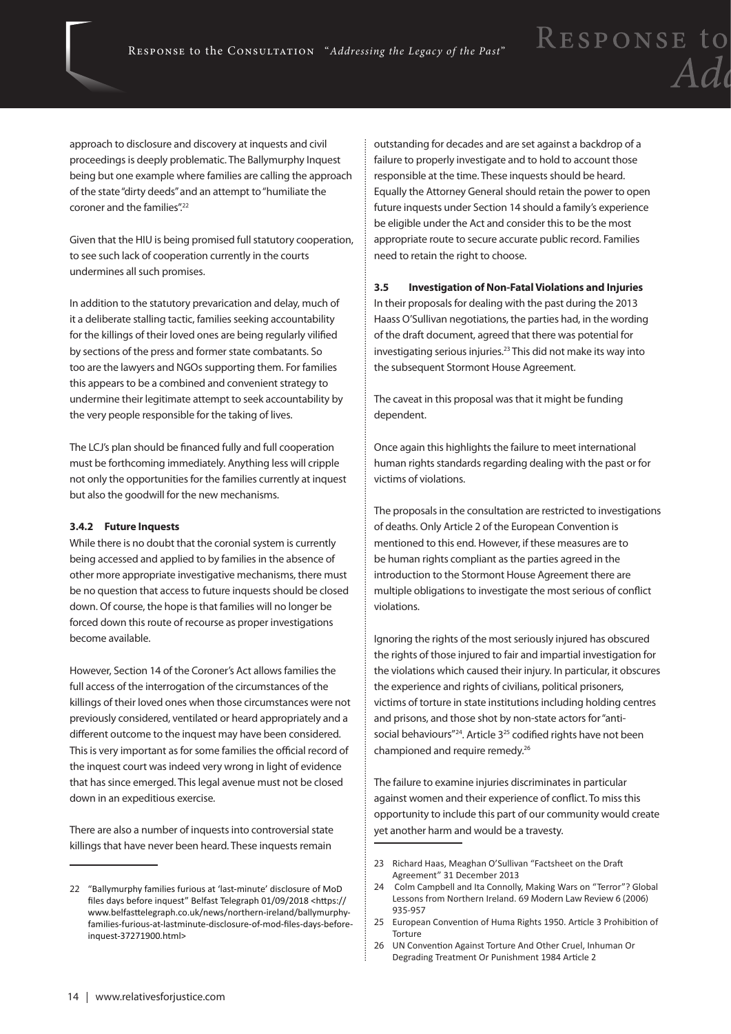approach to disclosure and discovery at inquests and civil proceedings is deeply problematic. The Ballymurphy Inquest being but one example where families are calling the approach of the state "dirty deeds" and an attempt to "humiliate the coroner and the families".[22]

Given that the HIU is being promised full statutory cooperation, to see such lack of cooperation currently in the courts undermines all such promises.

In addition to the statutory prevarication and delay, much of it a deliberate stalling tactic, families seeking accountability for the killings of their loved ones are being regularly vilified by sections of the press and former state combatants. So too are the lawyers and NGOs supporting them. For families this appears to be a combined and convenient strategy to undermine their legitimate attempt to seek accountability by the very people responsible for the taking of lives.

The LCJ's plan should be financed fully and full cooperation must be forthcoming immediately. Anything less will cripple not only the opportunities for the families currently at inquest but also the goodwill for the new mechanisms.

### 3.4.2 Future Inquests

While there is no doubt that the coronial system is currently being accessed and applied to by families in the absence of other more appropriate investigative mechanisms, there must be no question that access to future inquests should be closed down. Of course, the hope is that families will no longer be forced down this route of recourse as proper investigations become available.

However, Section 14 of the Coroner's Act allows families the full access of the interrogation of the circumstances of the killings of their loved ones when those circumstances were not previously considered, ventilated or heard appropriately and a different outcome to the inquest may have been considered. This is very important as for some families the official record of the inquest court was indeed very wrong in light of evidence that has since emerged. This legal avenue must not be closed down in an expeditious exercise.

There are also a number of inquests into controversial state killings that have never been heard. These inquests remain outstanding for decades and are set against a backdrop of a failure to properly investigate and to hold to account those responsible at the time. These inquests should be heard. Equally the Attorney General should retain the power to open future inquests under Section 14 should a family's experience be eligible under the Act and consider this to be the most appropriate route to secure accurate public record. Families need to retain the right to choose.

### 3.5 Investigation of Non-Fatal Violations and Injuries

In their proposals for dealing with the past during the 2013 Haass O'Sullivan negotiations, the parties had, in the wording of the draft document, agreed that there was potential for investigating serious injuries.[23] This did not make its way into the subsequent Stormont House Agreement.

The caveat in this proposal was that it might be funding dependent.

Once again this highlights the failure to meet international human rights standards regarding dealing with the past or for victims of violations.

The proposals in the consultation are restricted to investigations of deaths. Only Article 2 of the European Convention is mentioned to this end. However, if these measures are to be human rights compliant as the parties agreed in the introduction to the Stormont House Agreement there are multiple obligations to investigate the most serious of conflict violations.

Ignoring the rights of the most seriously injured has obscured the rights of those injured to fair and impartial investigation for the violations which caused their injury. In particular, it obscures the experience and rights of civilians, political prisoners, victims of torture in state institutions including holding centres and prisons, and those shot by non-state actors for "anti-social behaviours"[24]. Article 3[25] codified rights have not been championed and require remedy.[26]

The failure to examine injuries discriminates in particular against women and their experience of conflict. To miss this opportunity to include this part of our community would create yet another harm and would be a travesty.

---

22 "Ballymurphy families furious at 'last-minute' disclosure of MoD files days before inquest" Belfast Telegraph 01/09/2018 <https://www.belfasttelegraph.co.uk/news/northern-ireland/ballymurphy-families-furious-at-lastminute-disclosure-of-mod-files-days-before-inquest-37271900.html>

23 Richard Haas, Meaghan O'Sullivan "Factsheet on the Draft Agreement" 31 December 2013

24 Colm Campbell and Ita Connolly, Making Wars on "Terror"? Global Lessons from Northern Ireland. 69 Modern Law Review 6 (2006) 935-957

25 European Convention of Huma Rights 1950. Article 3 Prohibition of Torture

26 UN Convention Against Torture And Other Cruel, Inhuman Or Degrading Treatment Or Punishment 1984 Article 2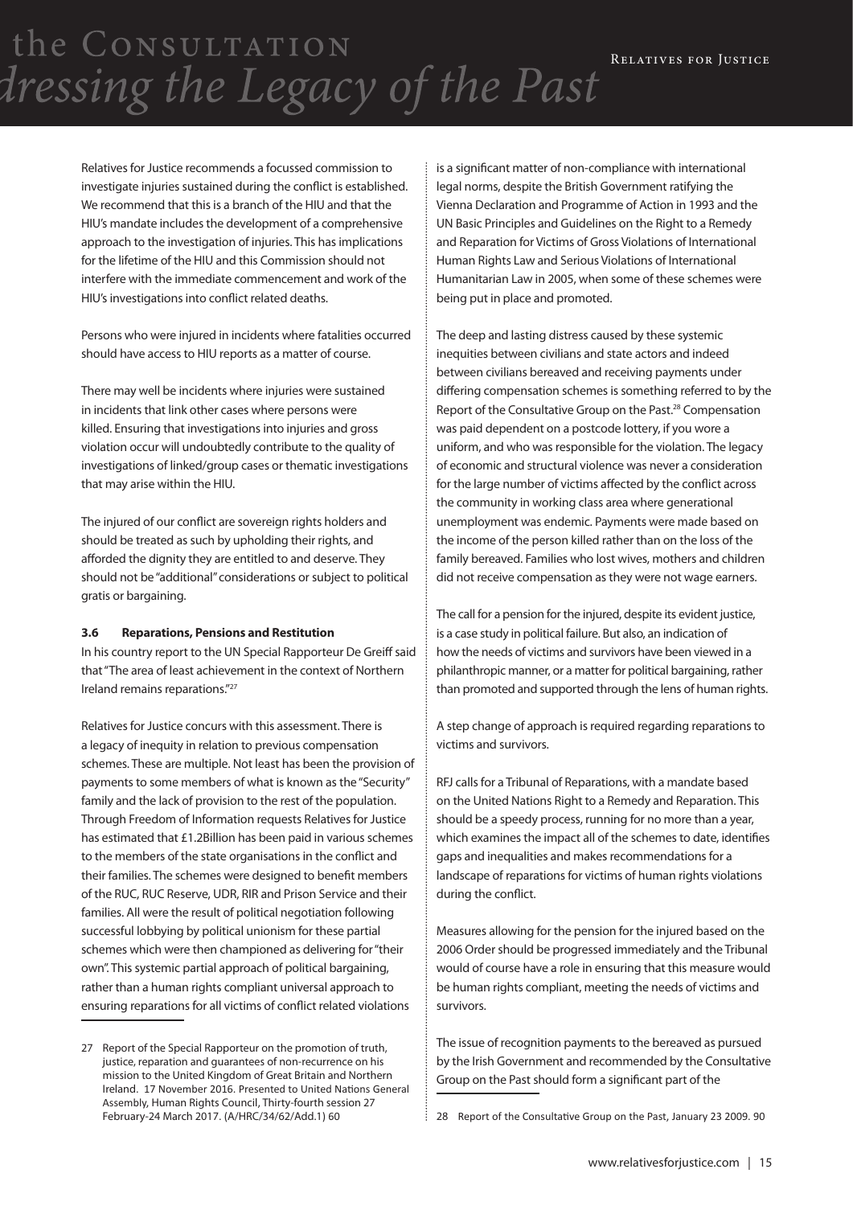Relatives for Justice recommends a focussed commission to investigate injuries sustained during the conflict is established. We recommend that this is a branch of the HIU and that the HIU's mandate includes the development of a comprehensive approach to the investigation of injuries. This has implications for the lifetime of the HIU and this Commission should not interfere with the immediate commencement and work of the HIU's investigations into conflict related deaths.

Persons who were injured in incidents where fatalities occurred should have access to HIU reports as a matter of course.

There may well be incidents where injuries were sustained in incidents that link other cases where persons were killed. Ensuring that investigations into injuries and gross violation occur will undoubtedly contribute to the quality of investigations of linked/group cases or thematic investigations that may arise within the HIU.

The injured of our conflict are sovereign rights holders and should be treated as such by upholding their rights, and afforded the dignity they are entitled to and deserve. They should not be "additional" considerations or subject to political gratis or bargaining.

### 3.6 Reparations, Pensions and Restitution

In his country report to the UN Special Rapporteur De Greiff said that "The area of least achievement in the context of Northern Ireland remains reparations."[27]

Relatives for Justice concurs with this assessment. There is a legacy of inequity in relation to previous compensation schemes. These are multiple. Not least has been the provision of payments to some members of what is known as the "Security" family and the lack of provision to the rest of the population. Through Freedom of Information requests Relatives for Justice has estimated that £1.2Billion has been paid in various schemes to the members of the state organisations in the conflict and their families. The schemes were designed to benefit members of the RUC, RUC Reserve, UDR, RIR and Prison Service and their families. All were the result of political negotiation following successful lobbying by political unionism for these partial schemes which were then championed as delivering for "their own". This systemic partial approach of political bargaining, rather than a human rights compliant universal approach to ensuring reparations for all victims of conflict related violations is a significant matter of non-compliance with international legal norms, despite the British Government ratifying the Vienna Declaration and Programme of Action in 1993 and the UN Basic Principles and Guidelines on the Right to a Remedy and Reparation for Victims of Gross Violations of International Human Rights Law and Serious Violations of International Humanitarian Law in 2005, when some of these schemes were being put in place and promoted.

The deep and lasting distress caused by these systemic inequities between civilians and state actors and indeed between civilians bereaved and receiving payments under differing compensation schemes is something referred to by the Report of the Consultative Group on the Past.[28] Compensation was paid dependent on a postcode lottery, if you wore a uniform, and who was responsible for the violation. The legacy of economic and structural violence was never a consideration for the large number of victims affected by the conflict across the community in working class area where generational unemployment was endemic. Payments were made based on the income of the person killed rather than on the loss of the family bereaved. Families who lost wives, mothers and children did not receive compensation as they were not wage earners.

The call for a pension for the injured, despite its evident justice, is a case study in political failure. But also, an indication of how the needs of victims and survivors have been viewed in a philanthropic manner, or a matter for political bargaining, rather than promoted and supported through the lens of human rights.

A step change of approach is required regarding reparations to victims and survivors.

RFJ calls for a Tribunal of Reparations, with a mandate based on the United Nations Right to a Remedy and Reparation. This should be a speedy process, running for no more than a year, which examines the impact all of the schemes to date, identifies gaps and inequalities and makes recommendations for a landscape of reparations for victims of human rights violations during the conflict.

Measures allowing for the pension for the injured based on the 2006 Order should be progressed immediately and the Tribunal would of course have a role in ensuring that this measure would be human rights compliant, meeting the needs of victims and survivors.

The issue of recognition payments to the bereaved as pursued by the Irish Government and recommended by the Consultative Group on the Past should form a significant part of the

---

27 Report of the Special Rapporteur on the promotion of truth, justice, reparation and guarantees of non-recurrence on his mission to the United Kingdom of Great Britain and Northern Ireland. 17 November 2016. Presented to United Nations General Assembly, Human Rights Council, Thirty-fourth session 27 February-24 March 2017. (A/HRC/34/62/Add.1) 60

28 Report of the Consultative Group on the Past, January 23 2009. 90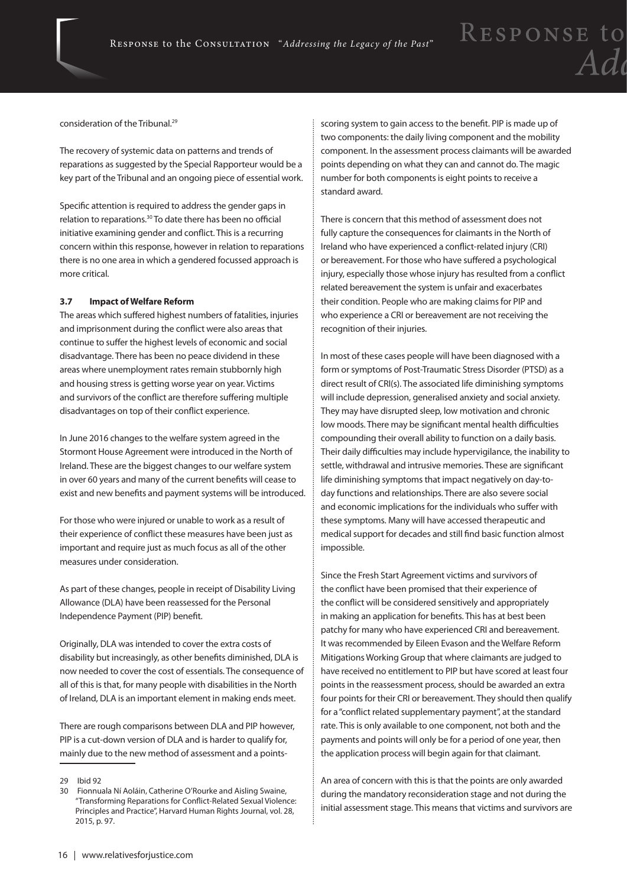consideration of the Tribunal.[29]

The recovery of systemic data on patterns and trends of reparations as suggested by the Special Rapporteur would be a key part of the Tribunal and an ongoing piece of essential work.

Specific attention is required to address the gender gaps in relation to reparations.[30] To date there has been no official initiative examining gender and conflict. This is a recurring concern within this response, however in relation to reparations there is no one area in which a gendered focussed approach is more critical.

### 3.7 Impact of Welfare Reform

The areas which suffered highest numbers of fatalities, injuries and imprisonment during the conflict were also areas that continue to suffer the highest levels of economic and social disadvantage. There has been no peace dividend in these areas where unemployment rates remain stubbornly high and housing stress is getting worse year on year. Victims and survivors of the conflict are therefore suffering multiple disadvantages on top of their conflict experience.

In June 2016 changes to the welfare system agreed in the Stormont House Agreement were introduced in the North of Ireland. These are the biggest changes to our welfare system in over 60 years and many of the current benefits will cease to exist and new benefits and payment systems will be introduced.

For those who were injured or unable to work as a result of their experience of conflict these measures have been just as important and require just as much focus as all of the other measures under consideration.

As part of these changes, people in receipt of Disability Living Allowance (DLA) have been reassessed for the Personal Independence Payment (PIP) benefit.

Originally, DLA was intended to cover the extra costs of disability but increasingly, as other benefits diminished, DLA is now needed to cover the cost of essentials. The consequence of all of this is that, for many people with disabilities in the North of Ireland, DLA is an important element in making ends meet.

There are rough comparisons between DLA and PIP however, PIP is a cut-down version of DLA and is harder to qualify for, mainly due to the new method of assessment and a points-scoring system to gain access to the benefit. PIP is made up of two components: the daily living component and the mobility component. In the assessment process claimants will be awarded points depending on what they can and cannot do. The magic number for both components is eight points to receive a standard award.

There is concern that this method of assessment does not fully capture the consequences for claimants in the North of Ireland who have experienced a conflict-related injury (CRI) or bereavement. For those who have suffered a psychological injury, especially those whose injury has resulted from a conflict related bereavement the system is unfair and exacerbates their condition. People who are making claims for PIP and who experience a CRI or bereavement are not receiving the recognition of their injuries.

In most of these cases people will have been diagnosed with a form or symptoms of Post-Traumatic Stress Disorder (PTSD) as a direct result of CRI(s). The associated life diminishing symptoms will include depression, generalised anxiety and social anxiety. They may have disrupted sleep, low motivation and chronic low moods. There may be significant mental health difficulties compounding their overall ability to function on a daily basis. Their daily difficulties may include hypervigilance, the inability to settle, withdrawal and intrusive memories. These are significant life diminishing symptoms that impact negatively on day-to-day functions and relationships. There are also severe social and economic implications for the individuals who suffer with these symptoms. Many will have accessed therapeutic and medical support for decades and still find basic function almost impossible.

Since the Fresh Start Agreement victims and survivors of the conflict have been promised that their experience of the conflict will be considered sensitively and appropriately in making an application for benefits. This has at best been patchy for many who have experienced CRI and bereavement. It was recommended by Eileen Evason and the Welfare Reform Mitigations Working Group that where claimants are judged to have received no entitlement to PIP but have scored at least four points in the reassessment process, should be awarded an extra four points for their CRI or bereavement. They should then qualify for a "conflict related supplementary payment", at the standard rate. This is only available to one component, not both and the payments and points will only be for a period of one year, then the application process will begin again for that claimant.

An area of concern with this is that the points are only awarded during the mandatory reconsideration stage and not during the initial assessment stage. This means that victims and survivors are

---

29 Ibid 92

30 Fionnuala Ní Aoláin, Catherine O'Rourke and Aisling Swaine, "Transforming Reparations for Conflict-Related Sexual Violence: Principles and Practice", Harvard Human Rights Journal, vol. 28, 2015, p. 97.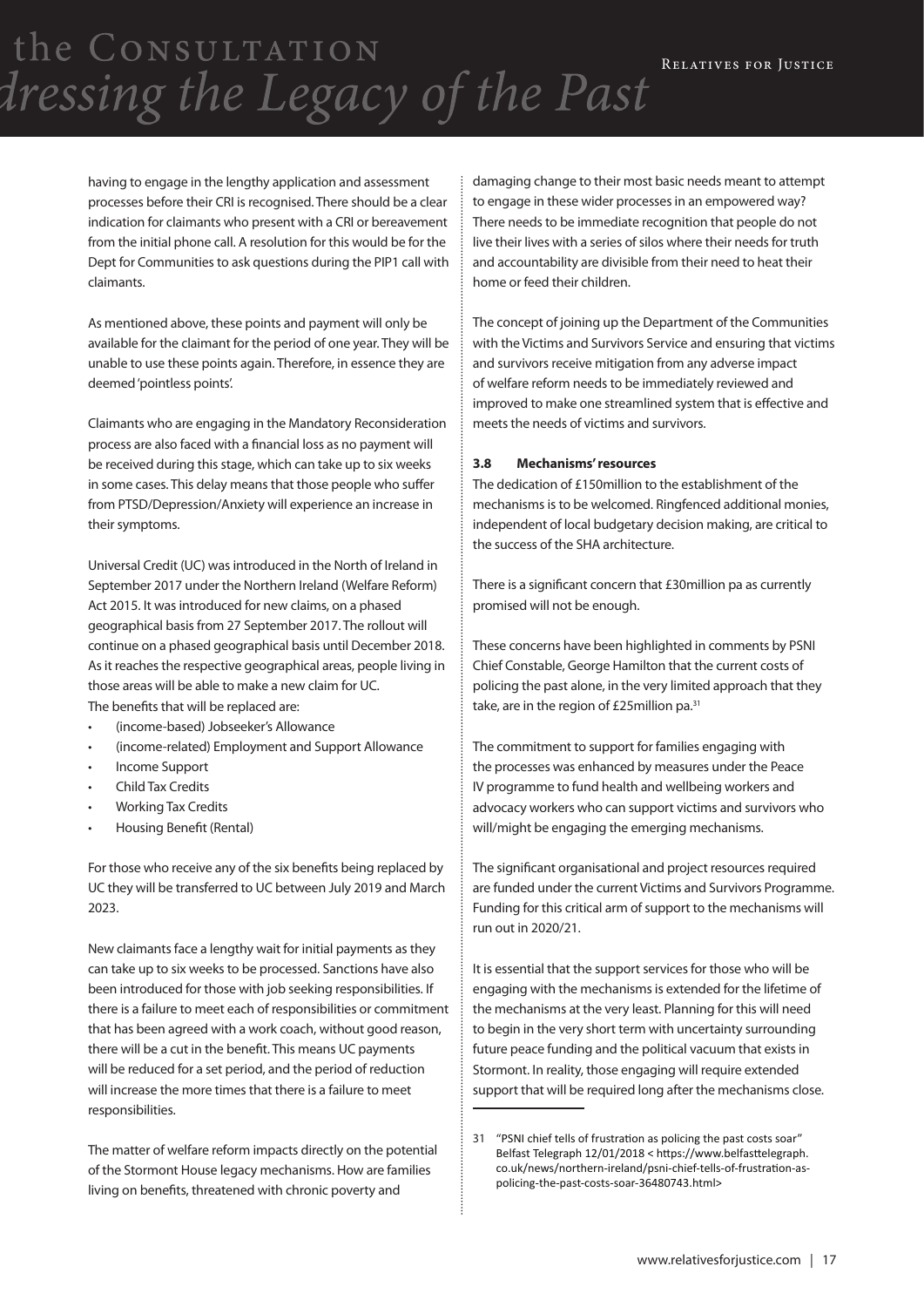having to engage in the lengthy application and assessment processes before their CRI is recognised. There should be a clear indication for claimants who present with a CRI or bereavement from the initial phone call. A resolution for this would be for the Dept for Communities to ask questions during the PIP1 call with claimants.

As mentioned above, these points and payment will only be available for the claimant for the period of one year. They will be unable to use these points again. Therefore, in essence they are deemed 'pointless points'.

Claimants who are engaging in the Mandatory Reconsideration process are also faced with a financial loss as no payment will be received during this stage, which can take up to six weeks in some cases. This delay means that those people who suffer from PTSD/Depression/Anxiety will experience an increase in their symptoms.

Universal Credit (UC) was introduced in the North of Ireland in September 2017 under the Northern Ireland (Welfare Reform) Act 2015. It was introduced for new claims, on a phased geographical basis from 27 September 2017. The rollout will continue on a phased geographical basis until December 2018. As it reaches the respective geographical areas, people living in those areas will be able to make a new claim for UC.

The benefits that will be replaced are:

- (income-based) Jobseeker's Allowance
- (income-related) Employment and Support Allowance
- Income Support
- Child Tax Credits
- Working Tax Credits
- Housing Benefit (Rental)

For those who receive any of the six benefits being replaced by UC they will be transferred to UC between July 2019 and March 2023.

New claimants face a lengthy wait for initial payments as they can take up to six weeks to be processed. Sanctions have also been introduced for those with job seeking responsibilities. If there is a failure to meet each of responsibilities or commitment that has been agreed with a work coach, without good reason, there will be a cut in the benefit. This means UC payments will be reduced for a set period, and the period of reduction will increase the more times that there is a failure to meet responsibilities.

The matter of welfare reform impacts directly on the potential of the Stormont House legacy mechanisms. How are families living on benefits, threatened with chronic poverty and damaging change to their most basic needs meant to attempt to engage in these wider processes in an empowered way? There needs to be immediate recognition that people do not live their lives with a series of silos where their needs for truth and accountability are divisible from their need to heat their home or feed their children.

The concept of joining up the Department of the Communities with the Victims and Survivors Service and ensuring that victims and survivors receive mitigation from any adverse impact of welfare reform needs to be immediately reviewed and improved to make one streamlined system that is effective and meets the needs of victims and survivors.

### 3.8 Mechanisms' resources

The dedication of £150million to the establishment of the mechanisms is to be welcomed. Ringfenced additional monies, independent of local budgetary decision making, are critical to the success of the SHA architecture.

There is a significant concern that £30million pa as currently promised will not be enough.

These concerns have been highlighted in comments by PSNI Chief Constable, George Hamilton that the current costs of policing the past alone, in the very limited approach that they take, are in the region of £25million pa.[31]

The commitment to support for families engaging with the processes was enhanced by measures under the Peace IV programme to fund health and wellbeing workers and advocacy workers who can support victims and survivors who will/might be engaging the emerging mechanisms.

The significant organisational and project resources required are funded under the current Victims and Survivors Programme. Funding for this critical arm of support to the mechanisms will run out in 2020/21.

It is essential that the support services for those who will be engaging with the mechanisms is extended for the lifetime of the mechanisms at the very least. Planning for this will need to begin in the very short term with uncertainty surrounding future peace funding and the political vacuum that exists in Stormont. In reality, those engaging will require extended support that will be required long after the mechanisms close.

---

31 "PSNI chief tells of frustration as policing the past costs soar" Belfast Telegraph 12/01/2018 < https://www.belfasttelegraph.co.uk/news/northern-ireland/psni-chief-tells-of-frustration-as-policing-the-past-costs-soar-36480743.html>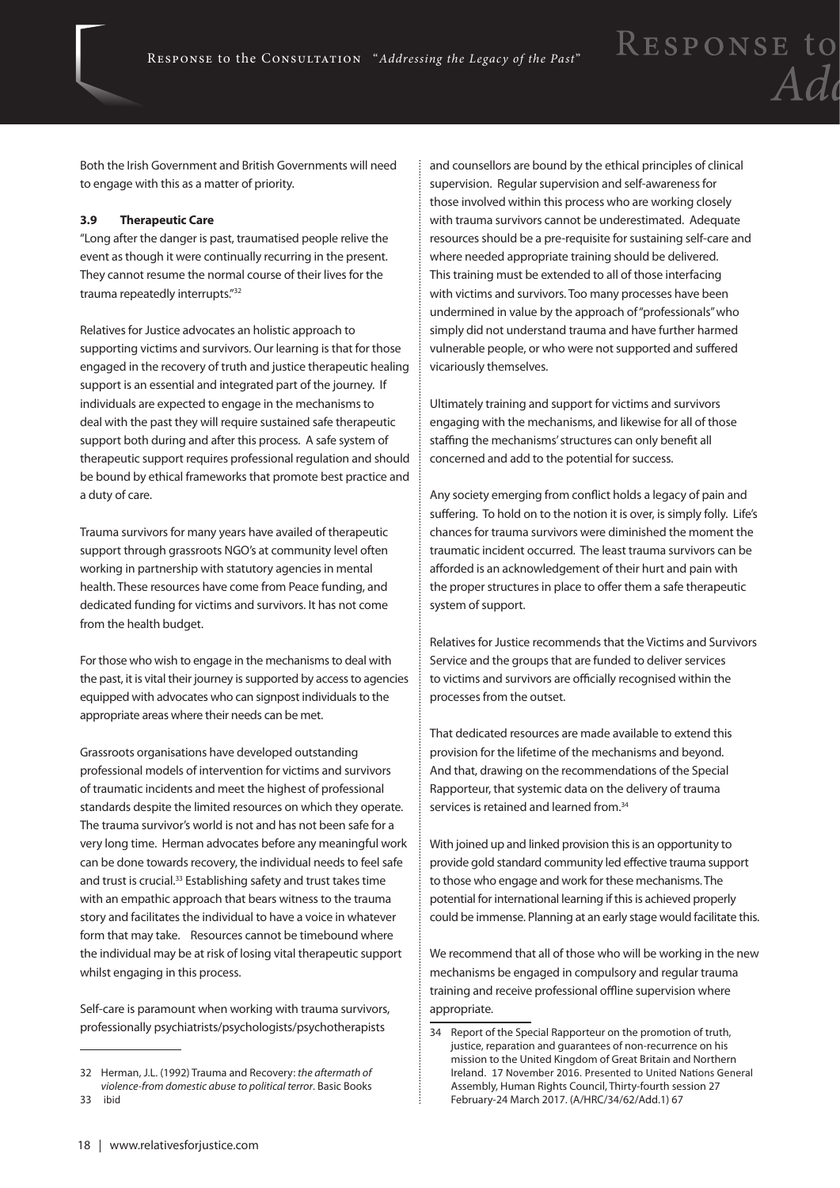Both the Irish Government and British Governments will need to engage with this as a matter of priority.

### 3.9 Therapeutic Care

"Long after the danger is past, traumatised people relive the event as though it were continually recurring in the present. They cannot resume the normal course of their lives for the trauma repeatedly interrupts."[32]

Relatives for Justice advocates an holistic approach to supporting victims and survivors. Our learning is that for those engaged in the recovery of truth and justice therapeutic healing support is an essential and integrated part of the journey. If individuals are expected to engage in the mechanisms to deal with the past they will require sustained safe therapeutic support both during and after this process. A safe system of therapeutic support requires professional regulation and should be bound by ethical frameworks that promote best practice and a duty of care.

Trauma survivors for many years have availed of therapeutic support through grassroots NGO's at community level often working in partnership with statutory agencies in mental health. These resources have come from Peace funding, and dedicated funding for victims and survivors. It has not come from the health budget.

For those who wish to engage in the mechanisms to deal with the past, it is vital their journey is supported by access to agencies equipped with advocates who can signpost individuals to the appropriate areas where their needs can be met.

Grassroots organisations have developed outstanding professional models of intervention for victims and survivors of traumatic incidents and meet the highest of professional standards despite the limited resources on which they operate. The trauma survivor's world is not and has not been safe for a very long time. Herman advocates before any meaningful work can be done towards recovery, the individual needs to feel safe and trust is crucial.[33] Establishing safety and trust takes time with an empathic approach that bears witness to the trauma story and facilitates the individual to have a voice in whatever form that may take. Resources cannot be timebound where the individual may be at risk of losing vital therapeutic support whilst engaging in this process.

Self-care is paramount when working with trauma survivors, professionally psychiatrists/psychologists/psychotherapists and counsellors are bound by the ethical principles of clinical supervision. Regular supervision and self-awareness for those involved within this process who are working closely with trauma survivors cannot be underestimated. Adequate resources should be a pre-requisite for sustaining self-care and where needed appropriate training should be delivered. This training must be extended to all of those interfacing with victims and survivors. Too many processes have been undermined in value by the approach of "professionals" who simply did not understand trauma and have further harmed vulnerable people, or who were not supported and suffered vicariously themselves.

Ultimately training and support for victims and survivors engaging with the mechanisms, and likewise for all of those staffing the mechanisms' structures can only benefit all concerned and add to the potential for success.

Any society emerging from conflict holds a legacy of pain and suffering. To hold on to the notion it is over, is simply folly. Life's chances for trauma survivors were diminished the moment the traumatic incident occurred. The least trauma survivors can be afforded is an acknowledgement of their hurt and pain with the proper structures in place to offer them a safe therapeutic system of support.

Relatives for Justice recommends that the Victims and Survivors Service and the groups that are funded to deliver services to victims and survivors are officially recognised within the processes from the outset.

That dedicated resources are made available to extend this provision for the lifetime of the mechanisms and beyond. And that, drawing on the recommendations of the Special Rapporteur, that systemic data on the delivery of trauma services is retained and learned from.[34]

With joined up and linked provision this is an opportunity to provide gold standard community led effective trauma support to those who engage and work for these mechanisms. The potential for international learning if this is achieved properly could be immense. Planning at an early stage would facilitate this.

We recommend that all of those who will be working in the new mechanisms be engaged in compulsory and regular trauma training and receive professional offline supervision where appropriate.

---

32 Herman, J.L. (1992) Trauma and Recovery: *the aftermath of violence-from domestic abuse to political terror*. Basic Books

33 ibid

34 Report of the Special Rapporteur on the promotion of truth, justice, reparation and guarantees of non-recurrence on his mission to the United Kingdom of Great Britain and Northern Ireland. 17 November 2016. Presented to United Nations General Assembly, Human Rights Council, Thirty-fourth session 27 February-24 March 2017. (A/HRC/34/62/Add.1) 67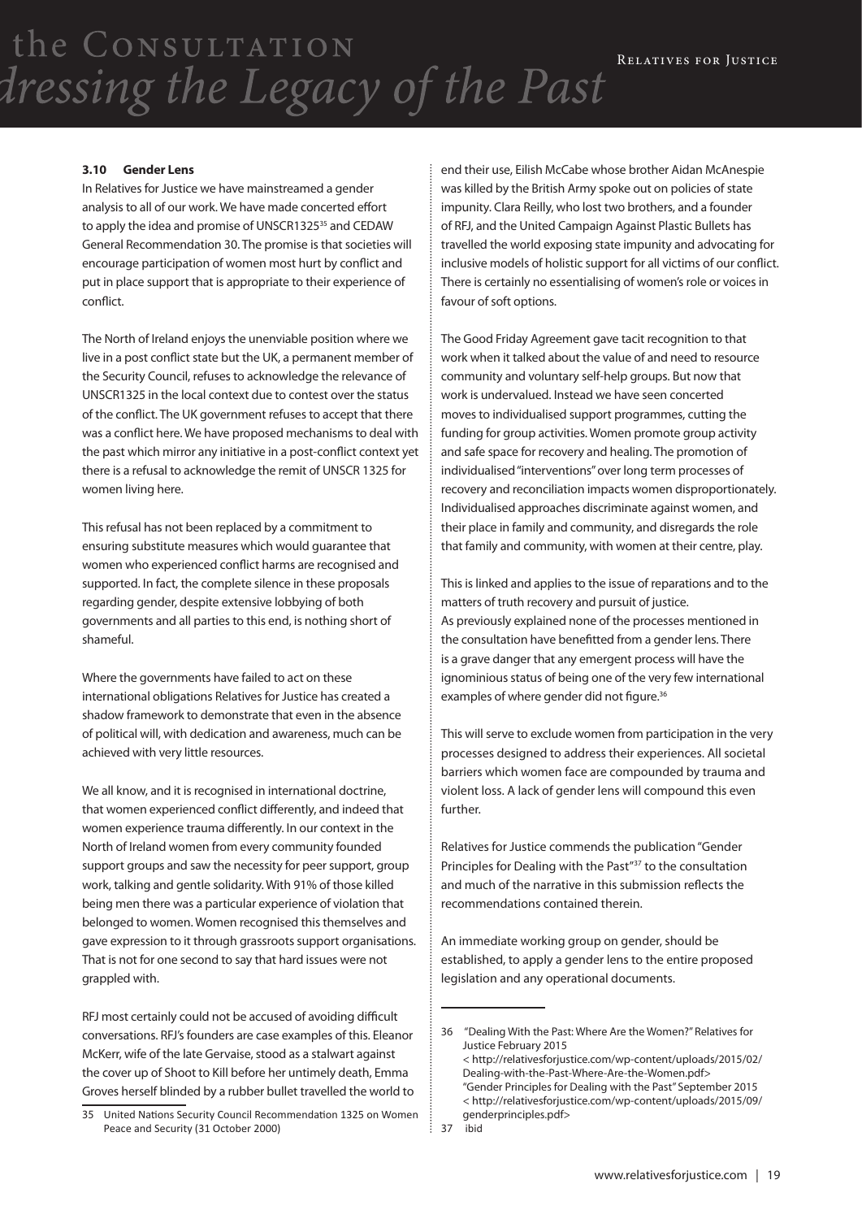### 3.10 Gender Lens

In Relatives for Justice we have mainstreamed a gender analysis to all of our work. We have made concerted effort to apply the idea and promise of UNSCR1325[35] and CEDAW General Recommendation 30. The promise is that societies will encourage participation of women most hurt by conflict and put in place support that is appropriate to their experience of conflict.

The North of Ireland enjoys the unenviable position where we live in a post conflict state but the UK, a permanent member of the Security Council, refuses to acknowledge the relevance of UNSCR1325 in the local context due to contest over the status of the conflict. The UK government refuses to accept that there was a conflict here. We have proposed mechanisms to deal with the past which mirror any initiative in a post-conflict context yet there is a refusal to acknowledge the remit of UNSCR 1325 for women living here.

This refusal has not been replaced by a commitment to ensuring substitute measures which would guarantee that women who experienced conflict harms are recognised and supported. In fact, the complete silence in these proposals regarding gender, despite extensive lobbying of both governments and all parties to this end, is nothing short of shameful.

Where the governments have failed to act on these international obligations Relatives for Justice has created a shadow framework to demonstrate that even in the absence of political will, with dedication and awareness, much can be achieved with very little resources.

We all know, and it is recognised in international doctrine, that women experienced conflict differently, and indeed that women experience trauma differently. In our context in the North of Ireland women from every community founded support groups and saw the necessity for peer support, group work, talking and gentle solidarity. With 91% of those killed being men there was a particular experience of violation that belonged to women. Women recognised this themselves and gave expression to it through grassroots support organisations. That is not for one second to say that hard issues were not grappled with.

RFJ most certainly could not be accused of avoiding difficult conversations. RFJ's founders are case examples of this. Eleanor McKerr, wife of the late Gervaise, stood as a stalwart against the cover up of Shoot to Kill before her untimely death, Emma Groves herself blinded by a rubber bullet travelled the world to end their use, Eilish McCabe whose brother Aidan McAnespie was killed by the British Army spoke out on policies of state impunity. Clara Reilly, who lost two brothers, and a founder of RFJ, and the United Campaign Against Plastic Bullets has travelled the world exposing state impunity and advocating for inclusive models of holistic support for all victims of our conflict. There is certainly no essentialising of women's role or voices in favour of soft options.

The Good Friday Agreement gave tacit recognition to that work when it talked about the value of and need to resource community and voluntary self-help groups. But now that work is undervalued. Instead we have seen concerted moves to individualised support programmes, cutting the funding for group activities. Women promote group activity and safe space for recovery and healing. The promotion of individualised "interventions" over long term processes of recovery and reconciliation impacts women disproportionately. Individualised approaches discriminate against women, and their place in family and community, and disregards the role that family and community, with women at their centre, play.

This is linked and applies to the issue of reparations and to the matters of truth recovery and pursuit of justice.
As previously explained none of the processes mentioned in the consultation have benefitted from a gender lens. There is a grave danger that any emergent process will have the ignominious status of being one of the very few international examples of where gender did not figure.[36]

This will serve to exclude women from participation in the very processes designed to address their experiences. All societal barriers which women face are compounded by trauma and violent loss. A lack of gender lens will compound this even further.

Relatives for Justice commends the publication "Gender Principles for Dealing with the Past"[37] to the consultation and much of the narrative in this submission reflects the recommendations contained therein.

An immediate working group on gender, should be established, to apply a gender lens to the entire proposed legislation and any operational documents.

---

35 United Nations Security Council Recommendation 1325 on Women Peace and Security (31 October 2000)

36 "Dealing With the Past: Where Are the Women?" Relatives for Justice February 2015 < http://relativesforjustice.com/wp-content/uploads/2015/02/Dealing-with-the-Past-Where-Are-the-Women.pdf> "Gender Principles for Dealing with the Past" September 2015 < http://relativesforjustice.com/wp-content/uploads/2015/09/genderprinciples.pdf>

37 ibid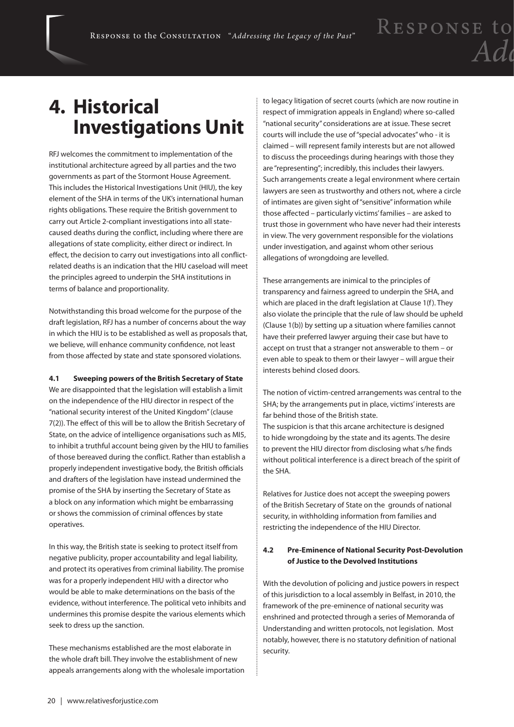# 4. Historical Investigations Unit

RFJ welcomes the commitment to implementation of the institutional architecture agreed by all parties and the two governments as part of the Stormont House Agreement. This includes the Historical Investigations Unit (HIU), the key element of the SHA in terms of the UK's international human rights obligations. These require the British government to carry out Article 2-compliant investigations into all state-caused deaths during the conflict, including where there are allegations of state complicity, either direct or indirect. In effect, the decision to carry out investigations into all conflict-related deaths is an indication that the HIU caseload will meet the principles agreed to underpin the SHA institutions in terms of balance and proportionality.

Notwithstanding this broad welcome for the purpose of the draft legislation, RFJ has a number of concerns about the way in which the HIU is to be established as well as proposals that, we believe, will enhance community confidence, not least from those affected by state and state sponsored violations.

### 4.1 Sweeping powers of the British Secretary of State

We are disappointed that the legislation will establish a limit on the independence of the HIU director in respect of the "national security interest of the United Kingdom" (clause 7(2)). The effect of this will be to allow the British Secretary of State, on the advice of intelligence organisations such as MI5, to inhibit a truthful account being given by the HIU to families of those bereaved during the conflict. Rather than establish a properly independent investigative body, the British officials and drafters of the legislation have instead undermined the promise of the SHA by inserting the Secretary of State as a block on any information which might be embarrassing or shows the commission of criminal offences by state operatives.

In this way, the British state is seeking to protect itself from negative publicity, proper accountability and legal liability, and protect its operatives from criminal liability. The promise was for a properly independent HIU with a director who would be able to make determinations on the basis of the evidence, without interference. The political veto inhibits and undermines this promise despite the various elements which seek to dress up the sanction.

These mechanisms established are the most elaborate in the whole draft bill. They involve the establishment of new appeals arrangements along with the wholesale importation to legacy litigation of secret courts (which are now routine in respect of immigration appeals in England) where so-called "national security" considerations are at issue. These secret courts will include the use of "special advocates" who - it is claimed – will represent family interests but are not allowed to discuss the proceedings during hearings with those they are "representing"; incredibly, this includes their lawyers. Such arrangements create a legal environment where certain lawyers are seen as trustworthy and others not, where a circle of intimates are given sight of "sensitive" information while those affected – particularly victims' families – are asked to trust those in government who have never had their interests in view. The very government responsible for the violations under investigation, and against whom other serious allegations of wrongdoing are levelled.

These arrangements are inimical to the principles of transparency and fairness agreed to underpin the SHA, and which are placed in the draft legislation at Clause 1(f). They also violate the principle that the rule of law should be upheld (Clause 1(b)) by setting up a situation where families cannot have their preferred lawyer arguing their case but have to accept on trust that a stranger not answerable to them – or even able to speak to them or their lawyer – will argue their interests behind closed doors.

The notion of victim-centred arrangements was central to the SHA; by the arrangements put in place, victims' interests are far behind those of the British state.
The suspicion is that this arcane architecture is designed to hide wrongdoing by the state and its agents. The desire to prevent the HIU director from disclosing what s/he finds without political interference is a direct breach of the spirit of the SHA.

Relatives for Justice does not accept the sweeping powers of the British Secretary of State on the grounds of national security, in withholding information from families and restricting the independence of the HIU Director.

### 4.2 Pre-Eminence of National Security Post-Devolution of Justice to the Devolved Institutions

With the devolution of policing and justice powers in respect of this jurisdiction to a local assembly in Belfast, in 2010, the framework of the pre-eminence of national security was enshrined and protected through a series of Memoranda of Understanding and written protocols, not legislation. Most notably, however, there is no statutory definition of national security.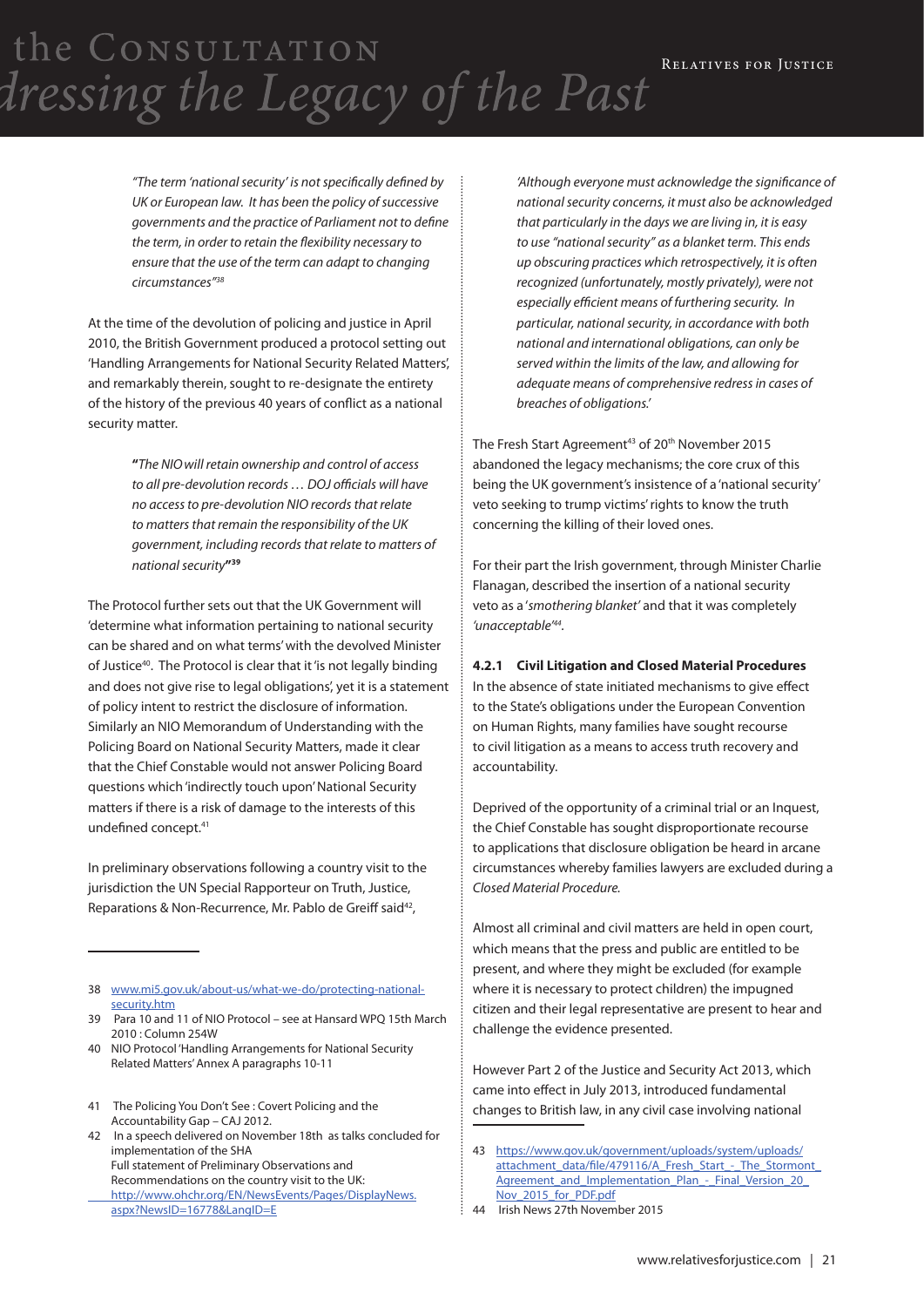*"The term 'national security' is not specifically defined by UK or European law. It has been the policy of successive governments and the practice of Parliament not to define the term, in order to retain the flexibility necessary to ensure that the use of the term can adapt to changing circumstances"*[38]

At the time of the devolution of policing and justice in April 2010, the British Government produced a protocol setting out 'Handling Arrangements for National Security Related Matters', and remarkably therein, sought to re-designate the entirety of the history of the previous 40 years of conflict as a national security matter.

**"***The NIO will retain ownership and control of access to all pre-devolution records … DOJ officials will have no access to pre-devolution NIO records that relate to matters that remain the responsibility of the UK government, including records that relate to matters of national security***"**[39]

The Protocol further sets out that the UK Government will 'determine what information pertaining to national security can be shared and on what terms' with the devolved Minister of Justice[40]. The Protocol is clear that it 'is not legally binding and does not give rise to legal obligations', yet it is a statement of policy intent to restrict the disclosure of information. Similarly an NIO Memorandum of Understanding with the Policing Board on National Security Matters, made it clear that the Chief Constable would not answer Policing Board questions which 'indirectly touch upon' National Security matters if there is a risk of damage to the interests of this undefined concept.[41]

In preliminary observations following a country visit to the jurisdiction the UN Special Rapporteur on Truth, Justice, Reparations & Non-Recurrence, Mr. Pablo de Greiff said[42],

*'Although everyone must acknowledge the significance of national security concerns, it must also be acknowledged that particularly in the days we are living in, it is easy to use "national security" as a blanket term. This ends up obscuring practices which retrospectively, it is often recognized (unfortunately, mostly privately), were not especially efficient means of furthering security. In particular, national security, in accordance with both national and international obligations, can only be served within the limits of the law, and allowing for adequate means of comprehensive redress in cases of breaches of obligations.'*

The Fresh Start Agreement[43] of 20th November 2015 abandoned the legacy mechanisms; the core crux of this being the UK government's insistence of a 'national security' veto seeking to trump victims' rights to know the truth concerning the killing of their loved ones.

For their part the Irish government, through Minister Charlie Flanagan, described the insertion of a national security veto as a '*smothering blanket'* and that it was completely *'unacceptable'*[44].

#### 4.2.1 Civil Litigation and Closed Material Procedures

In the absence of state initiated mechanisms to give effect to the State's obligations under the European Convention on Human Rights, many families have sought recourse to civil litigation as a means to access truth recovery and accountability.

Deprived of the opportunity of a criminal trial or an Inquest, the Chief Constable has sought disproportionate recourse to applications that disclosure obligation be heard in arcane circumstances whereby families lawyers are excluded during a *Closed Material Procedure.*

Almost all criminal and civil matters are held in open court, which means that the press and public are entitled to be present, and where they might be excluded (for example where it is necessary to protect children) the impugned citizen and their legal representative are present to hear and challenge the evidence presented.

However Part 2 of the Justice and Security Act 2013, which came into effect in July 2013, introduced fundamental changes to British law, in any civil case involving national

---

38 www.mi5.gov.uk/about-us/what-we-do/protecting-national-security.htm

39 Para 10 and 11 of NIO Protocol – see at Hansard WPQ 15th March 2010 : Column 254W

40 NIO Protocol 'Handling Arrangements for National Security Related Matters' Annex A paragraphs 10-11

41 The Policing You Don't See : Covert Policing and the Accountability Gap – CAJ 2012.

42 In a speech delivered on November 18th as talks concluded for implementation of the SHA
Full statement of Preliminary Observations and Recommendations on the country visit to the UK:
http://www.ohchr.org/EN/NewsEvents/Pages/DisplayNews.aspx?NewsID=16778&LangID=E

43 https://www.gov.uk/government/uploads/system/uploads/attachment_data/file/479116/A_Fresh_Start_-_The_Stormont_Agreement_and_Implementation_Plan_-_Final_Version_20_Nov_2015_for_PDF.pdf

44 Irish News 27th November 2015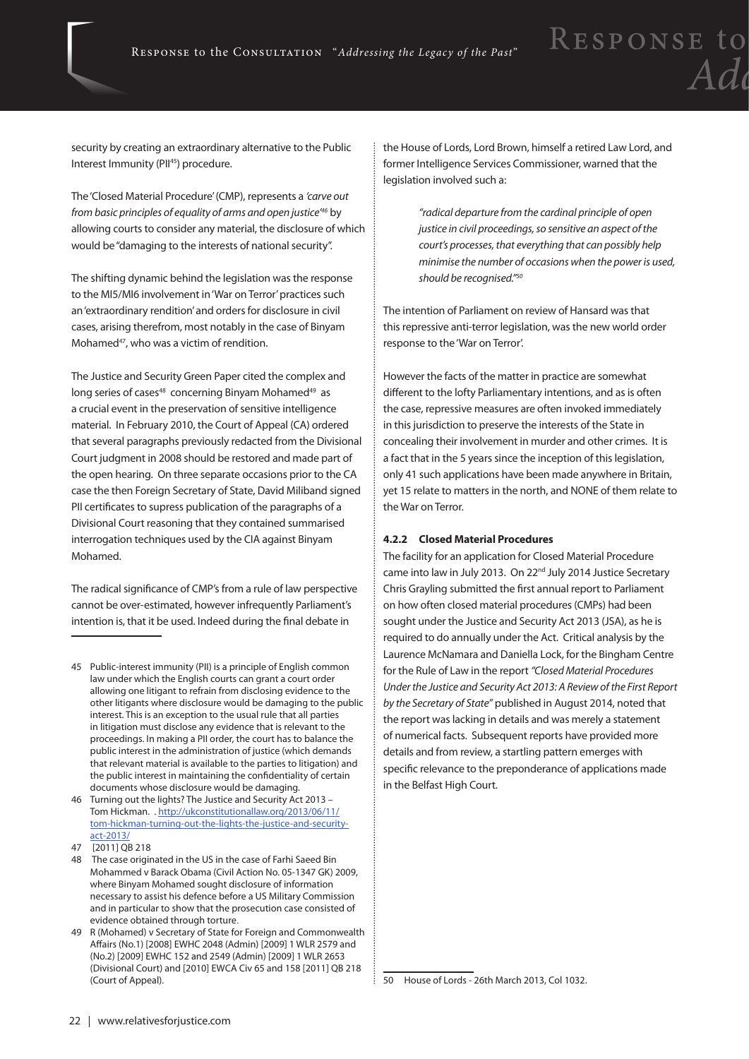security by creating an extraordinary alternative to the Public Interest Immunity (PII[45]) procedure.

The 'Closed Material Procedure' (CMP), represents a *'carve out from basic principles of equality of arms and open justice'*[46] by allowing courts to consider any material, the disclosure of which would be "damaging to the interests of national security".

The shifting dynamic behind the legislation was the response to the MI5/MI6 involvement in 'War on Terror' practices such an 'extraordinary rendition' and orders for disclosure in civil cases, arising therefrom, most notably in the case of Binyam Mohamed[47], who was a victim of rendition.

The Justice and Security Green Paper cited the complex and long series of cases[48] concerning Binyam Mohamed[49] as a crucial event in the preservation of sensitive intelligence material. In February 2010, the Court of Appeal (CA) ordered that several paragraphs previously redacted from the Divisional Court judgment in 2008 should be restored and made part of the open hearing. On three separate occasions prior to the CA case the then Foreign Secretary of State, David Miliband signed PII certificates to supress publication of the paragraphs of a Divisional Court reasoning that they contained summarised interrogation techniques used by the CIA against Binyam Mohamed.

The radical significance of CMP's from a rule of law perspective cannot be over-estimated, however infrequently Parliament's intention is, that it be used. Indeed during the final debate in the House of Lords, Lord Brown, himself a retired Law Lord, and former Intelligence Services Commissioner, warned that the legislation involved such a:

> *"radical departure from the cardinal principle of open justice in civil proceedings, so sensitive an aspect of the court's processes, that everything that can possibly help minimise the number of occasions when the power is used, should be recognised."*[50]

The intention of Parliament on review of Hansard was that this repressive anti-terror legislation, was the new world order response to the 'War on Terror'.

However the facts of the matter in practice are somewhat different to the lofty Parliamentary intentions, and as is often the case, repressive measures are often invoked immediately in this jurisdiction to preserve the interests of the State in concealing their involvement in murder and other crimes. It is a fact that in the 5 years since the inception of this legislation, only 41 such applications have been made anywhere in Britain, yet 15 relate to matters in the north, and NONE of them relate to the War on Terror.

#### 4.2.2 Closed Material Procedures

The facility for an application for Closed Material Procedure came into law in July 2013. On 22nd July 2014 Justice Secretary Chris Grayling submitted the first annual report to Parliament on how often closed material procedures (CMPs) had been sought under the Justice and Security Act 2013 (JSA), as he is required to do annually under the Act. Critical analysis by the Laurence McNamara and Daniella Lock, for the Bingham Centre for the Rule of Law in the report *"Closed Material Procedures Under the Justice and Security Act 2013: A Review of the First Report by the Secretary of State"* published in August 2014, noted that the report was lacking in details and was merely a statement of numerical facts. Subsequent reports have provided more details and from review, a startling pattern emerges with specific relevance to the preponderance of applications made in the Belfast High Court.

---

45 Public-interest immunity (PII) is a principle of English common law under which the English courts can grant a court order allowing one litigant to refrain from disclosing evidence to the other litigants where disclosure would be damaging to the public interest. This is an exception to the usual rule that all parties in litigation must disclose any evidence that is relevant to the proceedings. In making a PII order, the court has to balance the public interest in the administration of justice (which demands that relevant material is available to the parties to litigation) and the public interest in maintaining the confidentiality of certain documents whose disclosure would be damaging.

46 Turning out the lights? The Justice and Security Act 2013 – Tom Hickman. . http://ukconstitutionallaw.org/2013/06/11/tom-hickman-turning-out-the-lights-the-justice-and-security-act-2013/

47 [2011] QB 218

48 The case originated in the US in the case of Farhi Saeed Bin Mohammed v Barack Obama (Civil Action No. 05-1347 GK) 2009, where Binyam Mohamed sought disclosure of information necessary to assist his defence before a US Military Commission and in particular to show that the prosecution case consisted of evidence obtained through torture.

49 R (Mohamed) v Secretary of State for Foreign and Commonwealth Affairs (No.1) [2008] EWHC 2048 (Admin) [2009] 1 WLR 2579 and (No.2) [2009] EWHC 152 and 2549 (Admin) [2009] 1 WLR 2653 (Divisional Court) and [2010] EWCA Civ 65 and 158 [2011] QB 218 (Court of Appeal).

50 House of Lords - 26th March 2013, Col 1032.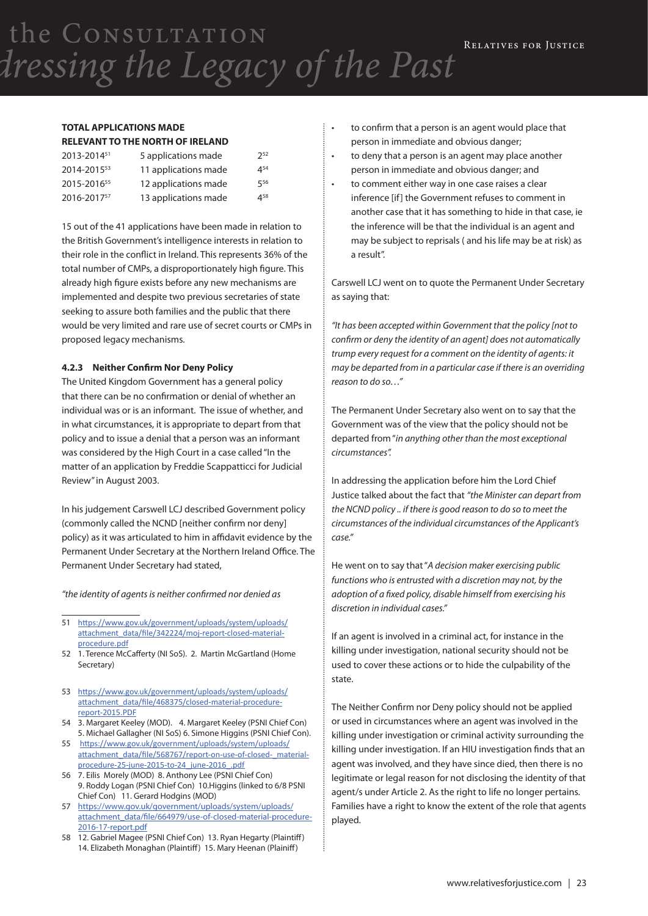**TOTAL APPLICATIONS MADE RELEVANT TO THE NORTH OF IRELAND**

| | | |
|---|---|---|
| 2013-2014[51] | 5 applications made | 2[52] |
| 2014-2015[53] | 11 applications made | 4[54] |
| 2015-2016[55] | 12 applications made | 5[56] |
| 2016-2017[57] | 13 applications made | 4[58] |

15 out of the 41 applications have been made in relation to the British Government's intelligence interests in relation to their role in the conflict in Ireland. This represents 36% of the total number of CMPs, a disproportionately high figure. This already high figure exists before any new mechanisms are implemented and despite two previous secretaries of state seeking to assure both families and the public that there would be very limited and rare use of secret courts or CMPs in proposed legacy mechanisms.

### 4.2.3 Neither Confirm Nor Deny Policy

The United Kingdom Government has a general policy that there can be no confirmation or denial of whether an individual was or is an informant. The issue of whether, and in what circumstances, it is appropriate to depart from that policy and to issue a denial that a person was an informant was considered by the High Court in a case called "In the matter of an application by Freddie Scappatticci for Judicial Review" in August 2003.

In his judgement Carswell LCJ described Government policy (commonly called the NCND [neither confirm nor deny] policy) as it was articulated to him in affidavit evidence by the Permanent Under Secretary at the Northern Ireland Office. The Permanent Under Secretary had stated,

*"the identity of agents is neither confirmed nor denied as*

- to confirm that a person is an agent would place that person in immediate and obvious danger;
- to deny that a person is an agent may place another person in immediate and obvious danger; and
- to comment either way in one case raises a clear inference [if] the Government refuses to comment in another case that it has something to hide in that case, ie the inference will be that the individual is an agent and may be subject to reprisals ( and his life may be at risk) as a result".

Carswell LCJ went on to quote the Permanent Under Secretary as saying that:

*"It has been accepted within Government that the policy [not to confirm or deny the identity of an agent] does not automatically trump every request for a comment on the identity of agents: it may be departed from in a particular case if there is an overriding reason to do so…"*

The Permanent Under Secretary also went on to say that the Government was of the view that the policy should not be departed from "*in anything other than the most exceptional circumstances".*

In addressing the application before him the Lord Chief Justice talked about the fact that *"the Minister can depart from the NCND policy .. if there is good reason to do so to meet the circumstances of the individual circumstances of the Applicant's case."*

He went on to say that "*A decision maker exercising public functions who is entrusted with a discretion may not, by the adoption of a fixed policy, disable himself from exercising his discretion in individual cases."*

If an agent is involved in a criminal act, for instance in the killing under investigation, national security should not be used to cover these actions or to hide the culpability of the state.

The Neither Confirm nor Deny policy should not be applied or used in circumstances where an agent was involved in the killing under investigation or criminal activity surrounding the killing under investigation. If an HIU investigation finds that an agent was involved, and they have since died, then there is no legitimate or legal reason for not disclosing the identity of that agent/s under Article 2. As the right to life no longer pertains. Families have a right to know the extent of the role that agents played.

---

51 https://www.gov.uk/government/uploads/system/uploads/attachment_data/file/342224/moj-report-closed-material-procedure.pdf

52 1. Terence McCafferty (NI SoS). 2. Martin McGartland (Home Secretary)

53 https://www.gov.uk/government/uploads/system/uploads/attachment_data/file/468375/closed-material-procedure-report-2015.PDF

54 3. Margaret Keeley (MOD). 4. Margaret Keeley (PSNI Chief Con) 5. Michael Gallagher (NI SoS) 6. Simone Higgins (PSNI Chief Con).

55 https://www.gov.uk/government/uploads/system/uploads/attachment_data/file/568767/report-on-use-of-closed-_material-procedure-25-june-2015-to-24_june-2016_.pdf

56 7. Eilis Morely (MOD) 8. Anthony Lee (PSNI Chief Con) 9. Roddy Logan (PSNI Chief Con) 10.Higgins (linked to 6/8 PSNI Chief Con) 11. Gerard Hodgins (MOD)

57 https://www.gov.uk/government/uploads/system/uploads/attachment_data/file/664979/use-of-closed-material-procedure-2016-17-report.pdf

58 12. Gabriel Magee (PSNI Chief Con) 13. Ryan Hegarty (Plaintiff) 14. Elizabeth Monaghan (Plaintiff) 15. Mary Heenan (Plainiff)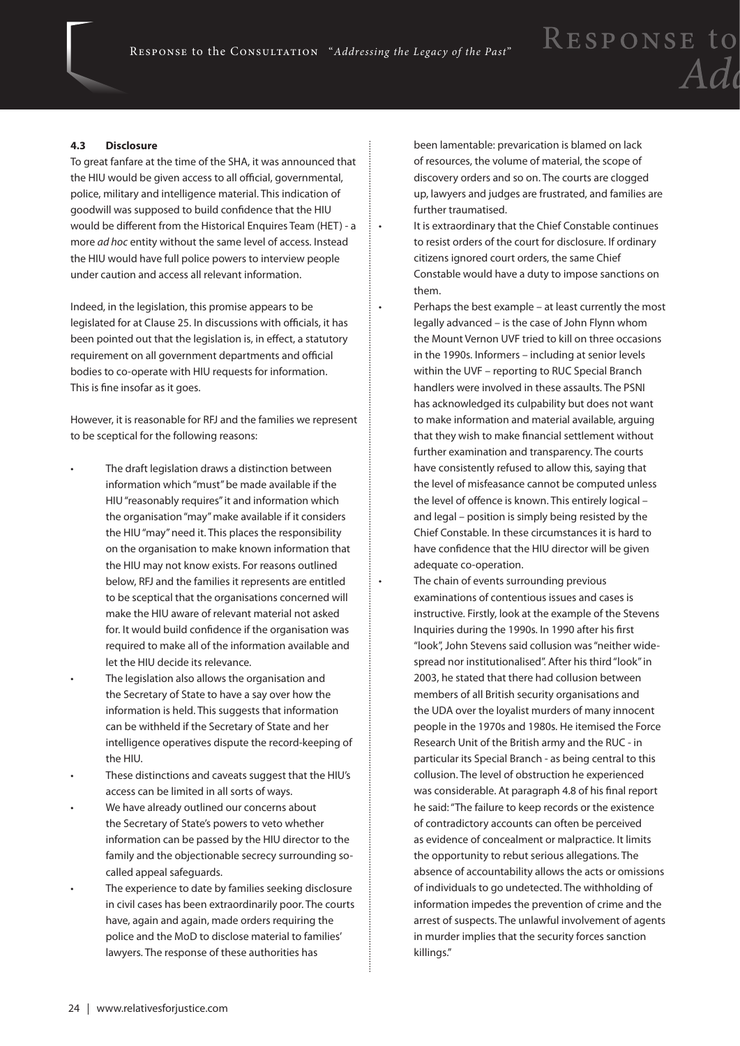#### 4.3 Disclosure

To great fanfare at the time of the SHA, it was announced that the HIU would be given access to all official, governmental, police, military and intelligence material. This indication of goodwill was supposed to build confidence that the HIU would be different from the Historical Enquires Team (HET) - a more *ad hoc* entity without the same level of access. Instead the HIU would have full police powers to interview people under caution and access all relevant information.

Indeed, in the legislation, this promise appears to be legislated for at Clause 25. In discussions with officials, it has been pointed out that the legislation is, in effect, a statutory requirement on all government departments and official bodies to co-operate with HIU requests for information. This is fine insofar as it goes.

However, it is reasonable for RFJ and the families we represent to be sceptical for the following reasons:

- The draft legislation draws a distinction between information which "must" be made available if the HIU "reasonably requires" it and information which the organisation "may" make available if it considers the HIU "may" need it. This places the responsibility on the organisation to make known information that the HIU may not know exists. For reasons outlined below, RFJ and the families it represents are entitled to be sceptical that the organisations concerned will make the HIU aware of relevant material not asked for. It would build confidence if the organisation was required to make all of the information available and let the HIU decide its relevance.
- The legislation also allows the organisation and the Secretary of State to have a say over how the information is held. This suggests that information can be withheld if the Secretary of State and her intelligence operatives dispute the record-keeping of the HIU.
- These distinctions and caveats suggest that the HIU's access can be limited in all sorts of ways.
- We have already outlined our concerns about the Secretary of State's powers to veto whether information can be passed by the HIU director to the family and the objectionable secrecy surrounding so-called appeal safeguards.
- The experience to date by families seeking disclosure in civil cases has been extraordinarily poor. The courts have, again and again, made orders requiring the police and the MoD to disclose material to families' lawyers. The response of these authorities has been lamentable: prevarication is blamed on lack of resources, the volume of material, the scope of discovery orders and so on. The courts are clogged up, lawyers and judges are frustrated, and families are further traumatised.
- It is extraordinary that the Chief Constable continues to resist orders of the court for disclosure. If ordinary citizens ignored court orders, the same Chief Constable would have a duty to impose sanctions on them.
- Perhaps the best example – at least currently the most legally advanced – is the case of John Flynn whom the Mount Vernon UVF tried to kill on three occasions in the 1990s. Informers – including at senior levels within the UVF – reporting to RUC Special Branch handlers were involved in these assaults. The PSNI has acknowledged its culpability but does not want to make information and material available, arguing that they wish to make financial settlement without further examination and transparency. The courts have consistently refused to allow this, saying that the level of misfeasance cannot be computed unless the level of offence is known. This entirely logical – and legal – position is simply being resisted by the Chief Constable. In these circumstances it is hard to have confidence that the HIU director will be given adequate co-operation.
- The chain of events surrounding previous examinations of contentious issues and cases is instructive. Firstly, look at the example of the Stevens Inquiries during the 1990s. In 1990 after his first "look", John Stevens said collusion was "neither wide-spread nor institutionalised". After his third "look" in 2003, he stated that there had collusion between members of all British security organisations and the UDA over the loyalist murders of many innocent people in the 1970s and 1980s. He itemised the Force Research Unit of the British army and the RUC - in particular its Special Branch - as being central to this collusion. The level of obstruction he experienced was considerable. At paragraph 4.8 of his final report he said: "The failure to keep records or the existence of contradictory accounts can often be perceived as evidence of concealment or malpractice. It limits the opportunity to rebut serious allegations. The absence of accountability allows the acts or omissions of individuals to go undetected. The withholding of information impedes the prevention of crime and the arrest of suspects. The unlawful involvement of agents in murder implies that the security forces sanction killings."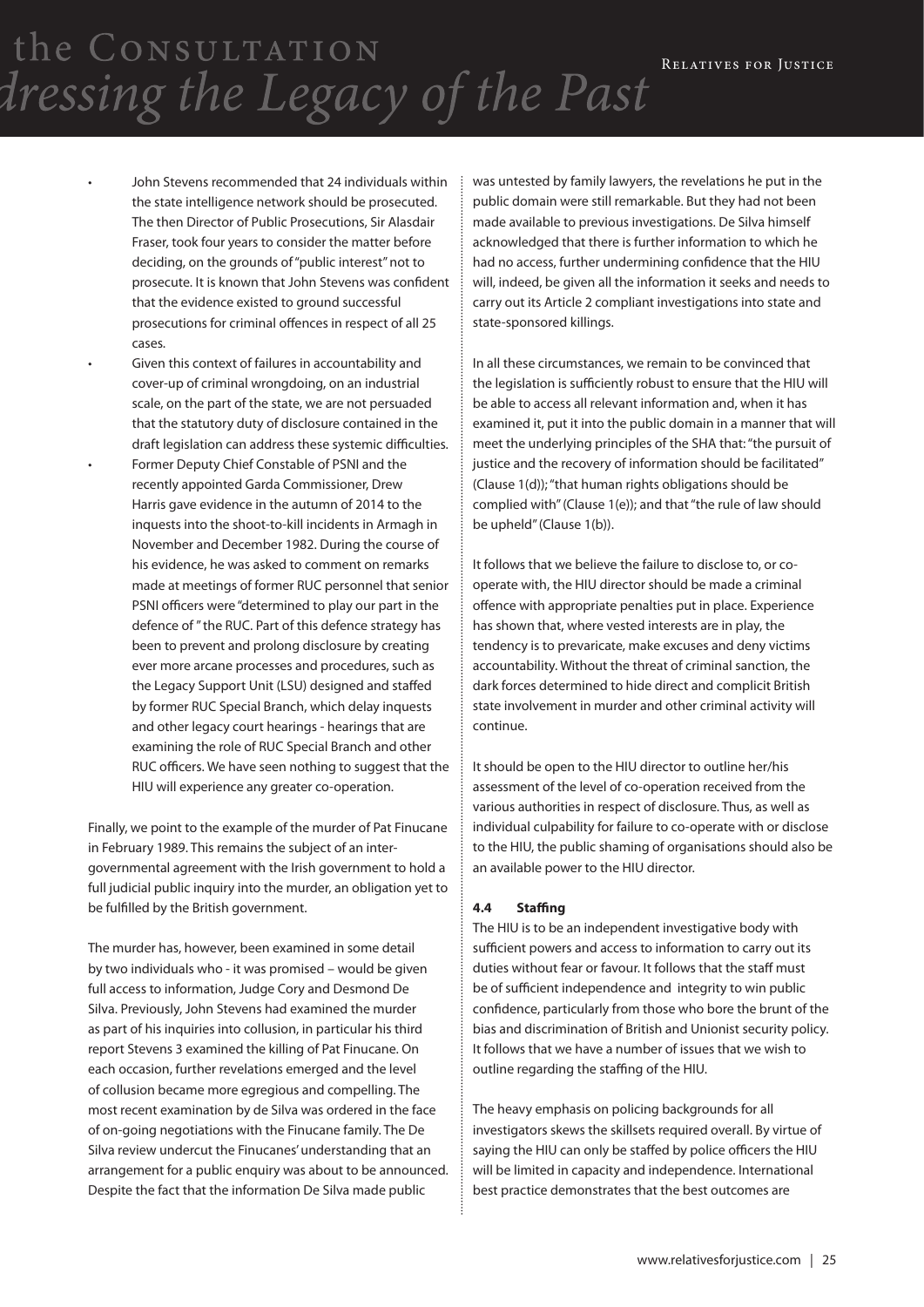- John Stevens recommended that 24 individuals within the state intelligence network should be prosecuted. The then Director of Public Prosecutions, Sir Alasdair Fraser, took four years to consider the matter before deciding, on the grounds of "public interest" not to prosecute. It is known that John Stevens was confident that the evidence existed to ground successful prosecutions for criminal offences in respect of all 25 cases.
- Given this context of failures in accountability and cover-up of criminal wrongdoing, on an industrial scale, on the part of the state, we are not persuaded that the statutory duty of disclosure contained in the draft legislation can address these systemic difficulties.
- Former Deputy Chief Constable of PSNI and the recently appointed Garda Commissioner, Drew Harris gave evidence in the autumn of 2014 to the inquests into the shoot-to-kill incidents in Armagh in November and December 1982. During the course of his evidence, he was asked to comment on remarks made at meetings of former RUC personnel that senior PSNI officers were "determined to play our part in the defence of " the RUC. Part of this defence strategy has been to prevent and prolong disclosure by creating ever more arcane processes and procedures, such as the Legacy Support Unit (LSU) designed and staffed by former RUC Special Branch, which delay inquests and other legacy court hearings - hearings that are examining the role of RUC Special Branch and other RUC officers. We have seen nothing to suggest that the HIU will experience any greater co-operation.

Finally, we point to the example of the murder of Pat Finucane in February 1989. This remains the subject of an inter-governmental agreement with the Irish government to hold a full judicial public inquiry into the murder, an obligation yet to be fulfilled by the British government.

The murder has, however, been examined in some detail by two individuals who - it was promised – would be given full access to information, Judge Cory and Desmond De Silva. Previously, John Stevens had examined the murder as part of his inquiries into collusion, in particular his third report Stevens 3 examined the killing of Pat Finucane. On each occasion, further revelations emerged and the level of collusion became more egregious and compelling. The most recent examination by de Silva was ordered in the face of on-going negotiations with the Finucane family. The De Silva review undercut the Finucanes' understanding that an arrangement for a public enquiry was about to be announced. Despite the fact that the information De Silva made public was untested by family lawyers, the revelations he put in the public domain were still remarkable. But they had not been made available to previous investigations. De Silva himself acknowledged that there is further information to which he had no access, further undermining confidence that the HIU will, indeed, be given all the information it seeks and needs to carry out its Article 2 compliant investigations into state and state-sponsored killings.

In all these circumstances, we remain to be convinced that the legislation is sufficiently robust to ensure that the HIU will be able to access all relevant information and, when it has examined it, put it into the public domain in a manner that will meet the underlying principles of the SHA that: "the pursuit of justice and the recovery of information should be facilitated" (Clause 1(d)); "that human rights obligations should be complied with" (Clause 1(e)); and that "the rule of law should be upheld" (Clause 1(b)).

It follows that we believe the failure to disclose to, or co-operate with, the HIU director should be made a criminal offence with appropriate penalties put in place. Experience has shown that, where vested interests are in play, the tendency is to prevaricate, make excuses and deny victims accountability. Without the threat of criminal sanction, the dark forces determined to hide direct and complicit British state involvement in murder and other criminal activity will continue.

It should be open to the HIU director to outline her/his assessment of the level of co-operation received from the various authorities in respect of disclosure. Thus, as well as individual culpability for failure to co-operate with or disclose to the HIU, the public shaming of organisations should also be an available power to the HIU director.

#### 4.4 Staffing

The HIU is to be an independent investigative body with sufficient powers and access to information to carry out its duties without fear or favour. It follows that the staff must be of sufficient independence and integrity to win public confidence, particularly from those who bore the brunt of the bias and discrimination of British and Unionist security policy. It follows that we have a number of issues that we wish to outline regarding the staffing of the HIU.

The heavy emphasis on policing backgrounds for all investigators skews the skillsets required overall. By virtue of saying the HIU can only be staffed by police officers the HIU will be limited in capacity and independence. International best practice demonstrates that the best outcomes are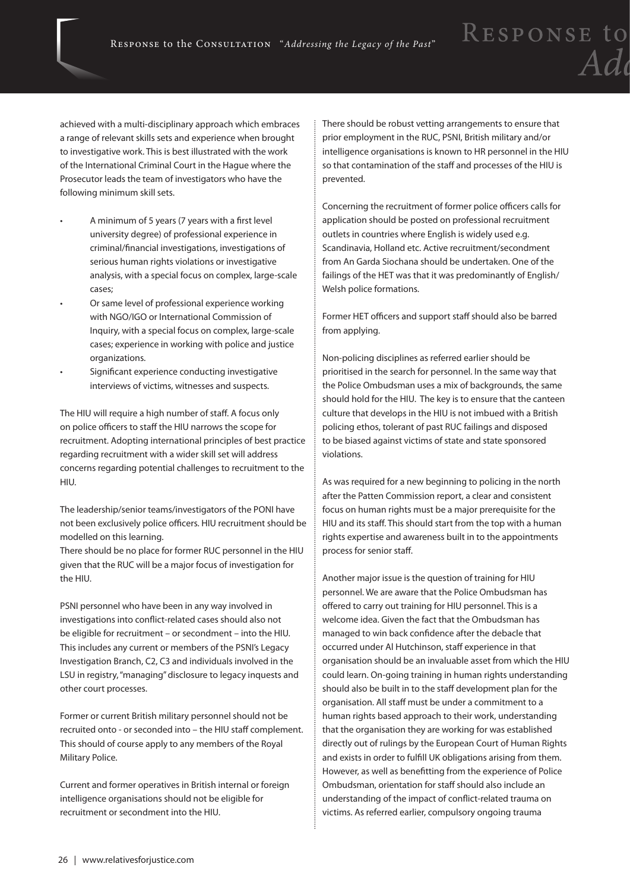achieved with a multi-disciplinary approach which embraces a range of relevant skills sets and experience when brought to investigative work. This is best illustrated with the work of the International Criminal Court in the Hague where the Prosecutor leads the team of investigators who have the following minimum skill sets.

- A minimum of 5 years (7 years with a first level university degree) of professional experience in criminal/financial investigations, investigations of serious human rights violations or investigative analysis, with a special focus on complex, large-scale cases;
- Or same level of professional experience working with NGO/IGO or International Commission of Inquiry, with a special focus on complex, large-scale cases; experience in working with police and justice organizations.
- Significant experience conducting investigative interviews of victims, witnesses and suspects.

The HIU will require a high number of staff. A focus only on police officers to staff the HIU narrows the scope for recruitment. Adopting international principles of best practice regarding recruitment with a wider skill set will address concerns regarding potential challenges to recruitment to the HIU.

The leadership/senior teams/investigators of the PONI have not been exclusively police officers. HIU recruitment should be modelled on this learning.

There should be no place for former RUC personnel in the HIU given that the RUC will be a major focus of investigation for the HIU.

PSNI personnel who have been in any way involved in investigations into conflict-related cases should also not be eligible for recruitment – or secondment – into the HIU. This includes any current or members of the PSNI's Legacy Investigation Branch, C2, C3 and individuals involved in the LSU in registry, "managing" disclosure to legacy inquests and other court processes.

Former or current British military personnel should not be recruited onto - or seconded into – the HIU staff complement. This should of course apply to any members of the Royal Military Police.

Current and former operatives in British internal or foreign intelligence organisations should not be eligible for recruitment or secondment into the HIU.

There should be robust vetting arrangements to ensure that prior employment in the RUC, PSNI, British military and/or intelligence organisations is known to HR personnel in the HIU so that contamination of the staff and processes of the HIU is prevented.

Concerning the recruitment of former police officers calls for application should be posted on professional recruitment outlets in countries where English is widely used e.g. Scandinavia, Holland etc. Active recruitment/secondment from An Garda Siochana should be undertaken. One of the failings of the HET was that it was predominantly of English/ Welsh police formations.

Former HET officers and support staff should also be barred from applying.

Non-policing disciplines as referred earlier should be prioritised in the search for personnel. In the same way that the Police Ombudsman uses a mix of backgrounds, the same should hold for the HIU. The key is to ensure that the canteen culture that develops in the HIU is not imbued with a British policing ethos, tolerant of past RUC failings and disposed to be biased against victims of state and state sponsored violations.

As was required for a new beginning to policing in the north after the Patten Commission report, a clear and consistent focus on human rights must be a major prerequisite for the HIU and its staff. This should start from the top with a human rights expertise and awareness built in to the appointments process for senior staff.

Another major issue is the question of training for HIU personnel. We are aware that the Police Ombudsman has offered to carry out training for HIU personnel. This is a welcome idea. Given the fact that the Ombudsman has managed to win back confidence after the debacle that occurred under Al Hutchinson, staff experience in that organisation should be an invaluable asset from which the HIU could learn. On-going training in human rights understanding should also be built in to the staff development plan for the organisation. All staff must be under a commitment to a human rights based approach to their work, understanding that the organisation they are working for was established directly out of rulings by the European Court of Human Rights and exists in order to fulfill UK obligations arising from them. However, as well as benefitting from the experience of Police Ombudsman, orientation for staff should also include an understanding of the impact of conflict-related trauma on victims. As referred earlier, compulsory ongoing trauma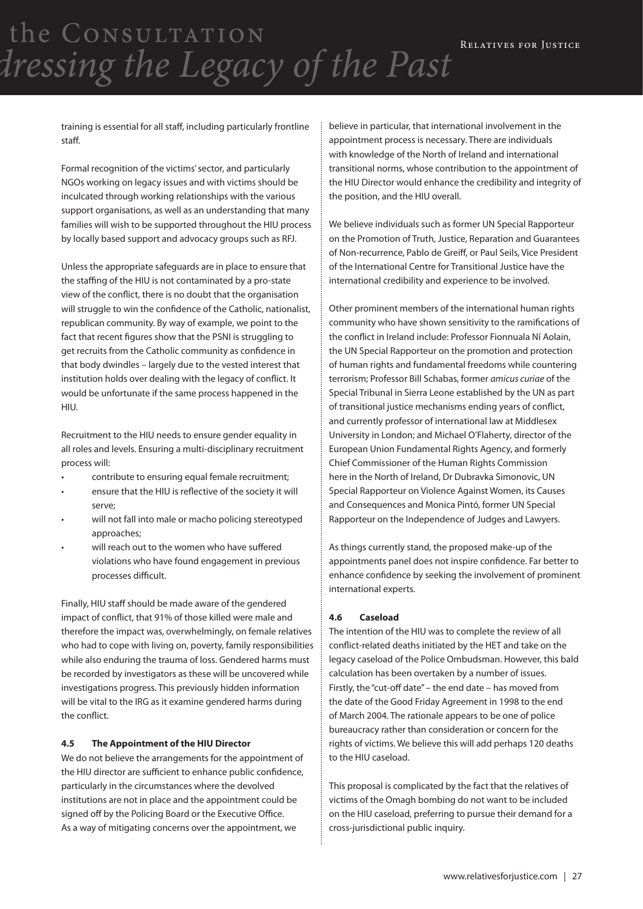training is essential for all staff, including particularly frontline staff.

Formal recognition of the victims' sector, and particularly NGOs working on legacy issues and with victims should be inculcated through working relationships with the various support organisations, as well as an understanding that many families will wish to be supported throughout the HIU process by locally based support and advocacy groups such as RFJ.

Unless the appropriate safeguards are in place to ensure that the staffing of the HIU is not contaminated by a pro-state view of the conflict, there is no doubt that the organisation will struggle to win the confidence of the Catholic, nationalist, republican community. By way of example, we point to the fact that recent figures show that the PSNI is struggling to get recruits from the Catholic community as confidence in that body dwindles – largely due to the vested interest that institution holds over dealing with the legacy of conflict. It would be unfortunate if the same process happened in the HIU.

Recruitment to the HIU needs to ensure gender equality in all roles and levels. Ensuring a multi-disciplinary recruitment process will:

- contribute to ensuring equal female recruitment;
- ensure that the HIU is reflective of the society it will serve;
- will not fall into male or macho policing stereotyped approaches;
- will reach out to the women who have suffered violations who have found engagement in previous processes difficult.

Finally, HIU staff should be made aware of the gendered impact of conflict, that 91% of those killed were male and therefore the impact was, overwhelmingly, on female relatives who had to cope with living on, poverty, family responsibilities while also enduring the trauma of loss. Gendered harms must be recorded by investigators as these will be uncovered while investigations progress. This previously hidden information will be vital to the IRG as it examine gendered harms during the conflict.

#### 4.5 The Appointment of the HIU Director

We do not believe the arrangements for the appointment of the HIU director are sufficient to enhance public confidence, particularly in the circumstances where the devolved institutions are not in place and the appointment could be signed off by the Policing Board or the Executive Office. As a way of mitigating concerns over the appointment, we believe in particular, that international involvement in the appointment process is necessary. There are individuals with knowledge of the North of Ireland and international transitional norms, whose contribution to the appointment of the HIU Director would enhance the credibility and integrity of the position, and the HIU overall.

We believe individuals such as former UN Special Rapporteur on the Promotion of Truth, Justice, Reparation and Guarantees of Non-recurrence, Pablo de Greiff, or Paul Seils, Vice President of the International Centre for Transitional Justice have the international credibility and experience to be involved.

Other prominent members of the international human rights community who have shown sensitivity to the ramifications of the conflict in Ireland include: Professor Fionnuala Ní Aolain, the UN Special Rapporteur on the promotion and protection of human rights and fundamental freedoms while countering terrorism; Professor Bill Schabas, former *amicus curiae* of the Special Tribunal in Sierra Leone established by the UN as part of transitional justice mechanisms ending years of conflict, and currently professor of international law at Middlesex University in London; and Michael O'Flaherty, director of the European Union Fundamental Rights Agency, and formerly Chief Commissioner of the Human Rights Commission here in the North of Ireland, Dr Dubravka Simonovic, UN Special Rapporteur on Violence Against Women, its Causes and Consequences and Monica Pintó, former UN Special Rapporteur on the Independence of Judges and Lawyers.

As things currently stand, the proposed make-up of the appointments panel does not inspire confidence. Far better to enhance confidence by seeking the involvement of prominent international experts.

#### 4.6 Caseload

The intention of the HIU was to complete the review of all conflict-related deaths initiated by the HET and take on the legacy caseload of the Police Ombudsman. However, this bald calculation has been overtaken by a number of issues. Firstly, the "cut-off date" – the end date – has moved from the date of the Good Friday Agreement in 1998 to the end of March 2004. The rationale appears to be one of police bureaucracy rather than consideration or concern for the rights of victims. We believe this will add perhaps 120 deaths to the HIU caseload.

This proposal is complicated by the fact that the relatives of victims of the Omagh bombing do not want to be included on the HIU caseload, preferring to pursue their demand for a cross-jurisdictional public inquiry.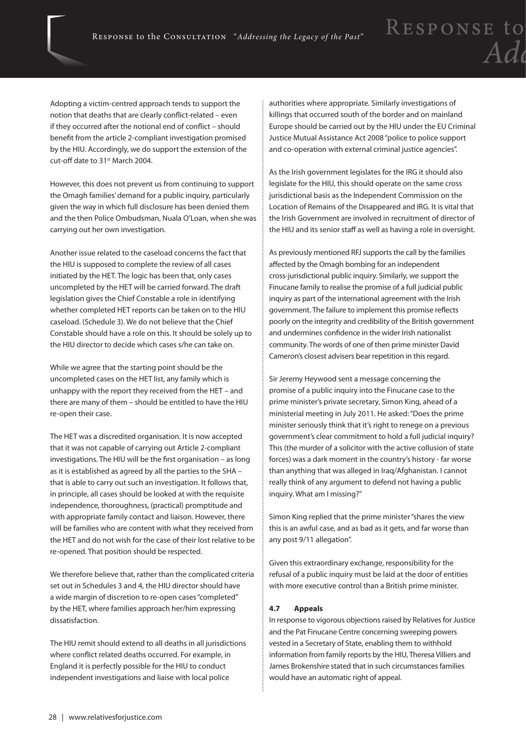Adopting a victim-centred approach tends to support the notion that deaths that are clearly conflict-related – even if they occurred after the notional end of conflict – should benefit from the article 2-compliant investigation promised by the HIU. Accordingly, we do support the extension of the cut-off date to 31st March 2004.

However, this does not prevent us from continuing to support the Omagh families' demand for a public inquiry, particularly given the way in which full disclosure has been denied them and the then Police Ombudsman, Nuala O'Loan, when she was carrying out her own investigation.

Another issue related to the caseload concerns the fact that the HIU is supposed to complete the review of all cases initiated by the HET. The logic has been that, only cases uncompleted by the HET will be carried forward. The draft legislation gives the Chief Constable a role in identifying whether completed HET reports can be taken on to the HIU caseload. (Schedule 3). We do not believe that the Chief Constable should have a role on this. It should be solely up to the HIU director to decide which cases s/he can take on.

While we agree that the starting point should be the uncompleted cases on the HET list, any family which is unhappy with the report they received from the HET – and there are many of them – should be entitled to have the HIU re-open their case.

The HET was a discredited organisation. It is now accepted that it was not capable of carrying out Article 2-compliant investigations. The HIU will be the first organisation – as long as it is established as agreed by all the parties to the SHA – that is able to carry out such an investigation. It follows that, in principle, all cases should be looked at with the requisite independence, thoroughness, (practical) promptitude and with appropriate family contact and liaison. However, there will be families who are content with what they received from the HET and do not wish for the case of their lost relative to be re-opened. That position should be respected.

We therefore believe that, rather than the complicated criteria set out in Schedules 3 and 4, the HIU director should have a wide margin of discretion to re-open cases "completed" by the HET, where families approach her/him expressing dissatisfaction.

The HIU remit should extend to all deaths in all jurisdictions where conflict related deaths occurred. For example, in England it is perfectly possible for the HIU to conduct independent investigations and liaise with local police authorities where appropriate. Similarly investigations of killings that occurred south of the border and on mainland Europe should be carried out by the HIU under the EU Criminal Justice Mutual Assistance Act 2008 "police to police support and co-operation with external criminal justice agencies".

As the Irish government legislates for the IRG it should also legislate for the HIU, this should operate on the same cross jurisdictional basis as the Independent Commission on the Location of Remains of the Disappeared and IRG. It is vital that the Irish Government are involved in recruitment of director of the HIU and its senior staff as well as having a role in oversight.

As previously mentioned RFJ supports the call by the families affected by the Omagh bombing for an independent cross-jurisdictional public inquiry. Similarly, we support the Finucane family to realise the promise of a full judicial public inquiry as part of the international agreement with the Irish government. The failure to implement this promise reflects poorly on the integrity and credibility of the British government and undermines confidence in the wider Irish nationalist community. The words of one of then prime minister David Cameron's closest advisers bear repetition in this regard.

Sir Jeremy Heywood sent a message concerning the promise of a public inquiry into the Finucane case to the prime minister's private secretary, Simon King, ahead of a ministerial meeting in July 2011. He asked: "Does the prime minister seriously think that it's right to renege on a previous government's clear commitment to hold a full judicial inquiry? This (the murder of a solicitor with the active collusion of state forces) was a dark moment in the country's history - far worse than anything that was alleged in Iraq/Afghanistan. I cannot really think of any argument to defend not having a public inquiry. What am I missing?"

Simon King replied that the prime minister "shares the view this is an awful case, and as bad as it gets, and far worse than any post 9/11 allegation".

Given this extraordinary exchange, responsibility for the refusal of a public inquiry must be laid at the door of entities with more executive control than a British prime minister.

### 4.7 Appeals

In response to vigorous objections raised by Relatives for Justice and the Pat Finucane Centre concerning sweeping powers vested in a Secretary of State, enabling them to withhold information from family reports by the HIU, Theresa Villiers and James Brokenshire stated that in such circumstances families would have an automatic right of appeal.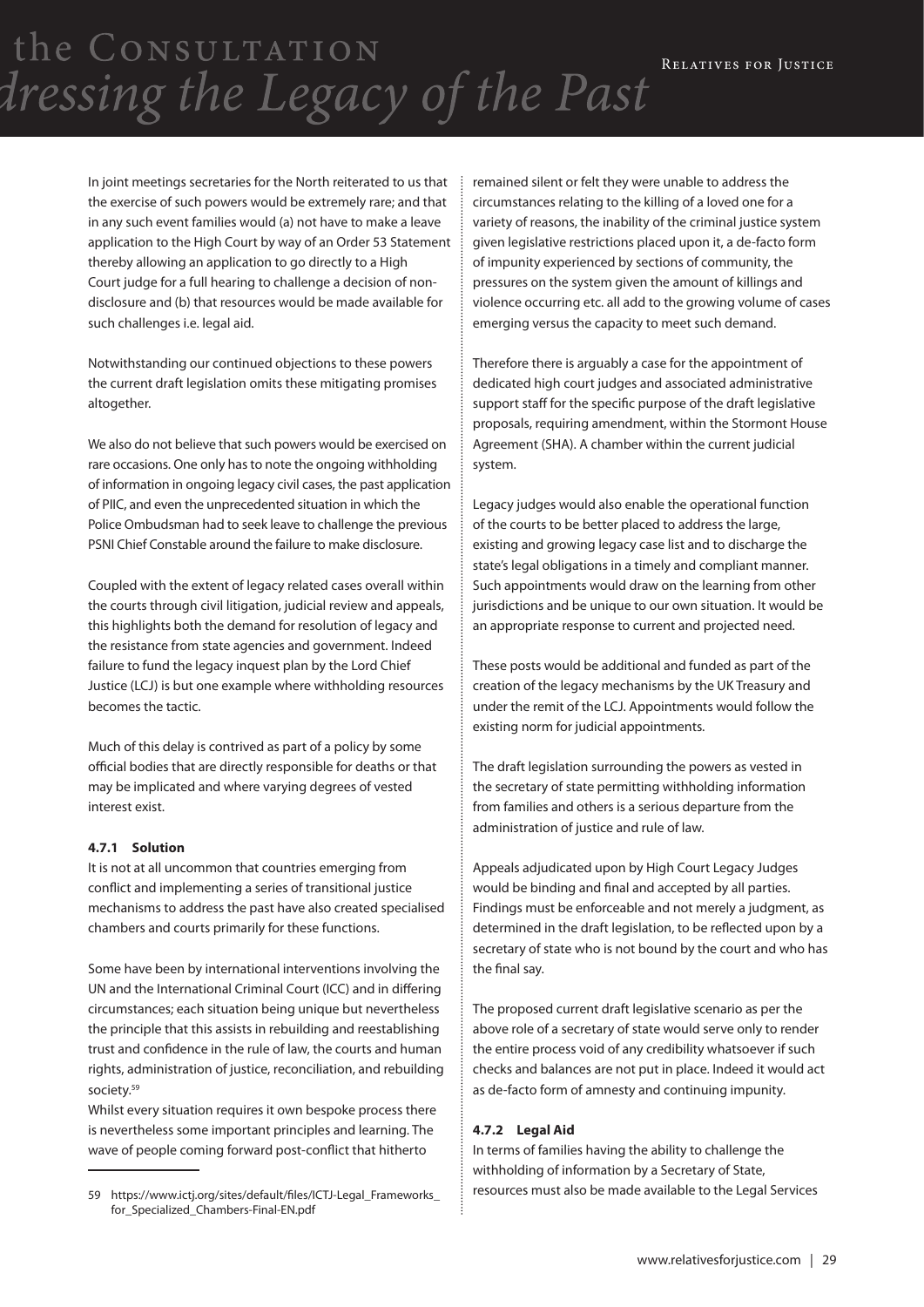In joint meetings secretaries for the North reiterated to us that the exercise of such powers would be extremely rare; and that in any such event families would (a) not have to make a leave application to the High Court by way of an Order 53 Statement thereby allowing an application to go directly to a High Court judge for a full hearing to challenge a decision of non-disclosure and (b) that resources would be made available for such challenges i.e. legal aid.

Notwithstanding our continued objections to these powers the current draft legislation omits these mitigating promises altogether.

We also do not believe that such powers would be exercised on rare occasions. One only has to note the ongoing withholding of information in ongoing legacy civil cases, the past application of PIIC, and even the unprecedented situation in which the Police Ombudsman had to seek leave to challenge the previous PSNI Chief Constable around the failure to make disclosure.

Coupled with the extent of legacy related cases overall within the courts through civil litigation, judicial review and appeals, this highlights both the demand for resolution of legacy and the resistance from state agencies and government. Indeed failure to fund the legacy inquest plan by the Lord Chief Justice (LCJ) is but one example where withholding resources becomes the tactic.

Much of this delay is contrived as part of a policy by some official bodies that are directly responsible for deaths or that may be implicated and where varying degrees of vested interest exist.

#### 4.7.1 Solution

It is not at all uncommon that countries emerging from conflict and implementing a series of transitional justice mechanisms to address the past have also created specialised chambers and courts primarily for these functions.

Some have been by international interventions involving the UN and the International Criminal Court (ICC) and in differing circumstances; each situation being unique but nevertheless the principle that this assists in rebuilding and reestablishing trust and confidence in the rule of law, the courts and human rights, administration of justice, reconciliation, and rebuilding society.[59]

Whilst every situation requires it own bespoke process there is nevertheless some important principles and learning. The wave of people coming forward post-conflict that hitherto remained silent or felt they were unable to address the circumstances relating to the killing of a loved one for a variety of reasons, the inability of the criminal justice system given legislative restrictions placed upon it, a de-facto form of impunity experienced by sections of community, the pressures on the system given the amount of killings and violence occurring etc. all add to the growing volume of cases emerging versus the capacity to meet such demand.

Therefore there is arguably a case for the appointment of dedicated high court judges and associated administrative support staff for the specific purpose of the draft legislative proposals, requiring amendment, within the Stormont House Agreement (SHA). A chamber within the current judicial system.

Legacy judges would also enable the operational function of the courts to be better placed to address the large, existing and growing legacy case list and to discharge the state's legal obligations in a timely and compliant manner. Such appointments would draw on the learning from other jurisdictions and be unique to our own situation. It would be an appropriate response to current and projected need.

These posts would be additional and funded as part of the creation of the legacy mechanisms by the UK Treasury and under the remit of the LCJ. Appointments would follow the existing norm for judicial appointments.

The draft legislation surrounding the powers as vested in the secretary of state permitting withholding information from families and others is a serious departure from the administration of justice and rule of law.

Appeals adjudicated upon by High Court Legacy Judges would be binding and final and accepted by all parties. Findings must be enforceable and not merely a judgment, as determined in the draft legislation, to be reflected upon by a secretary of state who is not bound by the court and who has the final say.

The proposed current draft legislative scenario as per the above role of a secretary of state would serve only to render the entire process void of any credibility whatsoever if such checks and balances are not put in place. Indeed it would act as de-facto form of amnesty and continuing impunity.

#### 4.7.2 Legal Aid

In terms of families having the ability to challenge the withholding of information by a Secretary of State, resources must also be made available to the Legal Services

59 https://www.ictj.org/sites/default/files/ICTJ-Legal_Frameworks_for_Specialized_Chambers-Final-EN.pdf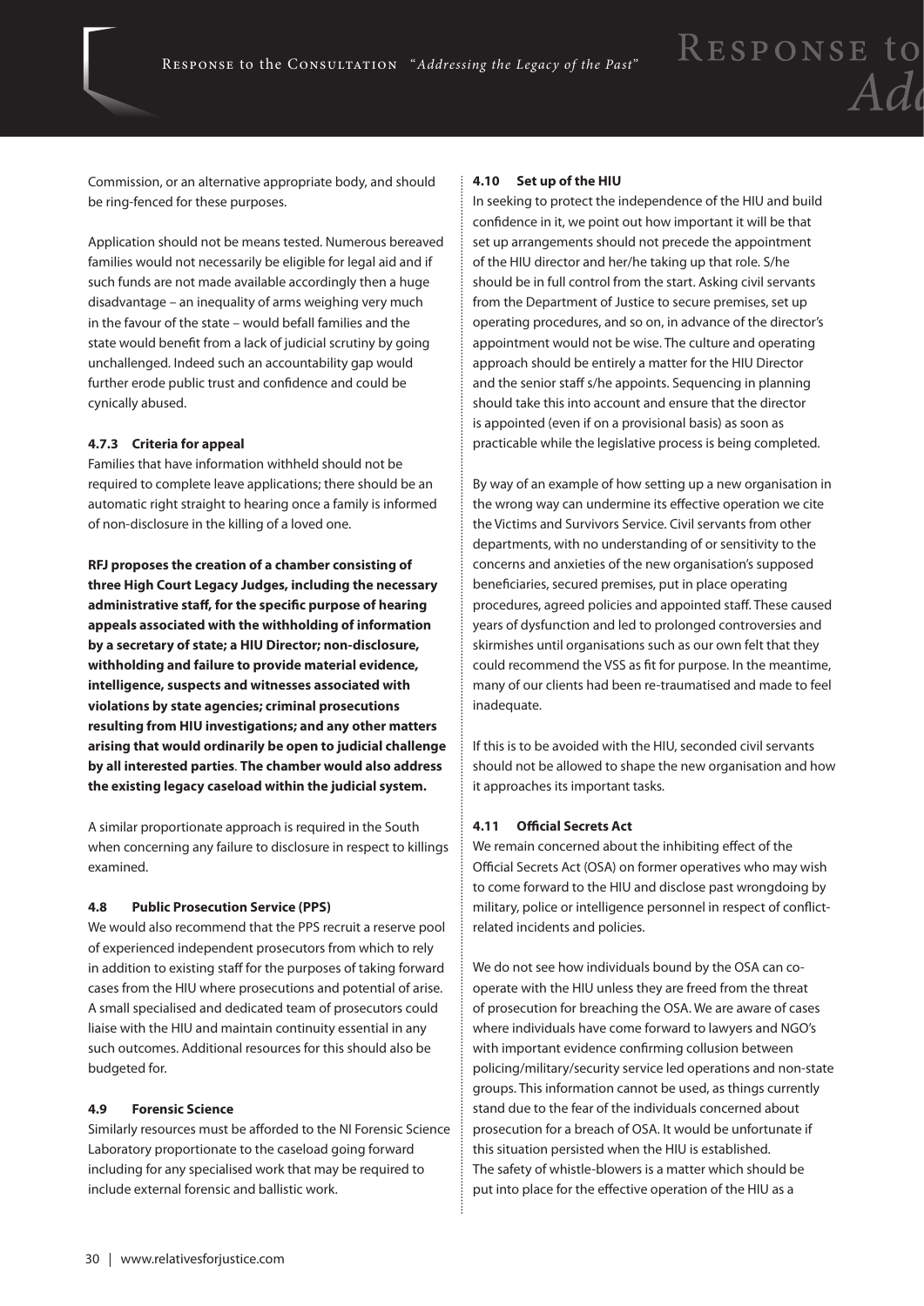Commission, or an alternative appropriate body, and should be ring-fenced for these purposes.

Application should not be means tested. Numerous bereaved families would not necessarily be eligible for legal aid and if such funds are not made available accordingly then a huge disadvantage – an inequality of arms weighing very much in the favour of the state – would befall families and the state would benefit from a lack of judicial scrutiny by going unchallenged. Indeed such an accountability gap would further erode public trust and confidence and could be cynically abused.

#### 4.7.3 Criteria for appeal

Families that have information withheld should not be required to complete leave applications; there should be an automatic right straight to hearing once a family is informed of non-disclosure in the killing of a loved one.

**RFJ proposes the creation of a chamber consisting of three High Court Legacy Judges, including the necessary administrative staff, for the specific purpose of hearing appeals associated with the withholding of information by a secretary of state; a HIU Director; non-disclosure, withholding and failure to provide material evidence, intelligence, suspects and witnesses associated with violations by state agencies; criminal prosecutions resulting from HIU investigations; and any other matters arising that would ordinarily be open to judicial challenge by all interested parties**. **The chamber would also address the existing legacy caseload within the judicial system.**

A similar proportionate approach is required in the South when concerning any failure to disclosure in respect to killings examined.

### 4.8 Public Prosecution Service (PPS)

We would also recommend that the PPS recruit a reserve pool of experienced independent prosecutors from which to rely in addition to existing staff for the purposes of taking forward cases from the HIU where prosecutions and potential of arise. A small specialised and dedicated team of prosecutors could liaise with the HIU and maintain continuity essential in any such outcomes. Additional resources for this should also be budgeted for.

### 4.9 Forensic Science

Similarly resources must be afforded to the NI Forensic Science Laboratory proportionate to the caseload going forward including for any specialised work that may be required to include external forensic and ballistic work.

### 4.10 Set up of the HIU

In seeking to protect the independence of the HIU and build confidence in it, we point out how important it will be that set up arrangements should not precede the appointment of the HIU director and her/he taking up that role. S/he should be in full control from the start. Asking civil servants from the Department of Justice to secure premises, set up operating procedures, and so on, in advance of the director's appointment would not be wise. The culture and operating approach should be entirely a matter for the HIU Director and the senior staff s/he appoints. Sequencing in planning should take this into account and ensure that the director is appointed (even if on a provisional basis) as soon as practicable while the legislative process is being completed.

By way of an example of how setting up a new organisation in the wrong way can undermine its effective operation we cite the Victims and Survivors Service. Civil servants from other departments, with no understanding of or sensitivity to the concerns and anxieties of the new organisation's supposed beneficiaries, secured premises, put in place operating procedures, agreed policies and appointed staff. These caused years of dysfunction and led to prolonged controversies and skirmishes until organisations such as our own felt that they could recommend the VSS as fit for purpose. In the meantime, many of our clients had been re-traumatised and made to feel inadequate.

If this is to be avoided with the HIU, seconded civil servants should not be allowed to shape the new organisation and how it approaches its important tasks.

### 4.11 Official Secrets Act

We remain concerned about the inhibiting effect of the Official Secrets Act (OSA) on former operatives who may wish to come forward to the HIU and disclose past wrongdoing by military, police or intelligence personnel in respect of conflict-related incidents and policies.

We do not see how individuals bound by the OSA can co-operate with the HIU unless they are freed from the threat of prosecution for breaching the OSA. We are aware of cases where individuals have come forward to lawyers and NGO's with important evidence confirming collusion between policing/military/security service led operations and non-state groups. This information cannot be used, as things currently stand due to the fear of the individuals concerned about prosecution for a breach of OSA. It would be unfortunate if this situation persisted when the HIU is established. The safety of whistle-blowers is a matter which should be put into place for the effective operation of the HIU as a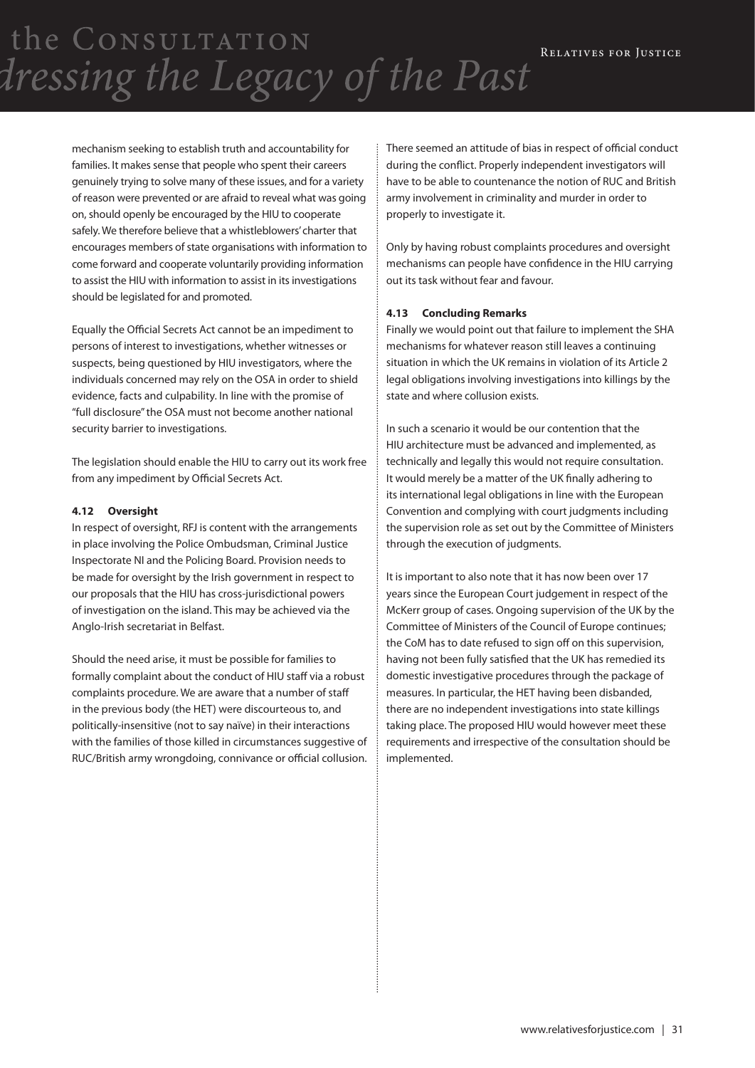mechanism seeking to establish truth and accountability for families. It makes sense that people who spent their careers genuinely trying to solve many of these issues, and for a variety of reason were prevented or are afraid to reveal what was going on, should openly be encouraged by the HIU to cooperate safely. We therefore believe that a whistleblowers' charter that encourages members of state organisations with information to come forward and cooperate voluntarily providing information to assist the HIU with information to assist in its investigations should be legislated for and promoted.

Equally the Official Secrets Act cannot be an impediment to persons of interest to investigations, whether witnesses or suspects, being questioned by HIU investigators, where the individuals concerned may rely on the OSA in order to shield evidence, facts and culpability. In line with the promise of "full disclosure" the OSA must not become another national security barrier to investigations.

The legislation should enable the HIU to carry out its work free from any impediment by Official Secrets Act.

#### 4.12 Oversight

In respect of oversight, RFJ is content with the arrangements in place involving the Police Ombudsman, Criminal Justice Inspectorate NI and the Policing Board. Provision needs to be made for oversight by the Irish government in respect to our proposals that the HIU has cross-jurisdictional powers of investigation on the island. This may be achieved via the Anglo-Irish secretariat in Belfast.

Should the need arise, it must be possible for families to formally complaint about the conduct of HIU staff via a robust complaints procedure. We are aware that a number of staff in the previous body (the HET) were discourteous to, and politically-insensitive (not to say naïve) in their interactions with the families of those killed in circumstances suggestive of RUC/British army wrongdoing, connivance or official collusion. There seemed an attitude of bias in respect of official conduct during the conflict. Properly independent investigators will have to be able to countenance the notion of RUC and British army involvement in criminality and murder in order to properly to investigate it.

Only by having robust complaints procedures and oversight mechanisms can people have confidence in the HIU carrying out its task without fear and favour.

#### 4.13 Concluding Remarks

Finally we would point out that failure to implement the SHA mechanisms for whatever reason still leaves a continuing situation in which the UK remains in violation of its Article 2 legal obligations involving investigations into killings by the state and where collusion exists.

In such a scenario it would be our contention that the HIU architecture must be advanced and implemented, as technically and legally this would not require consultation. It would merely be a matter of the UK finally adhering to its international legal obligations in line with the European Convention and complying with court judgments including the supervision role as set out by the Committee of Ministers through the execution of judgments.

It is important to also note that it has now been over 17 years since the European Court judgement in respect of the McKerr group of cases. Ongoing supervision of the UK by the Committee of Ministers of the Council of Europe continues; the CoM has to date refused to sign off on this supervision, having not been fully satisfied that the UK has remedied its domestic investigative procedures through the package of measures. In particular, the HET having been disbanded, there are no independent investigations into state killings taking place. The proposed HIU would however meet these requirements and irrespective of the consultation should be implemented.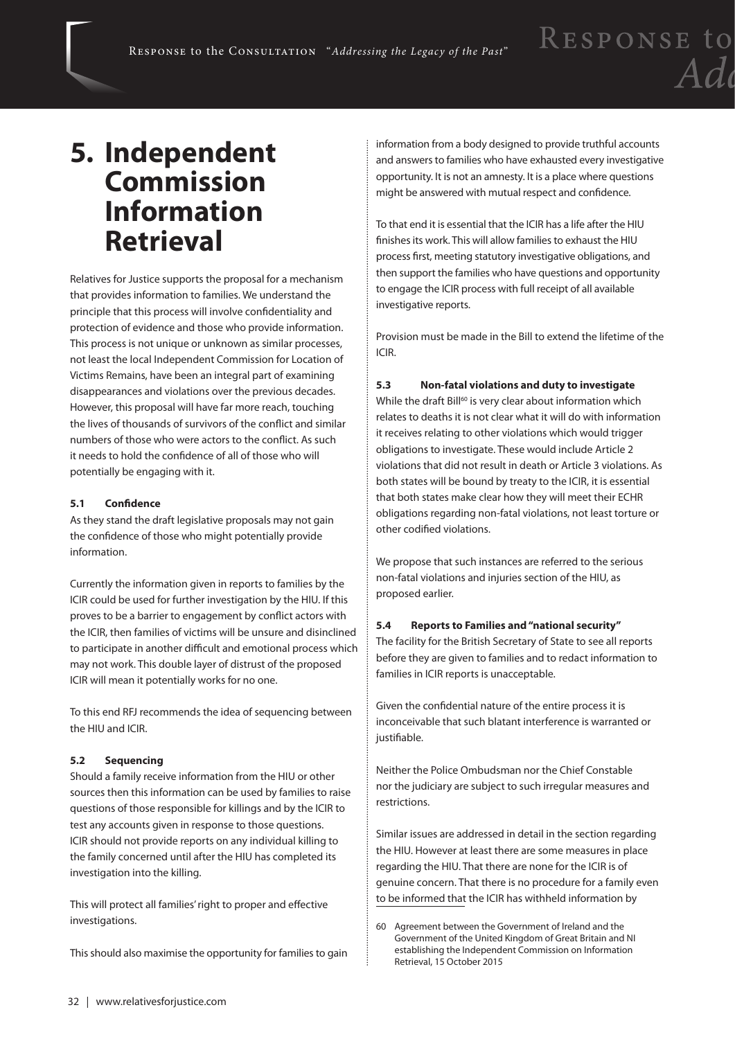# 5. Independent Commission Information Retrieval

Relatives for Justice supports the proposal for a mechanism that provides information to families. We understand the principle that this process will involve confidentiality and protection of evidence and those who provide information. This process is not unique or unknown as similar processes, not least the local Independent Commission for Location of Victims Remains, have been an integral part of examining disappearances and violations over the previous decades. However, this proposal will have far more reach, touching the lives of thousands of survivors of the conflict and similar numbers of those who were actors to the conflict. As such it needs to hold the confidence of all of those who will potentially be engaging with it.

### 5.1 Confidence

As they stand the draft legislative proposals may not gain the confidence of those who might potentially provide information.

Currently the information given in reports to families by the ICIR could be used for further investigation by the HIU. If this proves to be a barrier to engagement by conflict actors with the ICIR, then families of victims will be unsure and disinclined to participate in another difficult and emotional process which may not work. This double layer of distrust of the proposed ICIR will mean it potentially works for no one.

To this end RFJ recommends the idea of sequencing between the HIU and ICIR.

### 5.2 Sequencing

Should a family receive information from the HIU or other sources then this information can be used by families to raise questions of those responsible for killings and by the ICIR to test any accounts given in response to those questions. ICIR should not provide reports on any individual killing to the family concerned until after the HIU has completed its investigation into the killing.

This will protect all families' right to proper and effective investigations.

This should also maximise the opportunity for families to gain information from a body designed to provide truthful accounts and answers to families who have exhausted every investigative opportunity. It is not an amnesty. It is a place where questions might be answered with mutual respect and confidence.

To that end it is essential that the ICIR has a life after the HIU finishes its work. This will allow families to exhaust the HIU process first, meeting statutory investigative obligations, and then support the families who have questions and opportunity to engage the ICIR process with full receipt of all available investigative reports.

Provision must be made in the Bill to extend the lifetime of the ICIR.

### 5.3 Non-fatal violations and duty to investigate

While the draft Bill[60] is very clear about information which relates to deaths it is not clear what it will do with information it receives relating to other violations which would trigger obligations to investigate. These would include Article 2 violations that did not result in death or Article 3 violations. As both states will be bound by treaty to the ICIR, it is essential that both states make clear how they will meet their ECHR obligations regarding non-fatal violations, not least torture or other codified violations.

We propose that such instances are referred to the serious non-fatal violations and injuries section of the HIU, as proposed earlier.

### 5.4 Reports to Families and "national security"

The facility for the British Secretary of State to see all reports before they are given to families and to redact information to families in ICIR reports is unacceptable.

Given the confidential nature of the entire process it is inconceivable that such blatant interference is warranted or justifiable.

Neither the Police Ombudsman nor the Chief Constable nor the judiciary are subject to such irregular measures and restrictions.

Similar issues are addressed in detail in the section regarding the HIU. However at least there are some measures in place regarding the HIU. That there are none for the ICIR is of genuine concern. That there is no procedure for a family even to be informed that the ICIR has withheld information by

60 Agreement between the Government of Ireland and the Government of the United Kingdom of Great Britain and NI establishing the Independent Commission on Information Retrieval, 15 October 2015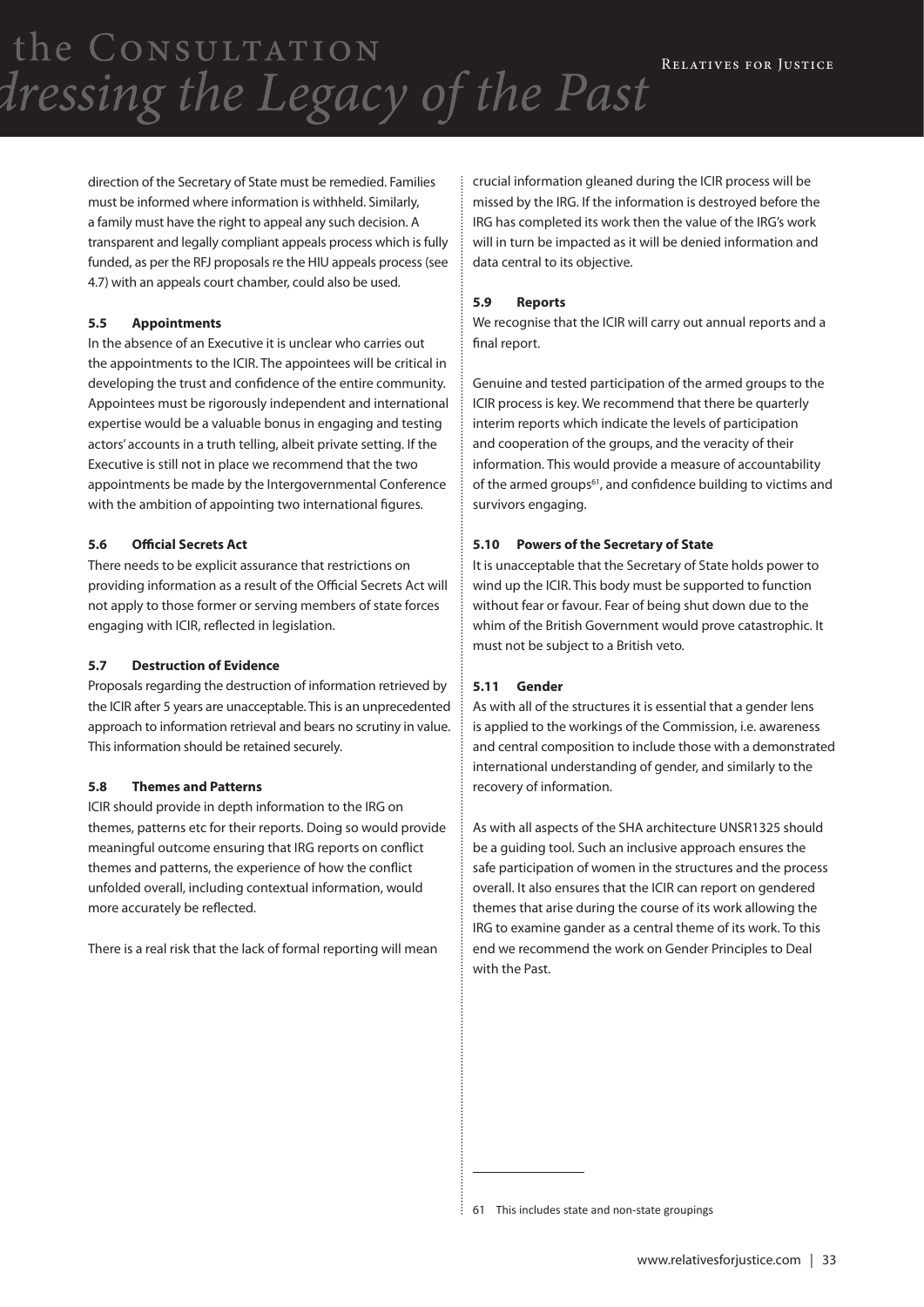direction of the Secretary of State must be remedied. Families must be informed where information is withheld. Similarly, a family must have the right to appeal any such decision. A transparent and legally compliant appeals process which is fully funded, as per the RFJ proposals re the HIU appeals process (see 4.7) with an appeals court chamber, could also be used.

#### 5.5 Appointments

In the absence of an Executive it is unclear who carries out the appointments to the ICIR. The appointees will be critical in developing the trust and confidence of the entire community. Appointees must be rigorously independent and international expertise would be a valuable bonus in engaging and testing actors' accounts in a truth telling, albeit private setting. If the Executive is still not in place we recommend that the two appointments be made by the Intergovernmental Conference with the ambition of appointing two international figures.

#### 5.6 Official Secrets Act

There needs to be explicit assurance that restrictions on providing information as a result of the Official Secrets Act will not apply to those former or serving members of state forces engaging with ICIR, reflected in legislation.

#### 5.7 Destruction of Evidence

Proposals regarding the destruction of information retrieved by the ICIR after 5 years are unacceptable. This is an unprecedented approach to information retrieval and bears no scrutiny in value. This information should be retained securely.

#### 5.8 Themes and Patterns

ICIR should provide in depth information to the IRG on themes, patterns etc for their reports. Doing so would provide meaningful outcome ensuring that IRG reports on conflict themes and patterns, the experience of how the conflict unfolded overall, including contextual information, would more accurately be reflected.

There is a real risk that the lack of formal reporting will mean crucial information gleaned during the ICIR process will be missed by the IRG. If the information is destroyed before the IRG has completed its work then the value of the IRG's work will in turn be impacted as it will be denied information and data central to its objective.

#### 5.9 Reports

We recognise that the ICIR will carry out annual reports and a final report.

Genuine and tested participation of the armed groups to the ICIR process is key. We recommend that there be quarterly interim reports which indicate the levels of participation and cooperation of the groups, and the veracity of their information. This would provide a measure of accountability of the armed groups[61], and confidence building to victims and survivors engaging.

#### 5.10 Powers of the Secretary of State

It is unacceptable that the Secretary of State holds power to wind up the ICIR. This body must be supported to function without fear or favour. Fear of being shut down due to the whim of the British Government would prove catastrophic. It must not be subject to a British veto.

#### 5.11 Gender

As with all of the structures it is essential that a gender lens is applied to the workings of the Commission, i.e. awareness and central composition to include those with a demonstrated international understanding of gender, and similarly to the recovery of information.

As with all aspects of the SHA architecture UNSR1325 should be a guiding tool. Such an inclusive approach ensures the safe participation of women in the structures and the process overall. It also ensures that the ICIR can report on gendered themes that arise during the course of its work allowing the IRG to examine gander as a central theme of its work. To this end we recommend the work on Gender Principles to Deal with the Past.

---

61 This includes state and non-state groupings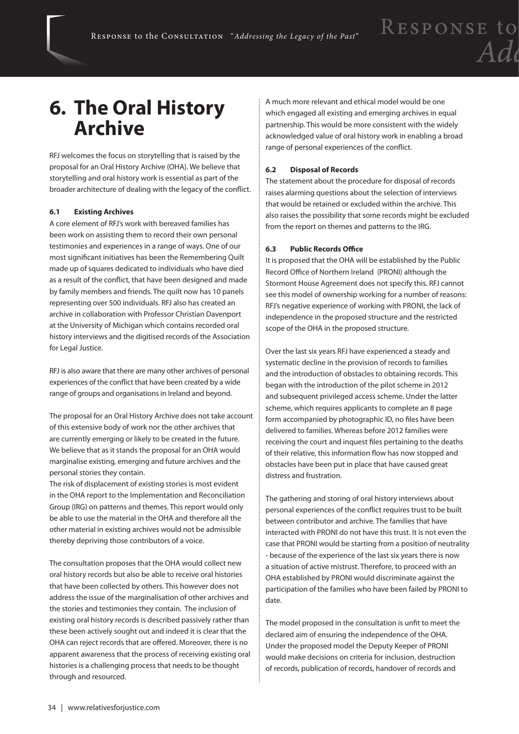# 6. The Oral History Archive

RFJ welcomes the focus on storytelling that is raised by the proposal for an Oral History Archive (OHA). We believe that storytelling and oral history work is essential as part of the broader architecture of dealing with the legacy of the conflict.

### 6.1 Existing Archives

A core element of RFJ's work with bereaved families has been work on assisting them to record their own personal testimonies and experiences in a range of ways. One of our most significant initiatives has been the Remembering Quilt made up of squares dedicated to individuals who have died as a result of the conflict, that have been designed and made by family members and friends. The quilt now has 10 panels representing over 500 individuals. RFJ also has created an archive in collaboration with Professor Christian Davenport at the University of Michigan which contains recorded oral history interviews and the digitised records of the Association for Legal Justice.

RFJ is also aware that there are many other archives of personal experiences of the conflict that have been created by a wide range of groups and organisations in Ireland and beyond.

The proposal for an Oral History Archive does not take account of this extensive body of work nor the other archives that are currently emerging or likely to be created in the future. We believe that as it stands the proposal for an OHA would marginalise existing, emerging and future archives and the personal stories they contain.

The risk of displacement of existing stories is most evident in the OHA report to the Implementation and Reconciliation Group (IRG) on patterns and themes. This report would only be able to use the material in the OHA and therefore all the other material in existing archives would not be admissible thereby depriving those contributors of a voice.

The consultation proposes that the OHA would collect new oral history records but also be able to receive oral histories that have been collected by others. This however does not address the issue of the marginalisation of other archives and the stories and testimonies they contain. The inclusion of existing oral history records is described passively rather than these been actively sought out and indeed it is clear that the OHA can reject records that are offered. Moreover, there is no apparent awareness that the process of receiving existing oral histories is a challenging process that needs to be thought through and resourced.

A much more relevant and ethical model would be one which engaged all existing and emerging archives in equal partnership. This would be more consistent with the widely acknowledged value of oral history work in enabling a broad range of personal experiences of the conflict.

### 6.2 Disposal of Records

The statement about the procedure for disposal of records raises alarming questions about the selection of interviews that would be retained or excluded within the archive. This also raises the possibility that some records might be excluded from the report on themes and patterns to the IRG.

### 6.3 Public Records Office

It is proposed that the OHA will be established by the Public Record Office of Northern Ireland (PRONI) although the Stormont House Agreement does not specify this. RFJ cannot see this model of ownership working for a number of reasons: RFJ's negative experience of working with PRONI, the lack of independence in the proposed structure and the restricted scope of the OHA in the proposed structure.

Over the last six years RFJ have experienced a steady and systematic decline in the provision of records to families and the introduction of obstacles to obtaining records. This began with the introduction of the pilot scheme in 2012 and subsequent privileged access scheme. Under the latter scheme, which requires applicants to complete an 8 page form accompanied by photographic ID, no files have been delivered to families. Whereas before 2012 families were receiving the court and inquest files pertaining to the deaths of their relative, this information flow has now stopped and obstacles have been put in place that have caused great distress and frustration.

The gathering and storing of oral history interviews about personal experiences of the conflict requires trust to be built between contributor and archive. The families that have interacted with PRONI do not have this trust. It is not even the case that PRONI would be starting from a position of neutrality - because of the experience of the last six years there is now a situation of active mistrust. Therefore, to proceed with an OHA established by PRONI would discriminate against the participation of the families who have been failed by PRONI to date.

The model proposed in the consultation is unfit to meet the declared aim of ensuring the independence of the OHA. Under the proposed model the Deputy Keeper of PRONI would make decisions on criteria for inclusion, destruction of records, publication of records, handover of records and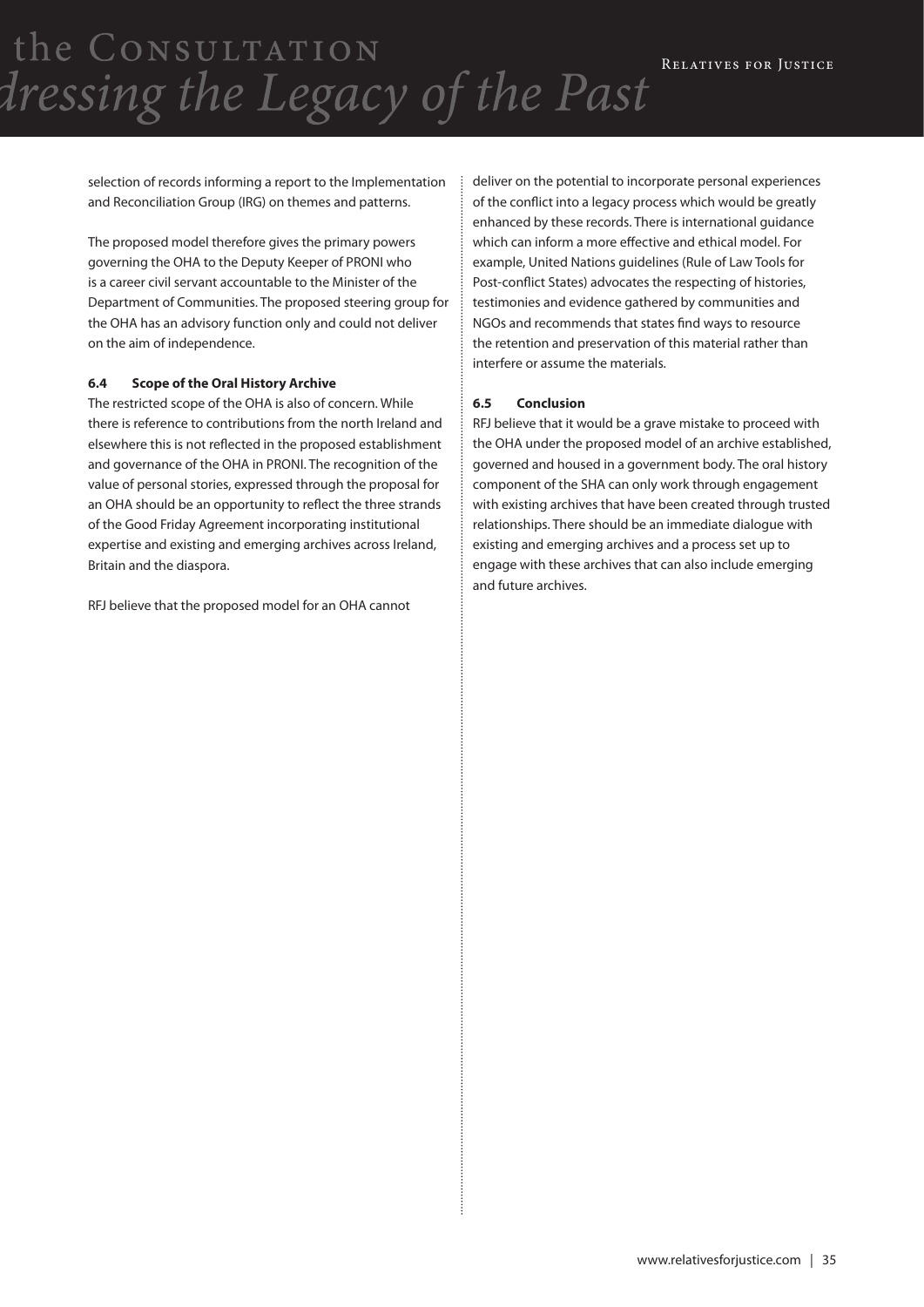selection of records informing a report to the Implementation and Reconciliation Group (IRG) on themes and patterns.

The proposed model therefore gives the primary powers governing the OHA to the Deputy Keeper of PRONI who is a career civil servant accountable to the Minister of the Department of Communities. The proposed steering group for the OHA has an advisory function only and could not deliver on the aim of independence.

**6.4 Scope of the Oral History Archive**

The restricted scope of the OHA is also of concern. While there is reference to contributions from the north Ireland and elsewhere this is not reflected in the proposed establishment and governance of the OHA in PRONI. The recognition of the value of personal stories, expressed through the proposal for an OHA should be an opportunity to reflect the three strands of the Good Friday Agreement incorporating institutional expertise and existing and emerging archives across Ireland, Britain and the diaspora.

RFJ believe that the proposed model for an OHA cannot deliver on the potential to incorporate personal experiences of the conflict into a legacy process which would be greatly enhanced by these records. There is international guidance which can inform a more effective and ethical model. For example, United Nations guidelines (Rule of Law Tools for Post-conflict States) advocates the respecting of histories, testimonies and evidence gathered by communities and NGOs and recommends that states find ways to resource the retention and preservation of this material rather than interfere or assume the materials.

**6.5 Conclusion**

RFJ believe that it would be a grave mistake to proceed with the OHA under the proposed model of an archive established, governed and housed in a government body. The oral history component of the SHA can only work through engagement with existing archives that have been created through trusted relationships. There should be an immediate dialogue with existing and emerging archives and a process set up to engage with these archives that can also include emerging and future archives.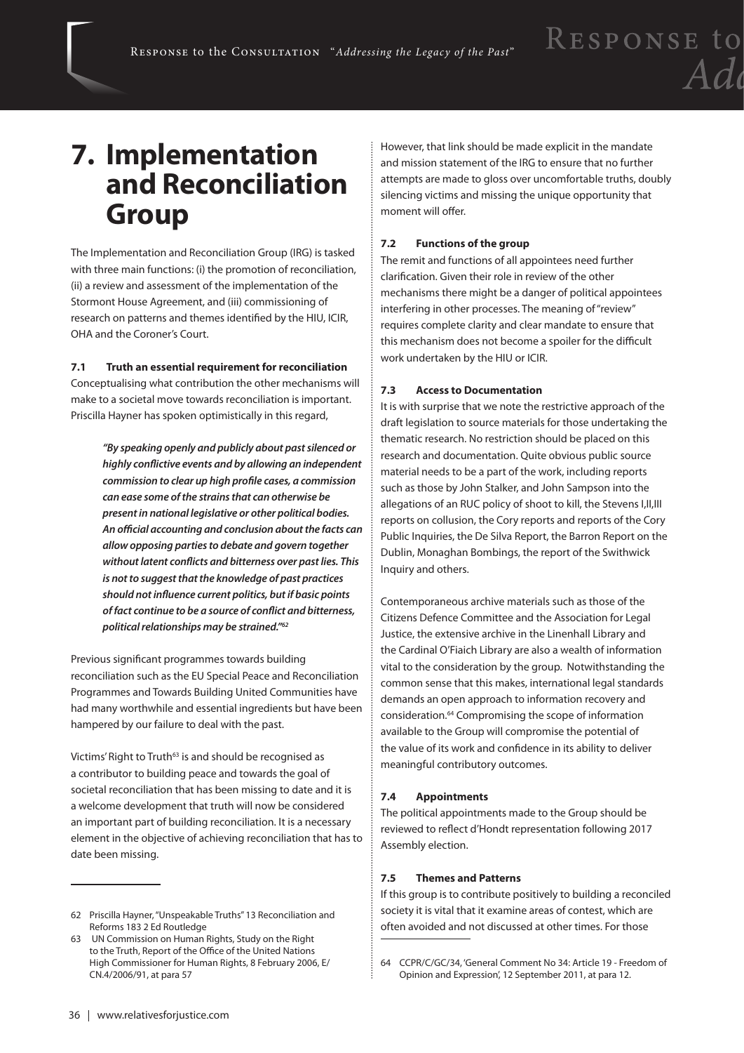# 7. Implementation and Reconciliation Group

The Implementation and Reconciliation Group (IRG) is tasked with three main functions: (i) the promotion of reconciliation, (ii) a review and assessment of the implementation of the Stormont House Agreement, and (iii) commissioning of research on patterns and themes identified by the HIU, ICIR, OHA and the Coroner's Court.

### 7.1 Truth an essential requirement for reconciliation

Conceptualising what contribution the other mechanisms will make to a societal move towards reconciliation is important. Priscilla Hayner has spoken optimistically in this regard,

> ***"By speaking openly and publicly about past silenced or highly conflictive events and by allowing an independent commission to clear up high profile cases, a commission can ease some of the strains that can otherwise be present in national legislative or other political bodies. An official accounting and conclusion about the facts can allow opposing parties to debate and govern together without latent conflicts and bitterness over past lies. This is not to suggest that the knowledge of past practices should not influence current politics, but if basic points of fact continue to be a source of conflict and bitterness, political relationships may be strained."***[62]

Previous significant programmes towards building reconciliation such as the EU Special Peace and Reconciliation Programmes and Towards Building United Communities have had many worthwhile and essential ingredients but have been hampered by our failure to deal with the past.

Victims' Right to Truth[63] is and should be recognised as a contributor to building peace and towards the goal of societal reconciliation that has been missing to date and it is a welcome development that truth will now be considered an important part of building reconciliation. It is a necessary element in the objective of achieving reconciliation that has to date been missing.

However, that link should be made explicit in the mandate and mission statement of the IRG to ensure that no further attempts are made to gloss over uncomfortable truths, doubly silencing victims and missing the unique opportunity that moment will offer.

### 7.2 Functions of the group

The remit and functions of all appointees need further clarification. Given their role in review of the other mechanisms there might be a danger of political appointees interfering in other processes. The meaning of "review" requires complete clarity and clear mandate to ensure that this mechanism does not become a spoiler for the difficult work undertaken by the HIU or ICIR.

### 7.3 Access to Documentation

It is with surprise that we note the restrictive approach of the draft legislation to source materials for those undertaking the thematic research. No restriction should be placed on this research and documentation. Quite obvious public source material needs to be a part of the work, including reports such as those by John Stalker, and John Sampson into the allegations of an RUC policy of shoot to kill, the Stevens I,II,III reports on collusion, the Cory reports and reports of the Cory Public Inquiries, the De Silva Report, the Barron Report on the Dublin, Monaghan Bombings, the report of the Swithwick Inquiry and others.

Contemporaneous archive materials such as those of the Citizens Defence Committee and the Association for Legal Justice, the extensive archive in the Linenhall Library and the Cardinal O'Fiaich Library are also a wealth of information vital to the consideration by the group. Notwithstanding the common sense that this makes, international legal standards demands an open approach to information recovery and consideration.[64] Compromising the scope of information available to the Group will compromise the potential of the value of its work and confidence in its ability to deliver meaningful contributory outcomes.

### 7.4 Appointments

The political appointments made to the Group should be reviewed to reflect d'Hondt representation following 2017 Assembly election.

### 7.5 Themes and Patterns

If this group is to contribute positively to building a reconciled society it is vital that it examine areas of contest, which are often avoided and not discussed at other times. For those

---

62 Priscilla Hayner, "Unspeakable Truths" 13 Reconciliation and Reforms 183 2 Ed Routledge

63 UN Commission on Human Rights, Study on the Right to the Truth, Report of the Office of the United Nations High Commissioner for Human Rights, 8 February 2006, E/CN.4/2006/91, at para 57

64 CCPR/C/GC/34, 'General Comment No 34: Article 19 - Freedom of Opinion and Expression', 12 September 2011, at para 12.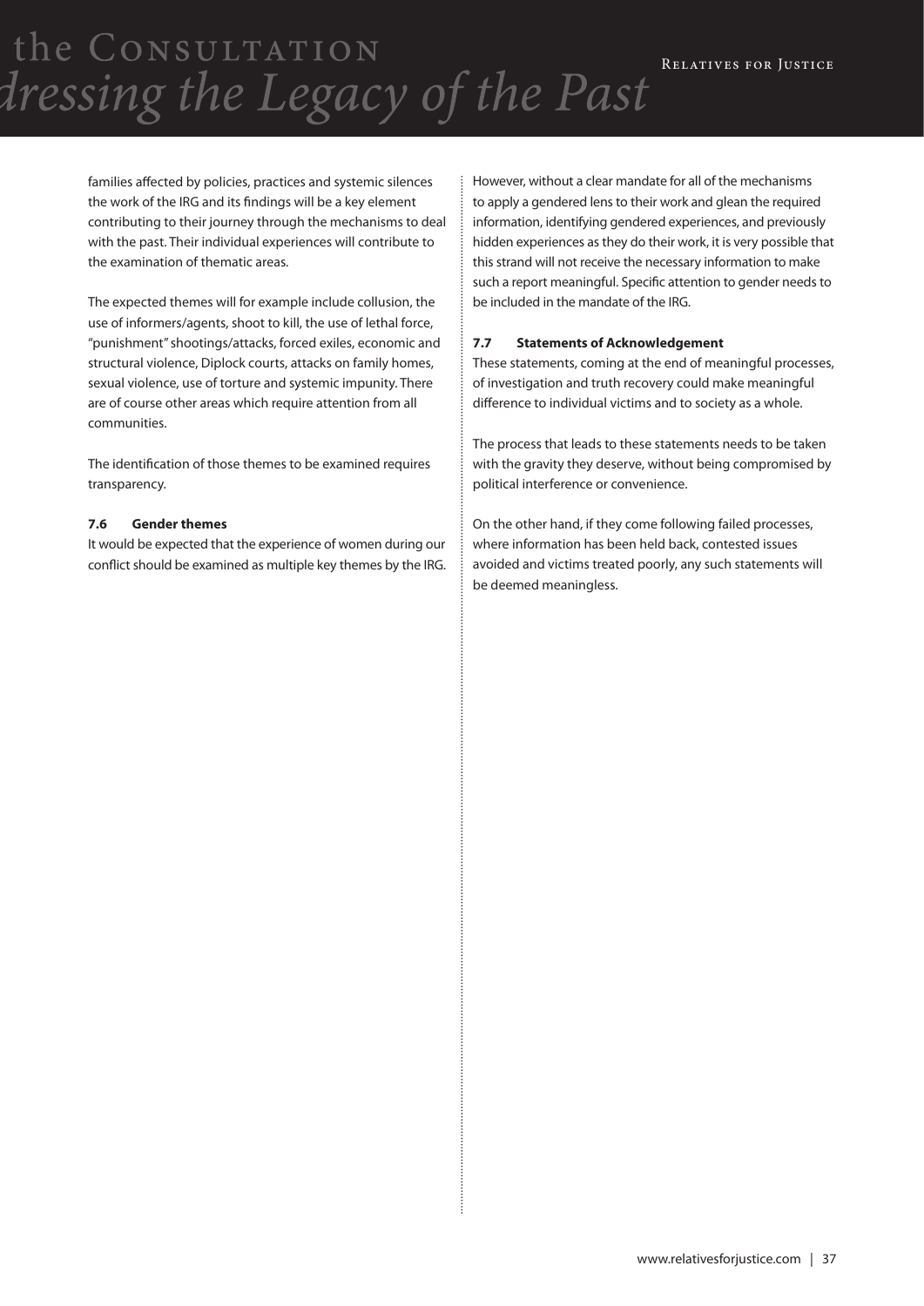families affected by policies, practices and systemic silences the work of the IRG and its findings will be a key element contributing to their journey through the mechanisms to deal with the past. Their individual experiences will contribute to the examination of thematic areas.

The expected themes will for example include collusion, the use of informers/agents, shoot to kill, the use of lethal force, "punishment" shootings/attacks, forced exiles, economic and structural violence, Diplock courts, attacks on family homes, sexual violence, use of torture and systemic impunity. There are of course other areas which require attention from all communities.

The identification of those themes to be examined requires transparency.

### 7.6 Gender themes

It would be expected that the experience of women during our conflict should be examined as multiple key themes by the IRG. However, without a clear mandate for all of the mechanisms to apply a gendered lens to their work and glean the required information, identifying gendered experiences, and previously hidden experiences as they do their work, it is very possible that this strand will not receive the necessary information to make such a report meaningful. Specific attention to gender needs to be included in the mandate of the IRG.

### 7.7 Statements of Acknowledgement

These statements, coming at the end of meaningful processes, of investigation and truth recovery could make meaningful difference to individual victims and to society as a whole.

The process that leads to these statements needs to be taken with the gravity they deserve, without being compromised by political interference or convenience.

On the other hand, if they come following failed processes, where information has been held back, contested issues avoided and victims treated poorly, any such statements will be deemed meaningless.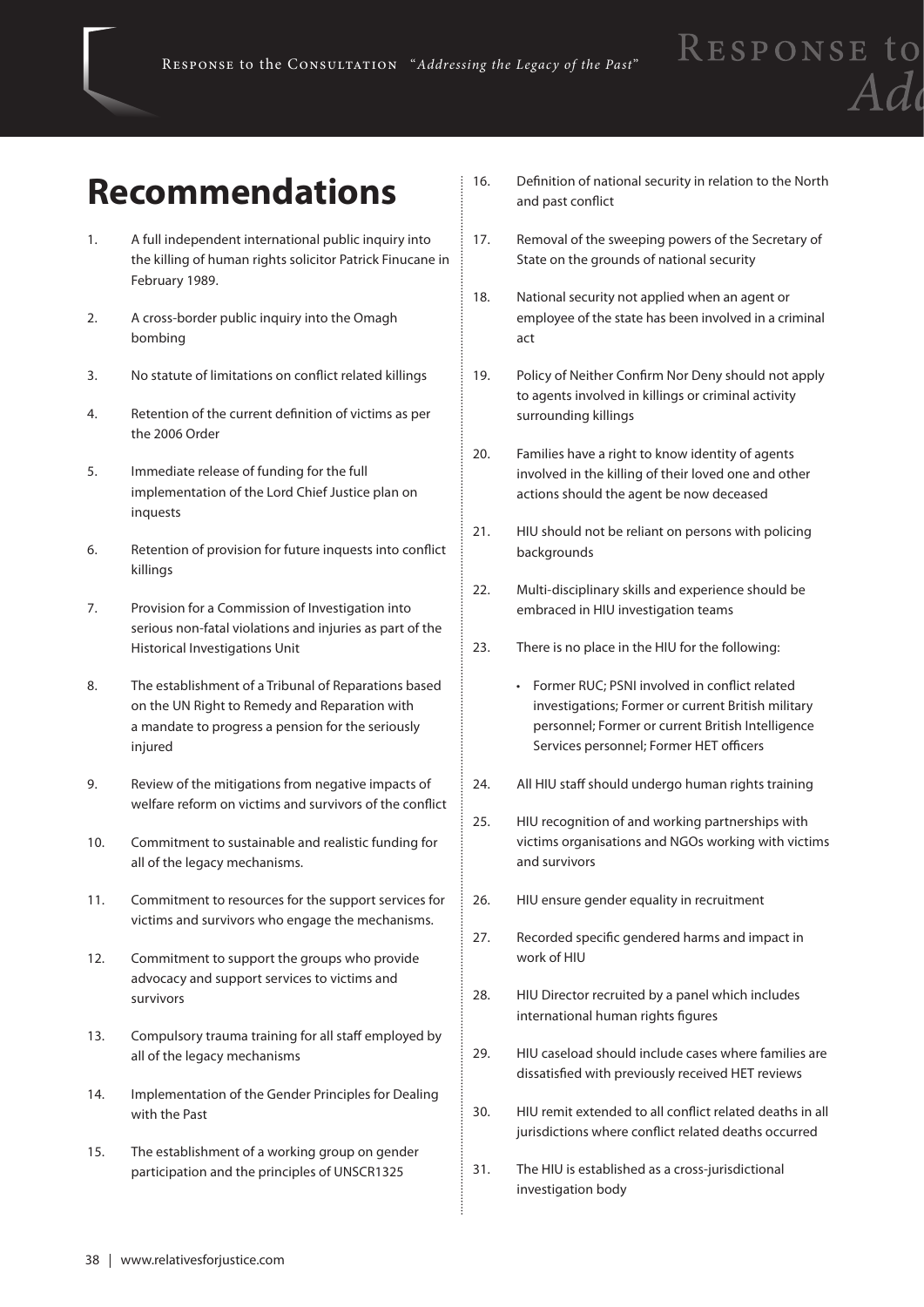# Recommendations

1. A full independent international public inquiry into the killing of human rights solicitor Patrick Finucane in February 1989.
2. A cross-border public inquiry into the Omagh bombing
3. No statute of limitations on conflict related killings
4. Retention of the current definition of victims as per the 2006 Order
5. Immediate release of funding for the full implementation of the Lord Chief Justice plan on inquests
6. Retention of provision for future inquests into conflict killings
7. Provision for a Commission of Investigation into serious non-fatal violations and injuries as part of the Historical Investigations Unit
8. The establishment of a Tribunal of Reparations based on the UN Right to Remedy and Reparation with a mandate to progress a pension for the seriously injured
9. Review of the mitigations from negative impacts of welfare reform on victims and survivors of the conflict
10. Commitment to sustainable and realistic funding for all of the legacy mechanisms.
11. Commitment to resources for the support services for victims and survivors who engage the mechanisms.
12. Commitment to support the groups who provide advocacy and support services to victims and survivors
13. Compulsory trauma training for all staff employed by all of the legacy mechanisms
14. Implementation of the Gender Principles for Dealing with the Past
15. The establishment of a working group on gender participation and the principles of UNSCR1325
16. Definition of national security in relation to the North and past conflict
17. Removal of the sweeping powers of the Secretary of State on the grounds of national security
18. National security not applied when an agent or employee of the state has been involved in a criminal act
19. Policy of Neither Confirm Nor Deny should not apply to agents involved in killings or criminal activity surrounding killings
20. Families have a right to know identity of agents involved in the killing of their loved one and other actions should the agent be now deceased
21. HIU should not be reliant on persons with policing backgrounds
22. Multi-disciplinary skills and experience should be embraced in HIU investigation teams
23. There is no place in the HIU for the following:
    - Former RUC; PSNI involved in conflict related investigations; Former or current British military personnel; Former or current British Intelligence Services personnel; Former HET officers
24. All HIU staff should undergo human rights training
25. HIU recognition of and working partnerships with victims organisations and NGOs working with victims and survivors
26. HIU ensure gender equality in recruitment
27. Recorded specific gendered harms and impact in work of HIU
28. HIU Director recruited by a panel which includes international human rights figures
29. HIU caseload should include cases where families are dissatisfied with previously received HET reviews
30. HIU remit extended to all conflict related deaths in all jurisdictions where conflict related deaths occurred
31. The HIU is established as a cross-jurisdictional investigation body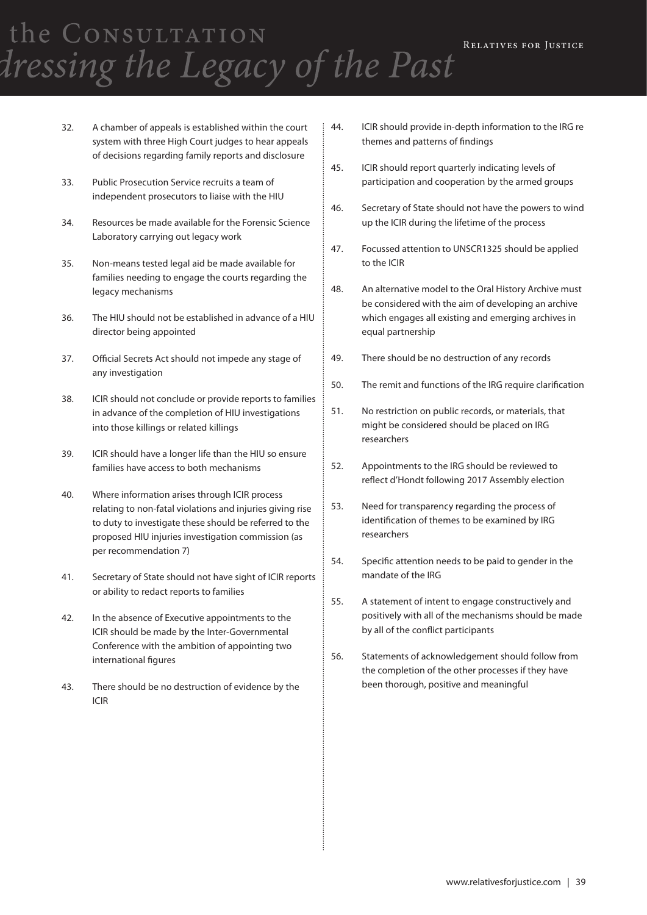32. A chamber of appeals is established within the court system with three High Court judges to hear appeals of decisions regarding family reports and disclosure

33. Public Prosecution Service recruits a team of independent prosecutors to liaise with the HIU

34. Resources be made available for the Forensic Science Laboratory carrying out legacy work

35. Non-means tested legal aid be made available for families needing to engage the courts regarding the legacy mechanisms

36. The HIU should not be established in advance of a HIU director being appointed

37. Official Secrets Act should not impede any stage of any investigation

38. ICIR should not conclude or provide reports to families in advance of the completion of HIU investigations into those killings or related killings

39. ICIR should have a longer life than the HIU so ensure families have access to both mechanisms

40. Where information arises through ICIR process relating to non-fatal violations and injuries giving rise to duty to investigate these should be referred to the proposed HIU injuries investigation commission (as per recommendation 7)

41. Secretary of State should not have sight of ICIR reports or ability to redact reports to families

42. In the absence of Executive appointments to the ICIR should be made by the Inter-Governmental Conference with the ambition of appointing two international figures

43. There should be no destruction of evidence by the ICIR

44. ICIR should provide in-depth information to the IRG re themes and patterns of findings

45. ICIR should report quarterly indicating levels of participation and cooperation by the armed groups

46. Secretary of State should not have the powers to wind up the ICIR during the lifetime of the process

47. Focussed attention to UNSCR1325 should be applied to the ICIR

48. An alternative model to the Oral History Archive must be considered with the aim of developing an archive which engages all existing and emerging archives in equal partnership

49. There should be no destruction of any records

50. The remit and functions of the IRG require clarification

51. No restriction on public records, or materials, that might be considered should be placed on IRG researchers

52. Appointments to the IRG should be reviewed to reflect d'Hondt following 2017 Assembly election

53. Need for transparency regarding the process of identification of themes to be examined by IRG researchers

54. Specific attention needs to be paid to gender in the mandate of the IRG

55. A statement of intent to engage constructively and positively with all of the mechanisms should be made by all of the conflict participants

56. Statements of acknowledgement should follow from the completion of the other processes if they have been thorough, positive and meaningful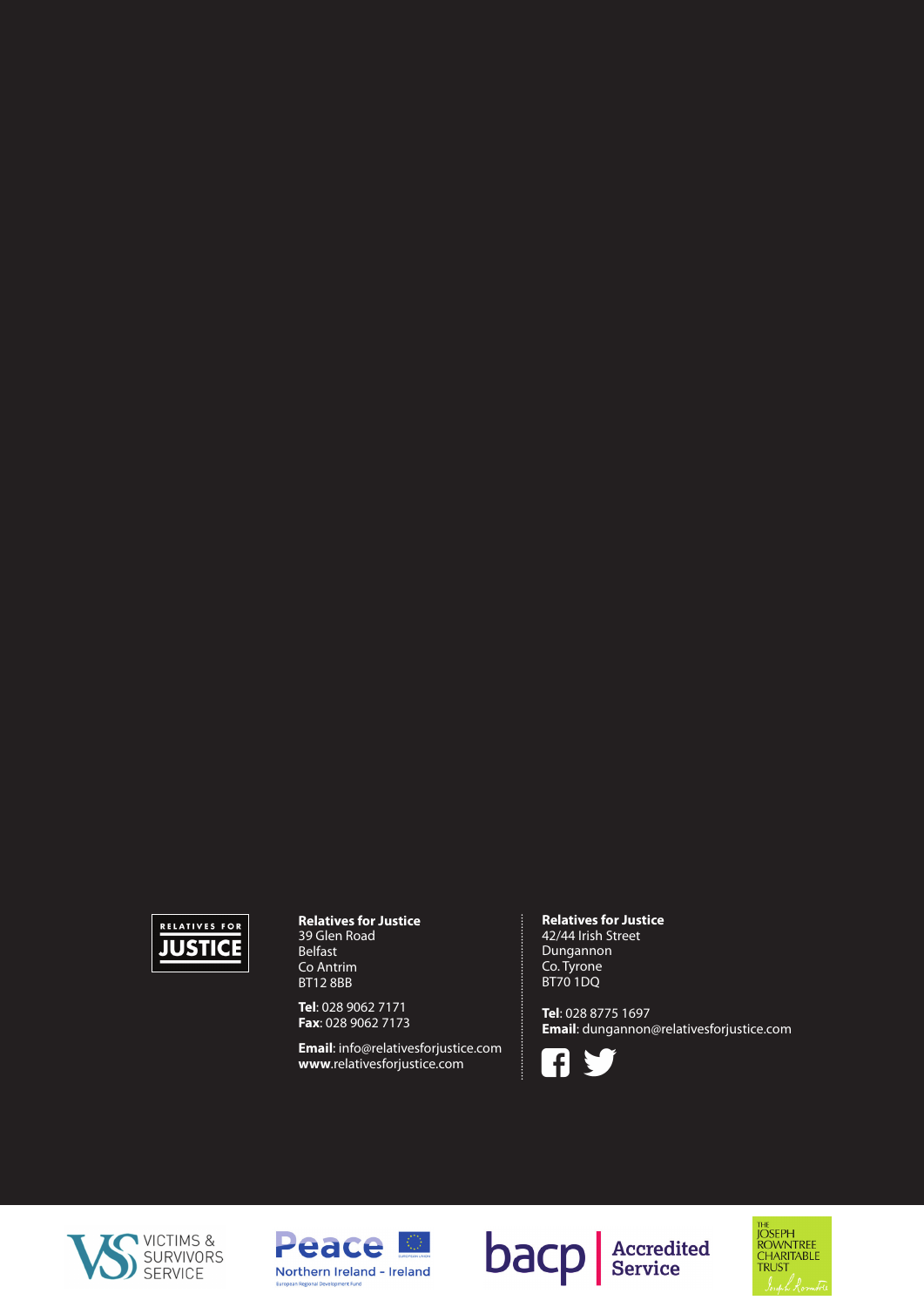RELATIVES FOR JUSTICE

**Relatives for Justice**
39 Glen Road
Belfast
Co Antrim
BT12 8BB

**Tel**: 028 9062 7171
**Fax**: 028 9062 7173

**Email**: info@relativesforjustice.com
**www**.relativesforjustice.com

**Relatives for Justice**
42/44 Irish Street
Dungannon
Co. Tyrone
BT70 1DQ

**Tel**: 028 8775 1697
**Email**: dungannon@relativesforjustice.com

VICTIMS & SURVIVORS SERVICE

Peace
Northern Ireland - Ireland
European Regional Development Fund

bacp | Accredited Service

THE JOSEPH ROWNTREE CHARITABLE TRUST